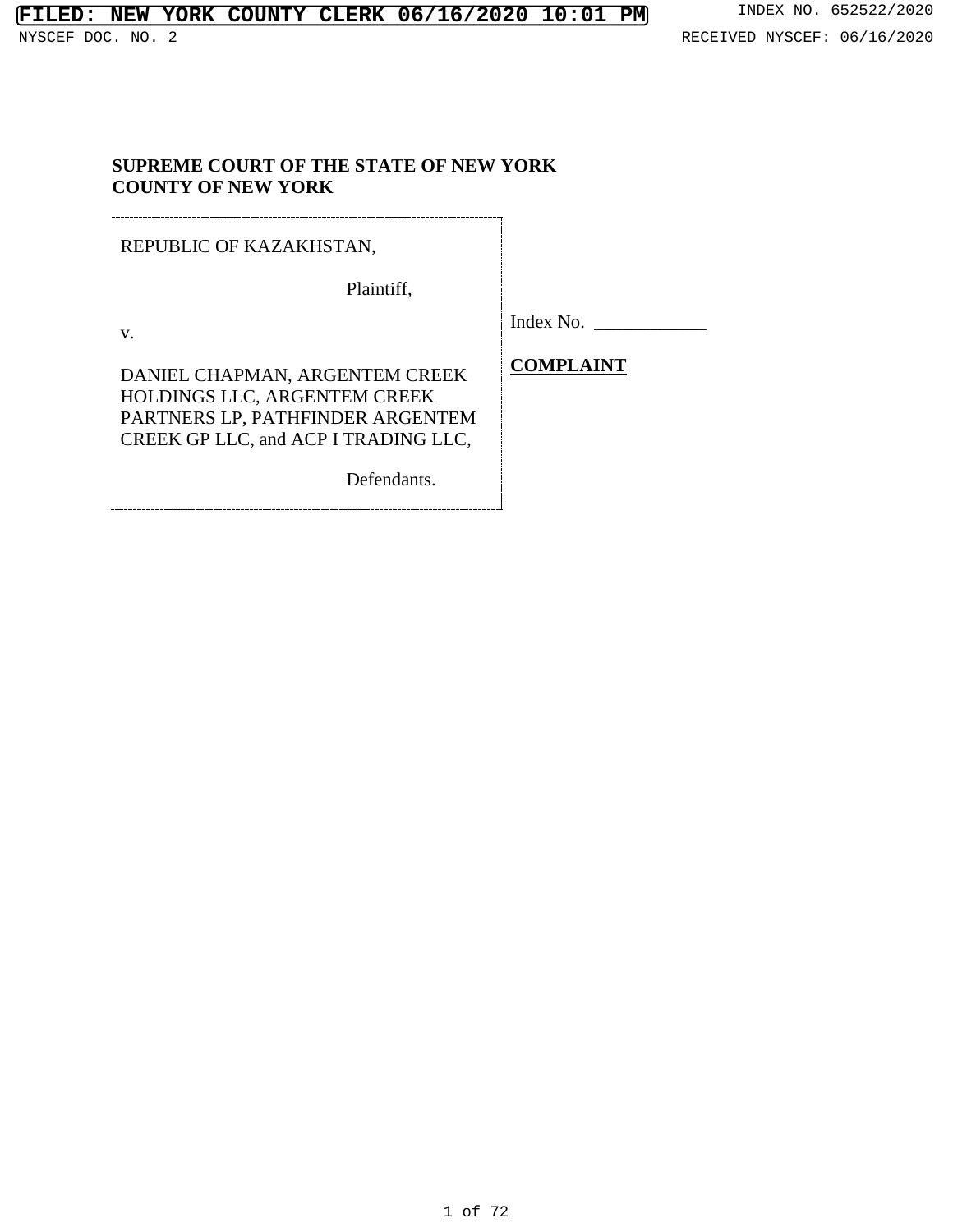**SUPREME COURT OF THE STATE OF NEW YORK**
**COUNTY OF NEW YORK**

REPUBLIC OF KAZAKHSTAN,

Plaintiff,

v.

DANIEL CHAPMAN, ARGENTEM CREEK HOLDINGS LLC, ARGENTEM CREEK PARTNERS LP, PATHFINDER ARGENTEM CREEK GP LLC, and ACP I TRADING LLC,

Defendants.

Index No. ____________

**COMPLAINT**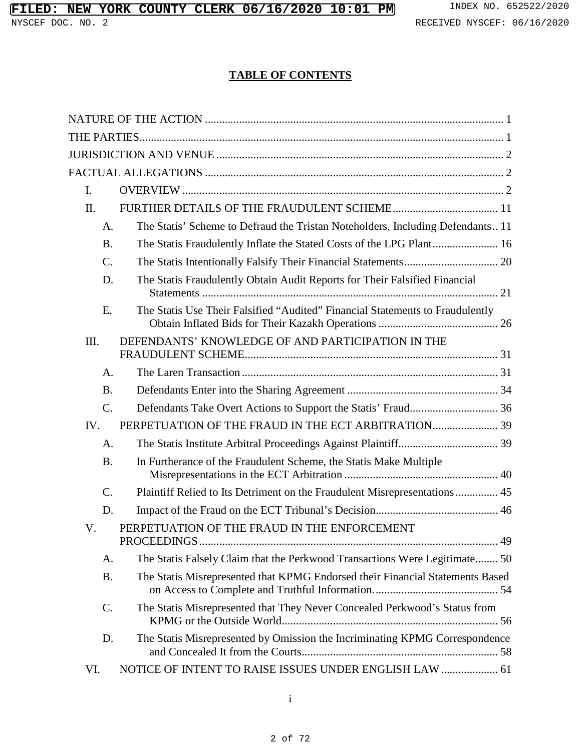## TABLE OF CONTENTS

NATURE OF THE ACTION ........................................................................................................ 1

THE PARTIES............................................................................................................................... 1

JURISDICTION AND VENUE .................................................................................................... 2

FACTUAL ALLEGATIONS ........................................................................................................ 2

- I. OVERVIEW ................................................................................................................ 2
- II. FURTHER DETAILS OF THE FRAUDULENT SCHEME..................................... 11
  - A. The Statis' Scheme to Defraud the Tristan Noteholders, Including Defendants.. 11
  - B. The Statis Fraudulently Inflate the Stated Costs of the LPG Plant....................... 16
  - C. The Statis Intentionally Falsify Their Financial Statements................................. 20
  - D. The Statis Fraudulently Obtain Audit Reports for Their Falsified Financial Statements ........................................................................................................ 21
  - E. The Statis Use Their Falsified "Audited" Financial Statements to Fraudulently Obtain Inflated Bids for Their Kazakh Operations .......................................... 26
- III. DEFENDANTS' KNOWLEDGE OF AND PARTICIPATION IN THE FRAUDULENT SCHEME......................................................................................... 31
  - A. The Laren Transaction ......................................................................................... 31
  - B. Defendants Enter into the Sharing Agreement ..................................................... 34
  - C. Defendants Take Overt Actions to Support the Statis' Fraud............................... 36
- IV. PERPETUATION OF THE FRAUD IN THE ECT ARBITRATION....................... 39
  - A. The Statis Institute Arbitral Proceedings Against Plaintiff................................... 39
  - B. In Furtherance of the Fraudulent Scheme, the Statis Make Multiple Misrepresentations in the ECT Arbitration ...................................................... 40
  - C. Plaintiff Relied to Its Detriment on the Fraudulent Misrepresentations............... 45
  - D. Impact of the Fraud on the ECT Tribunal's Decision........................................... 46
- V. PERPETUATION OF THE FRAUD IN THE ENFORCEMENT PROCEEDINGS......................................................................................................... 49
  - A. The Statis Falsely Claim that the Perkwood Transactions Were Legitimate........ 50
  - B. The Statis Misrepresented that KPMG Endorsed their Financial Statements Based on Access to Complete and Truthful Information. .......................................... 54
  - C. The Statis Misrepresented that They Never Concealed Perkwood's Status from KPMG or the Outside World............................................................................ 56
  - D. The Statis Misrepresented by Omission the Incriminating KPMG Correspondence and Concealed It from the Courts..................................................................... 58
- VI. NOTICE OF INTENT TO RAISE ISSUES UNDER ENGLISH LAW.................... 61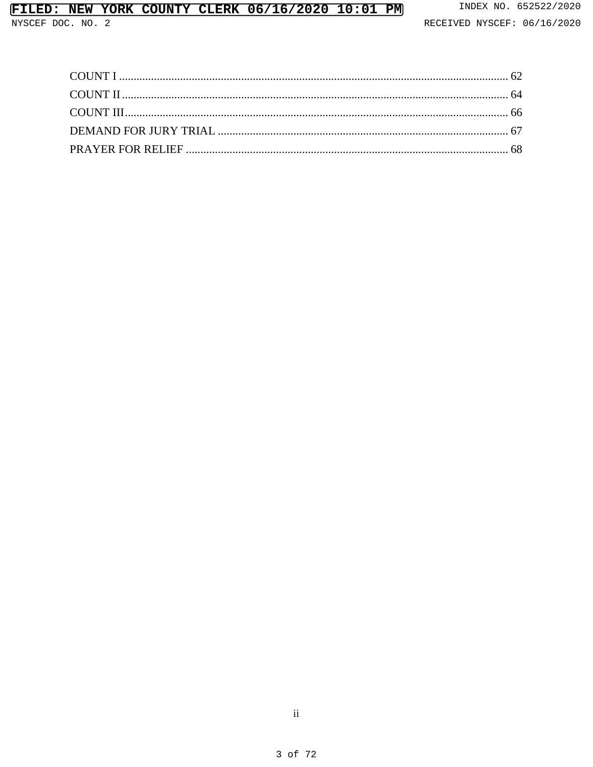COUNT I ........................................................................................................................ 62
COUNT II ....................................................................................................................... 64
COUNT III ...................................................................................................................... 66
DEMAND FOR JURY TRIAL ....................................................................................... 67
PRAYER FOR RELIEF ................................................................................................. 68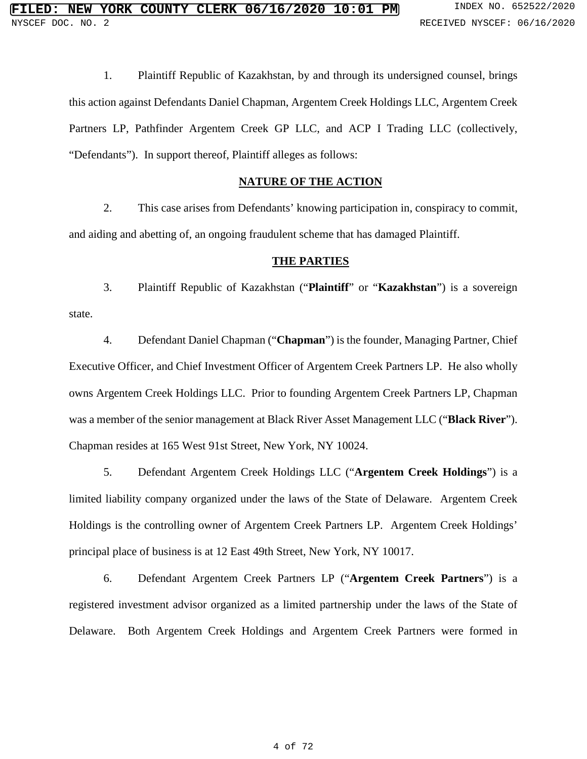1. Plaintiff Republic of Kazakhstan, by and through its undersigned counsel, brings this action against Defendants Daniel Chapman, Argentem Creek Holdings LLC, Argentem Creek Partners LP, Pathfinder Argentem Creek GP LLC, and ACP I Trading LLC (collectively, "Defendants"). In support thereof, Plaintiff alleges as follows:

## NATURE OF THE ACTION

2. This case arises from Defendants' knowing participation in, conspiracy to commit, and aiding and abetting of, an ongoing fraudulent scheme that has damaged Plaintiff.

## THE PARTIES

3. Plaintiff Republic of Kazakhstan ("**Plaintiff**" or "**Kazakhstan**") is a sovereign state.

4. Defendant Daniel Chapman ("**Chapman**") is the founder, Managing Partner, Chief Executive Officer, and Chief Investment Officer of Argentem Creek Partners LP. He also wholly owns Argentem Creek Holdings LLC. Prior to founding Argentem Creek Partners LP, Chapman was a member of the senior management at Black River Asset Management LLC ("**Black River**"). Chapman resides at 165 West 91st Street, New York, NY 10024.

5. Defendant Argentem Creek Holdings LLC ("**Argentem Creek Holdings**") is a limited liability company organized under the laws of the State of Delaware. Argentem Creek Holdings is the controlling owner of Argentem Creek Partners LP. Argentem Creek Holdings' principal place of business is at 12 East 49th Street, New York, NY 10017.

6. Defendant Argentem Creek Partners LP ("**Argentem Creek Partners**") is a registered investment advisor organized as a limited partnership under the laws of the State of Delaware. Both Argentem Creek Holdings and Argentem Creek Partners were formed in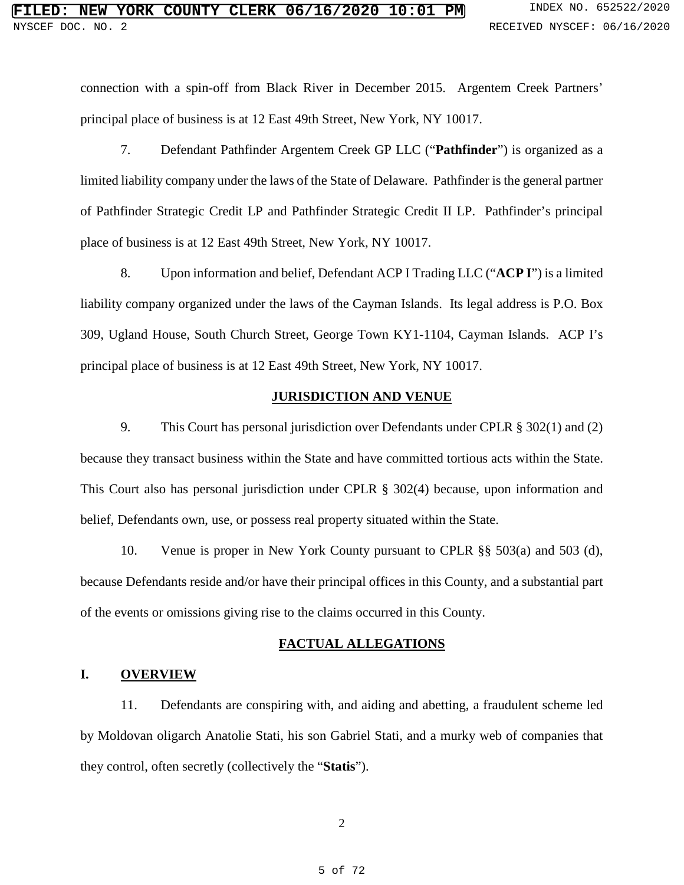connection with a spin-off from Black River in December 2015. Argentem Creek Partners' principal place of business is at 12 East 49th Street, New York, NY 10017.

7. Defendant Pathfinder Argentem Creek GP LLC ("**Pathfinder**") is organized as a limited liability company under the laws of the State of Delaware. Pathfinder is the general partner of Pathfinder Strategic Credit LP and Pathfinder Strategic Credit II LP. Pathfinder's principal place of business is at 12 East 49th Street, New York, NY 10017.

8. Upon information and belief, Defendant ACP I Trading LLC ("**ACP I**") is a limited liability company organized under the laws of the Cayman Islands. Its legal address is P.O. Box 309, Ugland House, South Church Street, George Town KY1-1104, Cayman Islands. ACP I's principal place of business is at 12 East 49th Street, New York, NY 10017.

## JURISDICTION AND VENUE

9. This Court has personal jurisdiction over Defendants under CPLR § 302(1) and (2) because they transact business within the State and have committed tortious acts within the State. This Court also has personal jurisdiction under CPLR § 302(4) because, upon information and belief, Defendants own, use, or possess real property situated within the State.

10. Venue is proper in New York County pursuant to CPLR §§ 503(a) and 503 (d), because Defendants reside and/or have their principal offices in this County, and a substantial part of the events or omissions giving rise to the claims occurred in this County.

## FACTUAL ALLEGATIONS

### I. OVERVIEW

11. Defendants are conspiring with, and aiding and abetting, a fraudulent scheme led by Moldovan oligarch Anatolie Stati, his son Gabriel Stati, and a murky web of companies that they control, often secretly (collectively the "**Statis**").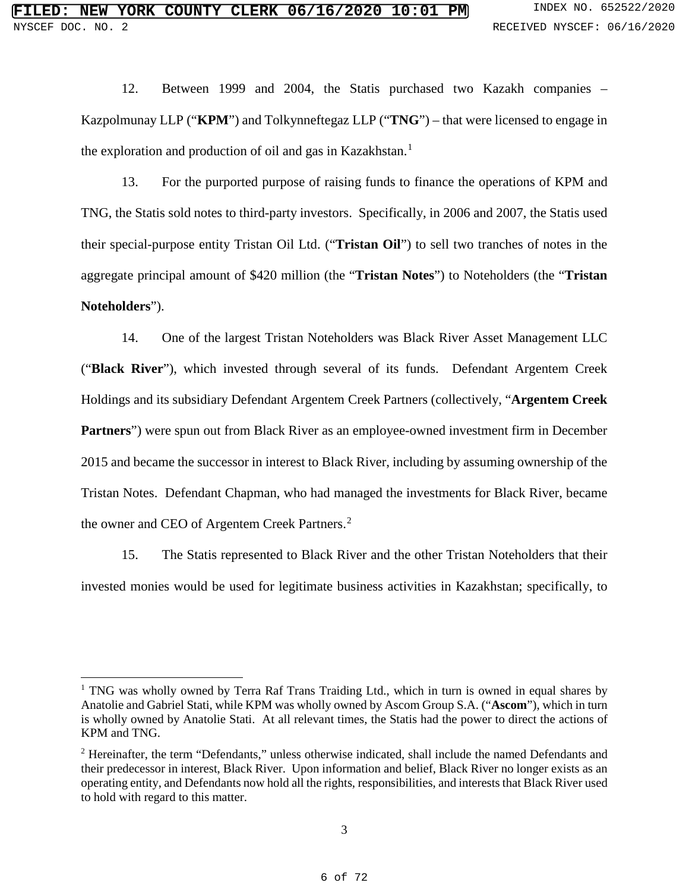12. Between 1999 and 2004, the Statis purchased two Kazakh companies – Kazpolmunay LLP ("**KPM**") and Tolkynneftegaz LLP ("**TNG**") – that were licensed to engage in the exploration and production of oil and gas in Kazakhstan.[1]

13. For the purported purpose of raising funds to finance the operations of KPM and TNG, the Statis sold notes to third-party investors. Specifically, in 2006 and 2007, the Statis used their special-purpose entity Tristan Oil Ltd. ("**Tristan Oil**") to sell two tranches of notes in the aggregate principal amount of $420 million (the "**Tristan Notes**") to Noteholders (the "**Tristan Noteholders**").

14. One of the largest Tristan Noteholders was Black River Asset Management LLC ("**Black River**"), which invested through several of its funds. Defendant Argentem Creek Holdings and its subsidiary Defendant Argentem Creek Partners (collectively, "**Argentem Creek Partners**") were spun out from Black River as an employee-owned investment firm in December 2015 and became the successor in interest to Black River, including by assuming ownership of the Tristan Notes. Defendant Chapman, who had managed the investments for Black River, became the owner and CEO of Argentem Creek Partners.[2]

15. The Statis represented to Black River and the other Tristan Noteholders that their invested monies would be used for legitimate business activities in Kazakhstan; specifically, to

---

[1] TNG was wholly owned by Terra Raf Trans Traiding Ltd., which in turn is owned in equal shares by Anatolie and Gabriel Stati, while KPM was wholly owned by Ascom Group S.A. ("**Ascom**"), which in turn is wholly owned by Anatolie Stati. At all relevant times, the Statis had the power to direct the actions of KPM and TNG.

[2] Hereinafter, the term "Defendants," unless otherwise indicated, shall include the named Defendants and their predecessor in interest, Black River. Upon information and belief, Black River no longer exists as an operating entity, and Defendants now hold all the rights, responsibilities, and interests that Black River used to hold with regard to this matter.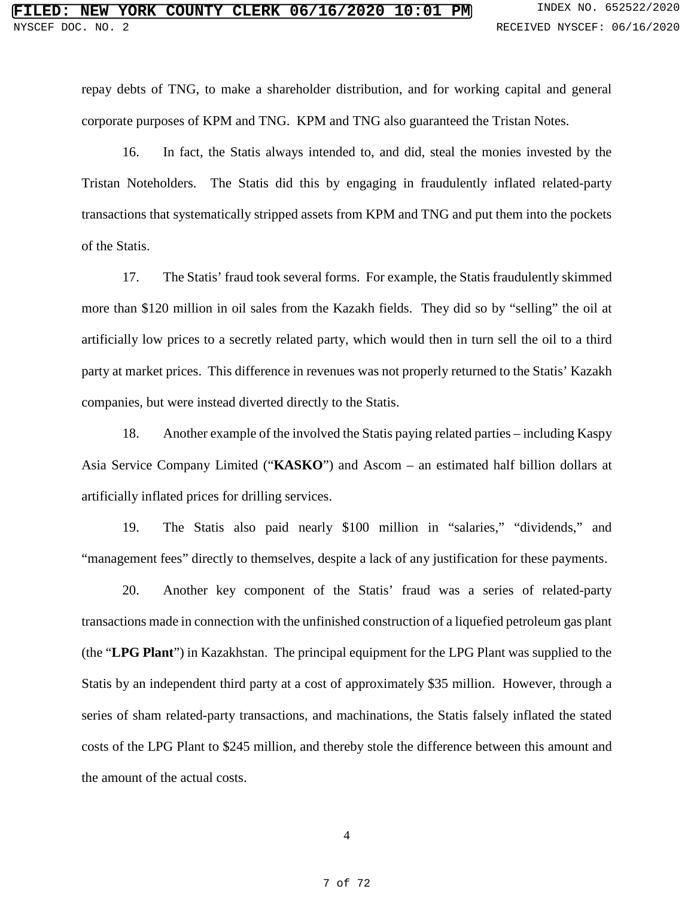repay debts of TNG, to make a shareholder distribution, and for working capital and general corporate purposes of KPM and TNG. KPM and TNG also guaranteed the Tristan Notes.

16. In fact, the Statis always intended to, and did, steal the monies invested by the Tristan Noteholders. The Statis did this by engaging in fraudulently inflated related-party transactions that systematically stripped assets from KPM and TNG and put them into the pockets of the Statis.

17. The Statis' fraud took several forms. For example, the Statis fraudulently skimmed more than $120 million in oil sales from the Kazakh fields. They did so by "selling" the oil at artificially low prices to a secretly related party, which would then in turn sell the oil to a third party at market prices. This difference in revenues was not properly returned to the Statis' Kazakh companies, but were instead diverted directly to the Statis.

18. Another example of the involved the Statis paying related parties – including Kaspy Asia Service Company Limited ("**KASKO**") and Ascom – an estimated half billion dollars at artificially inflated prices for drilling services.

19. The Statis also paid nearly $100 million in "salaries," "dividends," and "management fees" directly to themselves, despite a lack of any justification for these payments.

20. Another key component of the Statis' fraud was a series of related-party transactions made in connection with the unfinished construction of a liquefied petroleum gas plant (the "**LPG Plant**") in Kazakhstan. The principal equipment for the LPG Plant was supplied to the Statis by an independent third party at a cost of approximately $35 million. However, through a series of sham related-party transactions, and machinations, the Statis falsely inflated the stated costs of the LPG Plant to $245 million, and thereby stole the difference between this amount and the amount of the actual costs.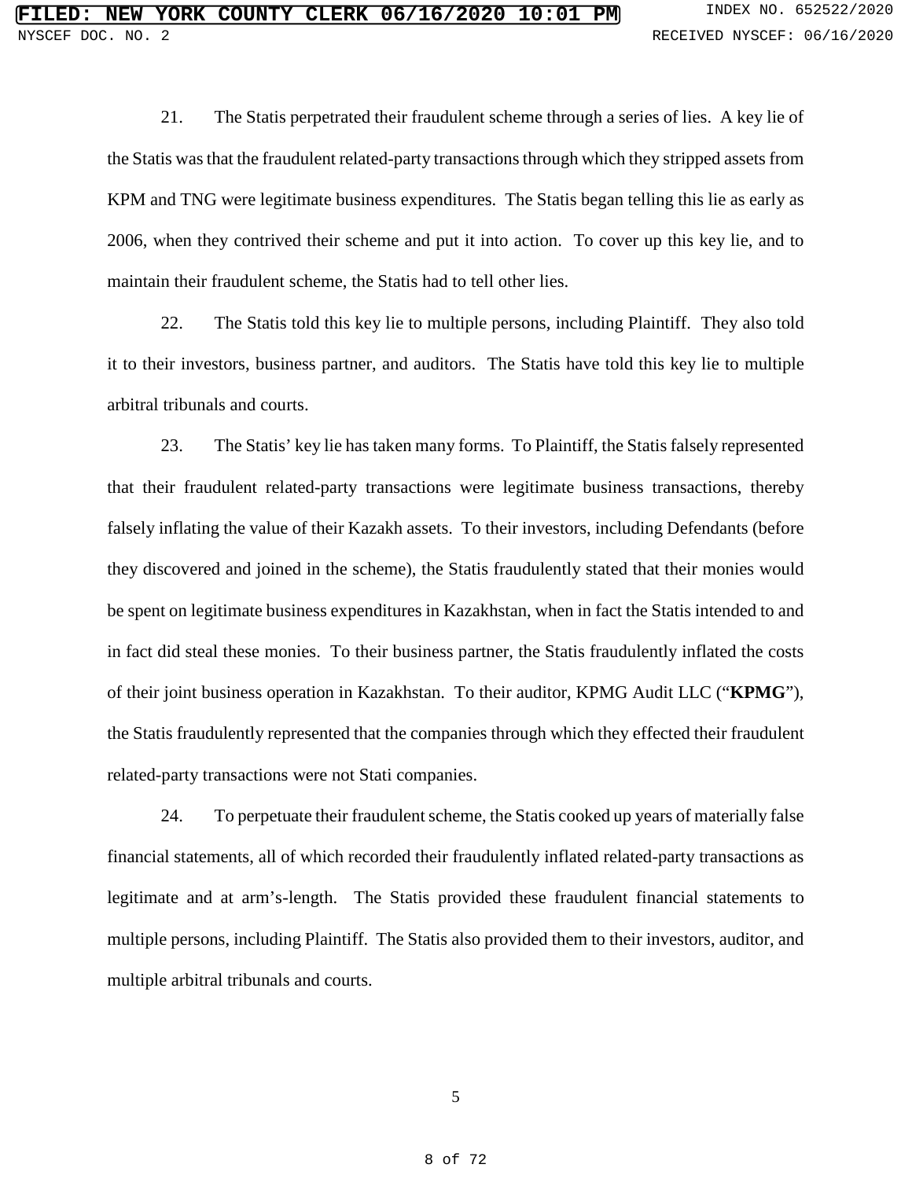21. The Statis perpetrated their fraudulent scheme through a series of lies. A key lie of the Statis was that the fraudulent related-party transactions through which they stripped assets from KPM and TNG were legitimate business expenditures. The Statis began telling this lie as early as 2006, when they contrived their scheme and put it into action. To cover up this key lie, and to maintain their fraudulent scheme, the Statis had to tell other lies.

22. The Statis told this key lie to multiple persons, including Plaintiff. They also told it to their investors, business partner, and auditors. The Statis have told this key lie to multiple arbitral tribunals and courts.

23. The Statis' key lie has taken many forms. To Plaintiff, the Statis falsely represented that their fraudulent related-party transactions were legitimate business transactions, thereby falsely inflating the value of their Kazakh assets. To their investors, including Defendants (before they discovered and joined in the scheme), the Statis fraudulently stated that their monies would be spent on legitimate business expenditures in Kazakhstan, when in fact the Statis intended to and in fact did steal these monies. To their business partner, the Statis fraudulently inflated the costs of their joint business operation in Kazakhstan. To their auditor, KPMG Audit LLC ("**KPMG**"), the Statis fraudulently represented that the companies through which they effected their fraudulent related-party transactions were not Stati companies.

24. To perpetuate their fraudulent scheme, the Statis cooked up years of materially false financial statements, all of which recorded their fraudulently inflated related-party transactions as legitimate and at arm's-length. The Statis provided these fraudulent financial statements to multiple persons, including Plaintiff. The Statis also provided them to their investors, auditor, and multiple arbitral tribunals and courts.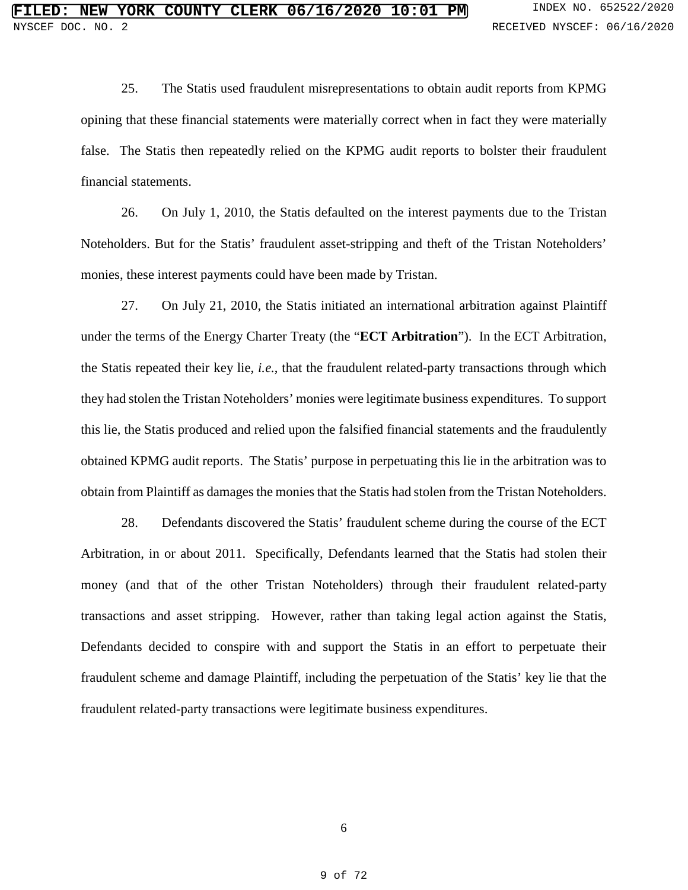25. The Statis used fraudulent misrepresentations to obtain audit reports from KPMG opining that these financial statements were materially correct when in fact they were materially false. The Statis then repeatedly relied on the KPMG audit reports to bolster their fraudulent financial statements.

26. On July 1, 2010, the Statis defaulted on the interest payments due to the Tristan Noteholders. But for the Statis' fraudulent asset-stripping and theft of the Tristan Noteholders' monies, these interest payments could have been made by Tristan.

27. On July 21, 2010, the Statis initiated an international arbitration against Plaintiff under the terms of the Energy Charter Treaty (the "**ECT Arbitration**"). In the ECT Arbitration, the Statis repeated their key lie, *i.e.*, that the fraudulent related-party transactions through which they had stolen the Tristan Noteholders' monies were legitimate business expenditures. To support this lie, the Statis produced and relied upon the falsified financial statements and the fraudulently obtained KPMG audit reports. The Statis' purpose in perpetuating this lie in the arbitration was to obtain from Plaintiff as damages the monies that the Statis had stolen from the Tristan Noteholders.

28. Defendants discovered the Statis' fraudulent scheme during the course of the ECT Arbitration, in or about 2011. Specifically, Defendants learned that the Statis had stolen their money (and that of the other Tristan Noteholders) through their fraudulent related-party transactions and asset stripping. However, rather than taking legal action against the Statis, Defendants decided to conspire with and support the Statis in an effort to perpetuate their fraudulent scheme and damage Plaintiff, including the perpetuation of the Statis' key lie that the fraudulent related-party transactions were legitimate business expenditures.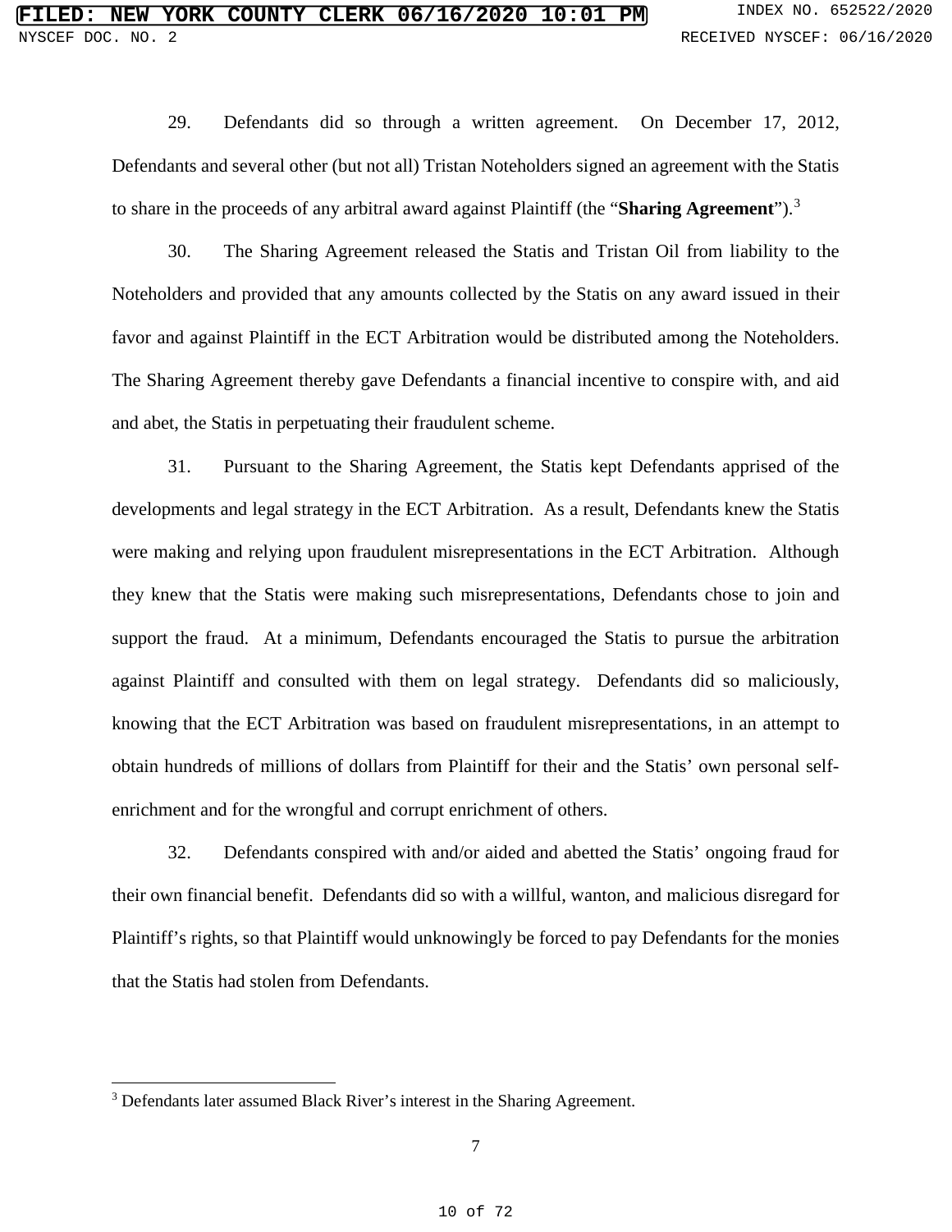29. Defendants did so through a written agreement. On December 17, 2012, Defendants and several other (but not all) Tristan Noteholders signed an agreement with the Statis to share in the proceeds of any arbitral award against Plaintiff (the "**Sharing Agreement**").[3]

30. The Sharing Agreement released the Statis and Tristan Oil from liability to the Noteholders and provided that any amounts collected by the Statis on any award issued in their favor and against Plaintiff in the ECT Arbitration would be distributed among the Noteholders. The Sharing Agreement thereby gave Defendants a financial incentive to conspire with, and aid and abet, the Statis in perpetuating their fraudulent scheme.

31. Pursuant to the Sharing Agreement, the Statis kept Defendants apprised of the developments and legal strategy in the ECT Arbitration. As a result, Defendants knew the Statis were making and relying upon fraudulent misrepresentations in the ECT Arbitration. Although they knew that the Statis were making such misrepresentations, Defendants chose to join and support the fraud. At a minimum, Defendants encouraged the Statis to pursue the arbitration against Plaintiff and consulted with them on legal strategy. Defendants did so maliciously, knowing that the ECT Arbitration was based on fraudulent misrepresentations, in an attempt to obtain hundreds of millions of dollars from Plaintiff for their and the Statis' own personal self-enrichment and for the wrongful and corrupt enrichment of others.

32. Defendants conspired with and/or aided and abetted the Statis' ongoing fraud for their own financial benefit. Defendants did so with a willful, wanton, and malicious disregard for Plaintiff's rights, so that Plaintiff would unknowingly be forced to pay Defendants for the monies that the Statis had stolen from Defendants.

[3] Defendants later assumed Black River's interest in the Sharing Agreement.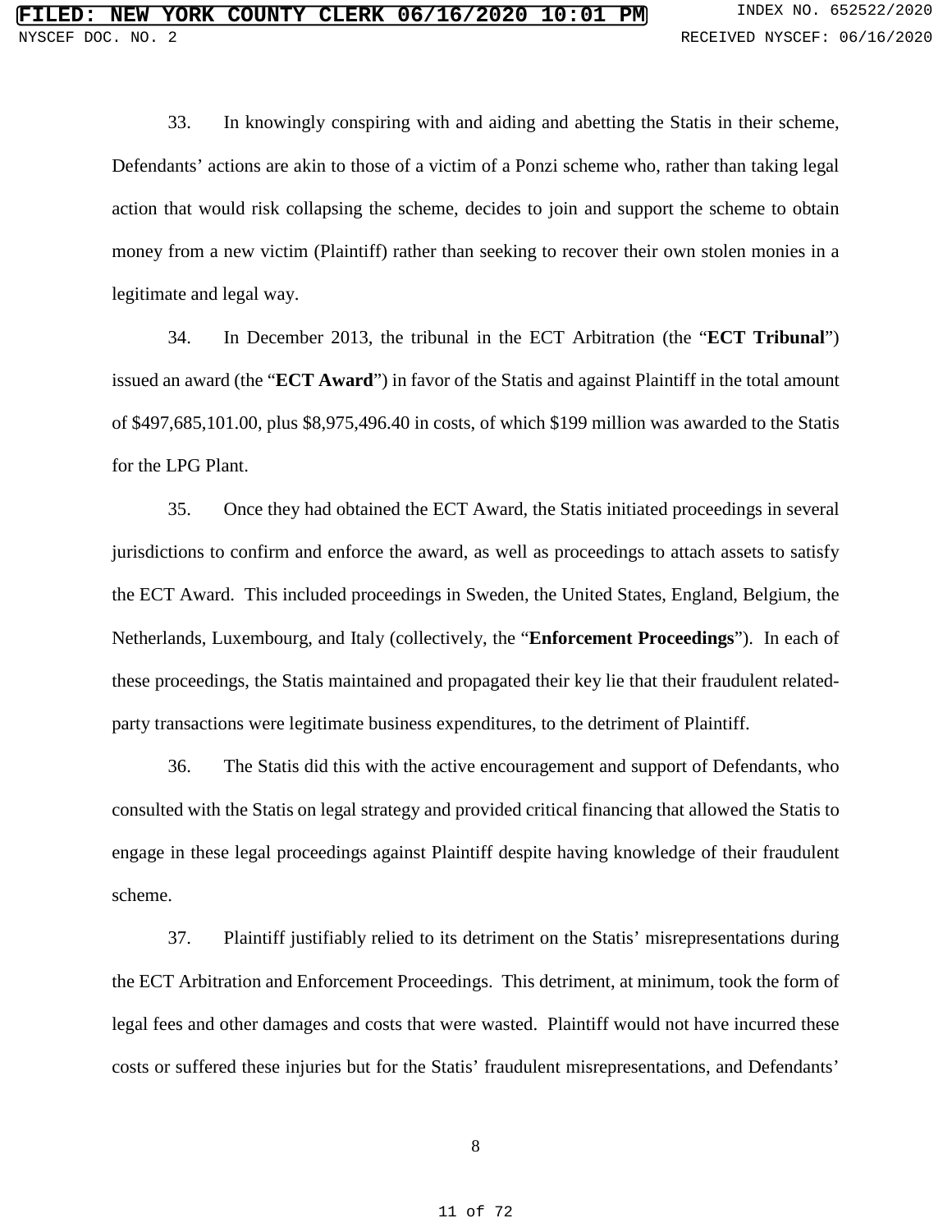33. In knowingly conspiring with and aiding and abetting the Statis in their scheme, Defendants' actions are akin to those of a victim of a Ponzi scheme who, rather than taking legal action that would risk collapsing the scheme, decides to join and support the scheme to obtain money from a new victim (Plaintiff) rather than seeking to recover their own stolen monies in a legitimate and legal way.

34. In December 2013, the tribunal in the ECT Arbitration (the "**ECT Tribunal**") issued an award (the "**ECT Award**") in favor of the Statis and against Plaintiff in the total amount of $497,685,101.00, plus $8,975,496.40 in costs, of which $199 million was awarded to the Statis for the LPG Plant.

35. Once they had obtained the ECT Award, the Statis initiated proceedings in several jurisdictions to confirm and enforce the award, as well as proceedings to attach assets to satisfy the ECT Award. This included proceedings in Sweden, the United States, England, Belgium, the Netherlands, Luxembourg, and Italy (collectively, the "**Enforcement Proceedings**"). In each of these proceedings, the Statis maintained and propagated their key lie that their fraudulent related-party transactions were legitimate business expenditures, to the detriment of Plaintiff.

36. The Statis did this with the active encouragement and support of Defendants, who consulted with the Statis on legal strategy and provided critical financing that allowed the Statis to engage in these legal proceedings against Plaintiff despite having knowledge of their fraudulent scheme.

37. Plaintiff justifiably relied to its detriment on the Statis' misrepresentations during the ECT Arbitration and Enforcement Proceedings. This detriment, at minimum, took the form of legal fees and other damages and costs that were wasted. Plaintiff would not have incurred these costs or suffered these injuries but for the Statis' fraudulent misrepresentations, and Defendants'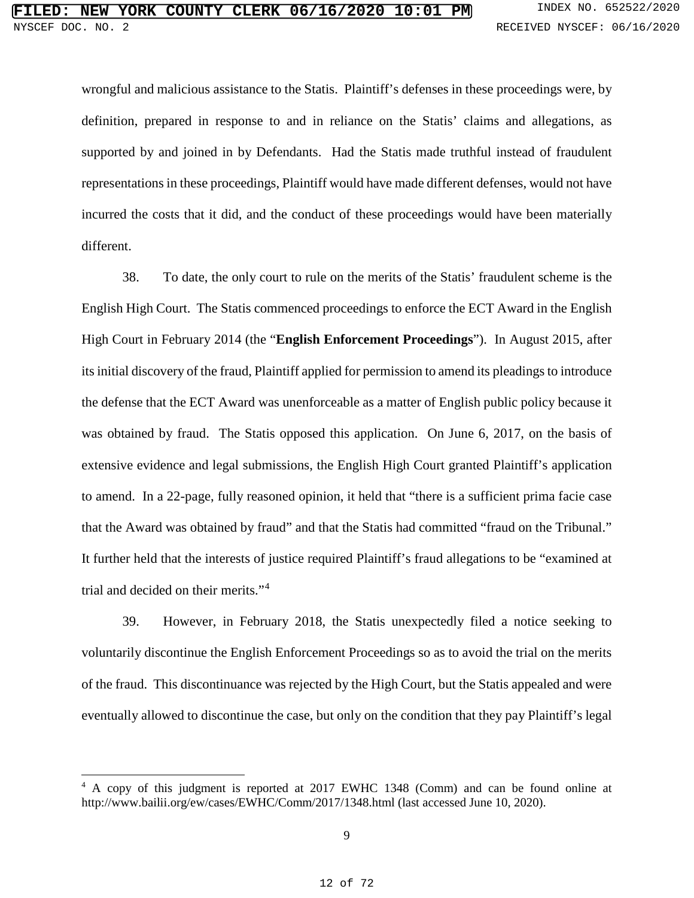wrongful and malicious assistance to the Statis. Plaintiff's defenses in these proceedings were, by definition, prepared in response to and in reliance on the Statis' claims and allegations, as supported by and joined in by Defendants. Had the Statis made truthful instead of fraudulent representations in these proceedings, Plaintiff would have made different defenses, would not have incurred the costs that it did, and the conduct of these proceedings would have been materially different.

38. To date, the only court to rule on the merits of the Statis' fraudulent scheme is the English High Court. The Statis commenced proceedings to enforce the ECT Award in the English High Court in February 2014 (the "**English Enforcement Proceedings**"). In August 2015, after its initial discovery of the fraud, Plaintiff applied for permission to amend its pleadings to introduce the defense that the ECT Award was unenforceable as a matter of English public policy because it was obtained by fraud. The Statis opposed this application. On June 6, 2017, on the basis of extensive evidence and legal submissions, the English High Court granted Plaintiff's application to amend. In a 22-page, fully reasoned opinion, it held that "there is a sufficient prima facie case that the Award was obtained by fraud" and that the Statis had committed "fraud on the Tribunal." It further held that the interests of justice required Plaintiff's fraud allegations to be "examined at trial and decided on their merits."[4]

39. However, in February 2018, the Statis unexpectedly filed a notice seeking to voluntarily discontinue the English Enforcement Proceedings so as to avoid the trial on the merits of the fraud. This discontinuance was rejected by the High Court, but the Statis appealed and were eventually allowed to discontinue the case, but only on the condition that they pay Plaintiff's legal

[4] A copy of this judgment is reported at 2017 EWHC 1348 (Comm) and can be found online at http://www.bailii.org/ew/cases/EWHC/Comm/2017/1348.html (last accessed June 10, 2020).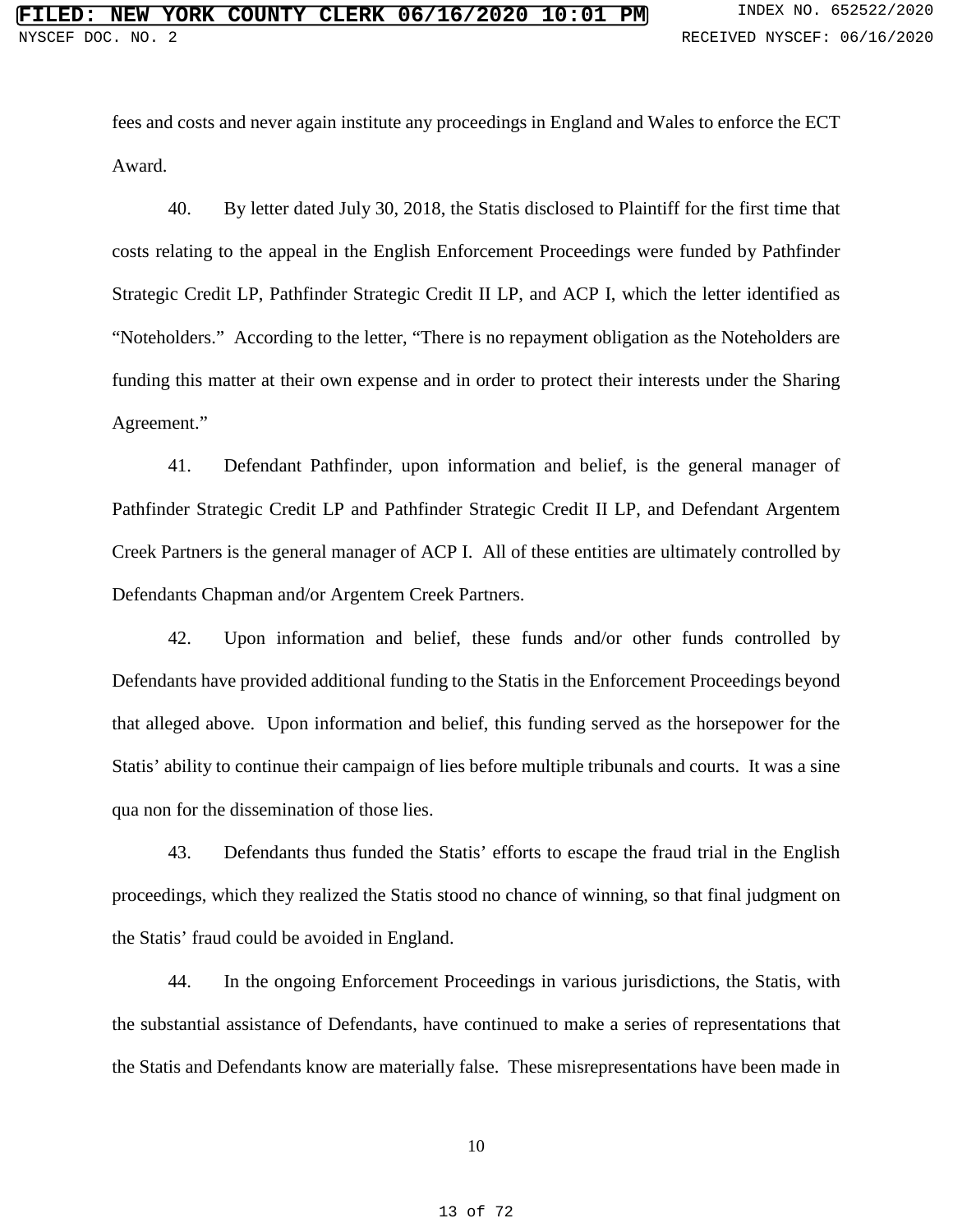fees and costs and never again institute any proceedings in England and Wales to enforce the ECT Award.

40. By letter dated July 30, 2018, the Statis disclosed to Plaintiff for the first time that costs relating to the appeal in the English Enforcement Proceedings were funded by Pathfinder Strategic Credit LP, Pathfinder Strategic Credit II LP, and ACP I, which the letter identified as "Noteholders." According to the letter, "There is no repayment obligation as the Noteholders are funding this matter at their own expense and in order to protect their interests under the Sharing Agreement."

41. Defendant Pathfinder, upon information and belief, is the general manager of Pathfinder Strategic Credit LP and Pathfinder Strategic Credit II LP, and Defendant Argentem Creek Partners is the general manager of ACP I. All of these entities are ultimately controlled by Defendants Chapman and/or Argentem Creek Partners.

42. Upon information and belief, these funds and/or other funds controlled by Defendants have provided additional funding to the Statis in the Enforcement Proceedings beyond that alleged above. Upon information and belief, this funding served as the horsepower for the Statis' ability to continue their campaign of lies before multiple tribunals and courts. It was a sine qua non for the dissemination of those lies.

43. Defendants thus funded the Statis' efforts to escape the fraud trial in the English proceedings, which they realized the Statis stood no chance of winning, so that final judgment on the Statis' fraud could be avoided in England.

44. In the ongoing Enforcement Proceedings in various jurisdictions, the Statis, with the substantial assistance of Defendants, have continued to make a series of representations that the Statis and Defendants know are materially false. These misrepresentations have been made in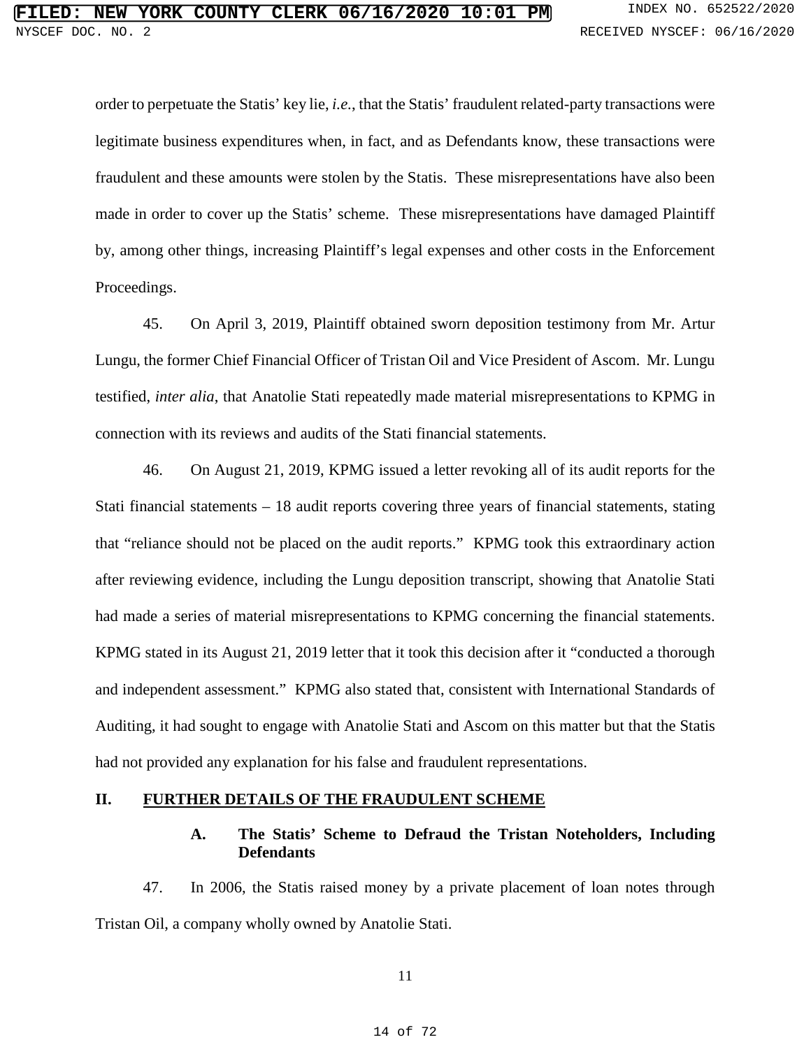order to perpetuate the Statis' key lie, *i.e.*, that the Statis' fraudulent related-party transactions were legitimate business expenditures when, in fact, and as Defendants know, these transactions were fraudulent and these amounts were stolen by the Statis. These misrepresentations have also been made in order to cover up the Statis' scheme. These misrepresentations have damaged Plaintiff by, among other things, increasing Plaintiff's legal expenses and other costs in the Enforcement Proceedings.

45. On April 3, 2019, Plaintiff obtained sworn deposition testimony from Mr. Artur Lungu, the former Chief Financial Officer of Tristan Oil and Vice President of Ascom. Mr. Lungu testified, *inter alia*, that Anatolie Stati repeatedly made material misrepresentations to KPMG in connection with its reviews and audits of the Stati financial statements.

46. On August 21, 2019, KPMG issued a letter revoking all of its audit reports for the Stati financial statements – 18 audit reports covering three years of financial statements, stating that "reliance should not be placed on the audit reports." KPMG took this extraordinary action after reviewing evidence, including the Lungu deposition transcript, showing that Anatolie Stati had made a series of material misrepresentations to KPMG concerning the financial statements. KPMG stated in its August 21, 2019 letter that it took this decision after it "conducted a thorough and independent assessment." KPMG also stated that, consistent with International Standards of Auditing, it had sought to engage with Anatolie Stati and Ascom on this matter but that the Statis had not provided any explanation for his false and fraudulent representations.

## II. FURTHER DETAILS OF THE FRAUDULENT SCHEME

### A. The Statis' Scheme to Defraud the Tristan Noteholders, Including Defendants

47. In 2006, the Statis raised money by a private placement of loan notes through Tristan Oil, a company wholly owned by Anatolie Stati.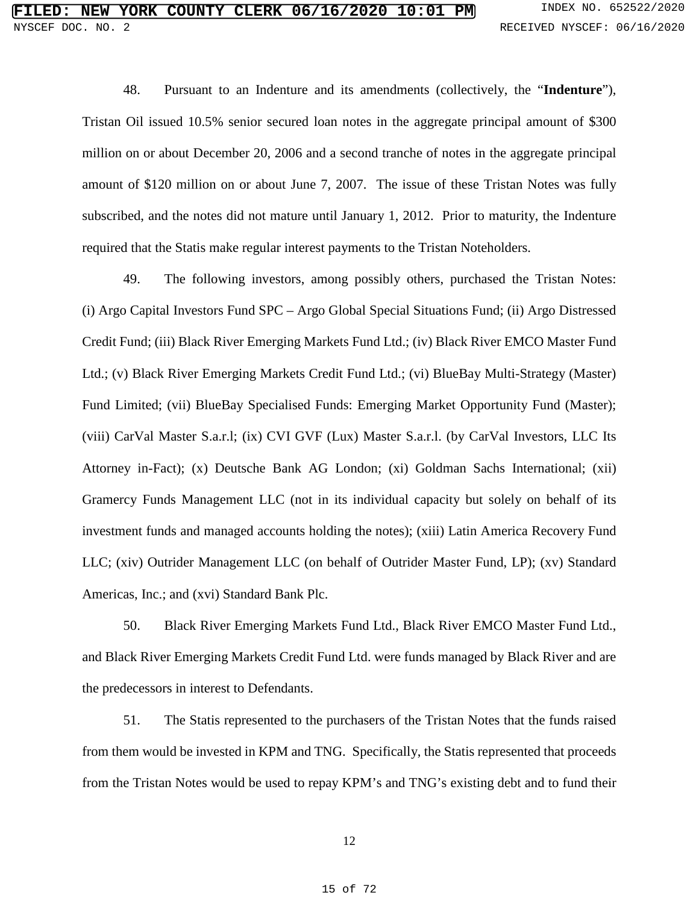48. Pursuant to an Indenture and its amendments (collectively, the "**Indenture**"), Tristan Oil issued 10.5% senior secured loan notes in the aggregate principal amount of $300 million on or about December 20, 2006 and a second tranche of notes in the aggregate principal amount of $120 million on or about June 7, 2007. The issue of these Tristan Notes was fully subscribed, and the notes did not mature until January 1, 2012. Prior to maturity, the Indenture required that the Statis make regular interest payments to the Tristan Noteholders.

49. The following investors, among possibly others, purchased the Tristan Notes: (i) Argo Capital Investors Fund SPC – Argo Global Special Situations Fund; (ii) Argo Distressed Credit Fund; (iii) Black River Emerging Markets Fund Ltd.; (iv) Black River EMCO Master Fund Ltd.; (v) Black River Emerging Markets Credit Fund Ltd.; (vi) BlueBay Multi-Strategy (Master) Fund Limited; (vii) BlueBay Specialised Funds: Emerging Market Opportunity Fund (Master); (viii) CarVal Master S.a.r.l; (ix) CVI GVF (Lux) Master S.a.r.l. (by CarVal Investors, LLC Its Attorney in-Fact); (x) Deutsche Bank AG London; (xi) Goldman Sachs International; (xii) Gramercy Funds Management LLC (not in its individual capacity but solely on behalf of its investment funds and managed accounts holding the notes); (xiii) Latin America Recovery Fund LLC; (xiv) Outrider Management LLC (on behalf of Outrider Master Fund, LP); (xv) Standard Americas, Inc.; and (xvi) Standard Bank Plc.

50. Black River Emerging Markets Fund Ltd., Black River EMCO Master Fund Ltd., and Black River Emerging Markets Credit Fund Ltd. were funds managed by Black River and are the predecessors in interest to Defendants.

51. The Statis represented to the purchasers of the Tristan Notes that the funds raised from them would be invested in KPM and TNG. Specifically, the Statis represented that proceeds from the Tristan Notes would be used to repay KPM's and TNG's existing debt and to fund their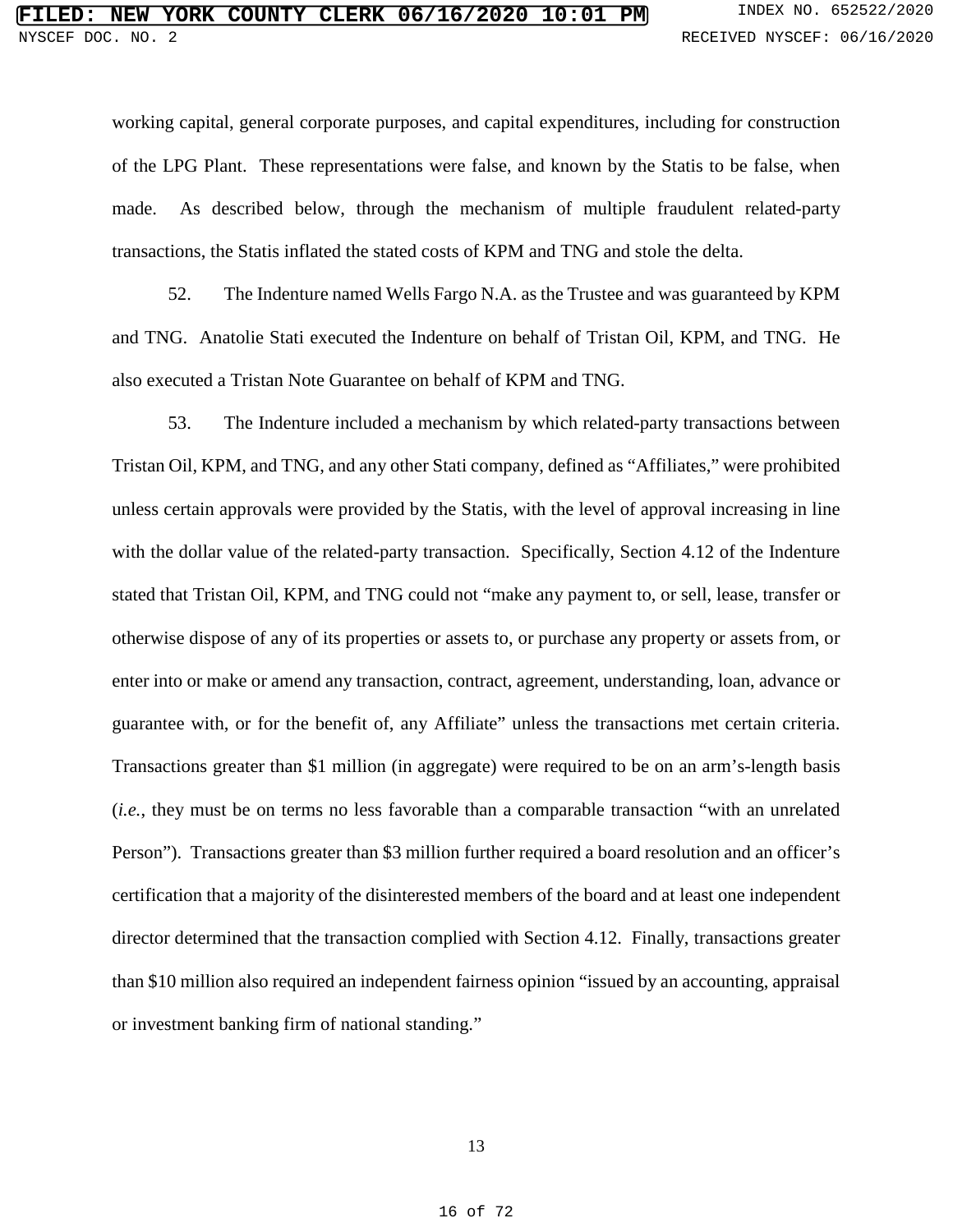working capital, general corporate purposes, and capital expenditures, including for construction of the LPG Plant. These representations were false, and known by the Statis to be false, when made. As described below, through the mechanism of multiple fraudulent related-party transactions, the Statis inflated the stated costs of KPM and TNG and stole the delta.

52. The Indenture named Wells Fargo N.A. as the Trustee and was guaranteed by KPM and TNG. Anatolie Stati executed the Indenture on behalf of Tristan Oil, KPM, and TNG. He also executed a Tristan Note Guarantee on behalf of KPM and TNG.

53. The Indenture included a mechanism by which related-party transactions between Tristan Oil, KPM, and TNG, and any other Stati company, defined as "Affiliates," were prohibited unless certain approvals were provided by the Statis, with the level of approval increasing in line with the dollar value of the related-party transaction. Specifically, Section 4.12 of the Indenture stated that Tristan Oil, KPM, and TNG could not "make any payment to, or sell, lease, transfer or otherwise dispose of any of its properties or assets to, or purchase any property or assets from, or enter into or make or amend any transaction, contract, agreement, understanding, loan, advance or guarantee with, or for the benefit of, any Affiliate" unless the transactions met certain criteria. Transactions greater than $1 million (in aggregate) were required to be on an arm's-length basis (*i.e.*, they must be on terms no less favorable than a comparable transaction "with an unrelated Person"). Transactions greater than $3 million further required a board resolution and an officer's certification that a majority of the disinterested members of the board and at least one independent director determined that the transaction complied with Section 4.12. Finally, transactions greater than $10 million also required an independent fairness opinion "issued by an accounting, appraisal or investment banking firm of national standing."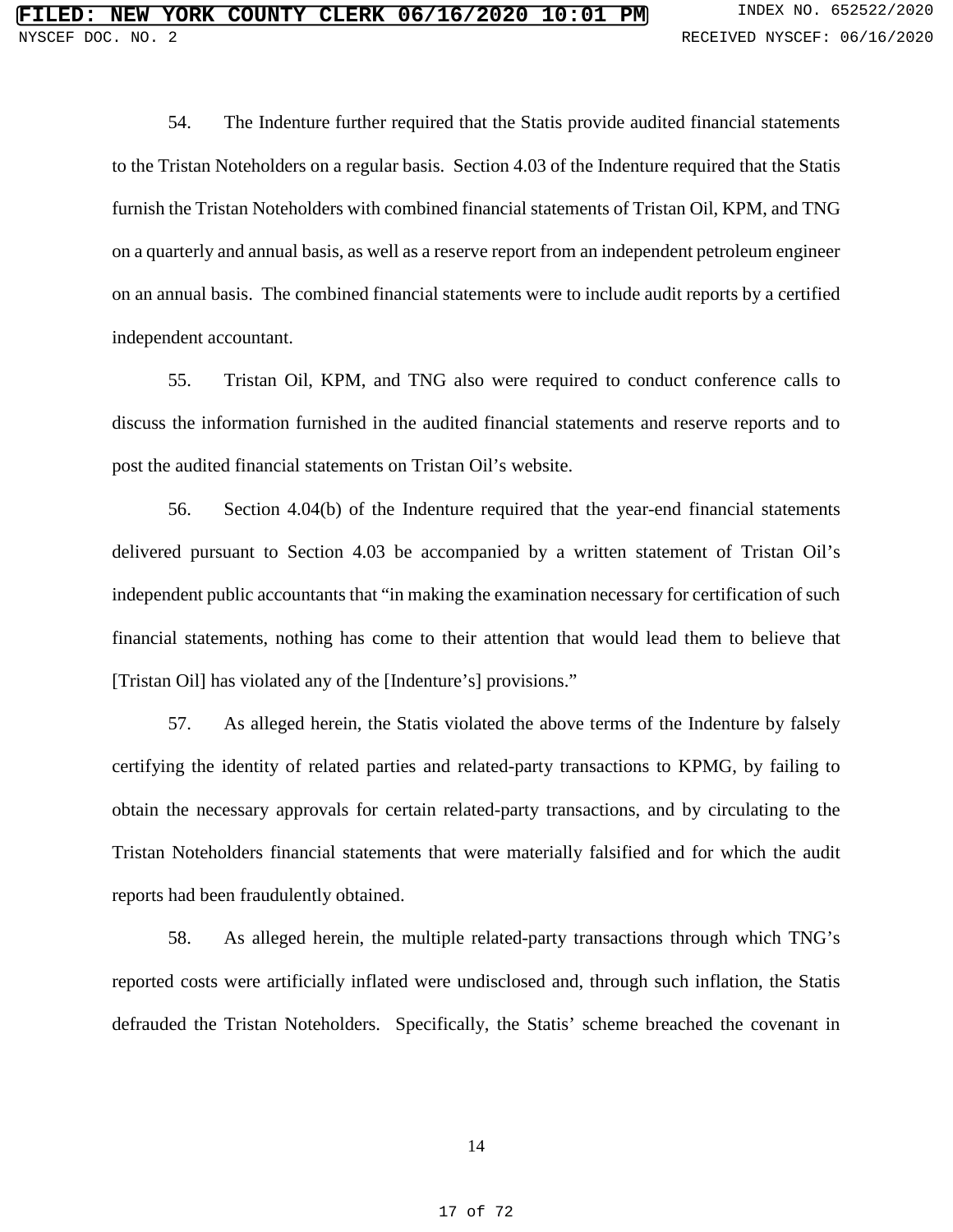54. The Indenture further required that the Statis provide audited financial statements to the Tristan Noteholders on a regular basis. Section 4.03 of the Indenture required that the Statis furnish the Tristan Noteholders with combined financial statements of Tristan Oil, KPM, and TNG on a quarterly and annual basis, as well as a reserve report from an independent petroleum engineer on an annual basis. The combined financial statements were to include audit reports by a certified independent accountant.

55. Tristan Oil, KPM, and TNG also were required to conduct conference calls to discuss the information furnished in the audited financial statements and reserve reports and to post the audited financial statements on Tristan Oil's website.

56. Section 4.04(b) of the Indenture required that the year-end financial statements delivered pursuant to Section 4.03 be accompanied by a written statement of Tristan Oil's independent public accountants that "in making the examination necessary for certification of such financial statements, nothing has come to their attention that would lead them to believe that [Tristan Oil] has violated any of the [Indenture's] provisions."

57. As alleged herein, the Statis violated the above terms of the Indenture by falsely certifying the identity of related parties and related-party transactions to KPMG, by failing to obtain the necessary approvals for certain related-party transactions, and by circulating to the Tristan Noteholders financial statements that were materially falsified and for which the audit reports had been fraudulently obtained.

58. As alleged herein, the multiple related-party transactions through which TNG's reported costs were artificially inflated were undisclosed and, through such inflation, the Statis defrauded the Tristan Noteholders. Specifically, the Statis' scheme breached the covenant in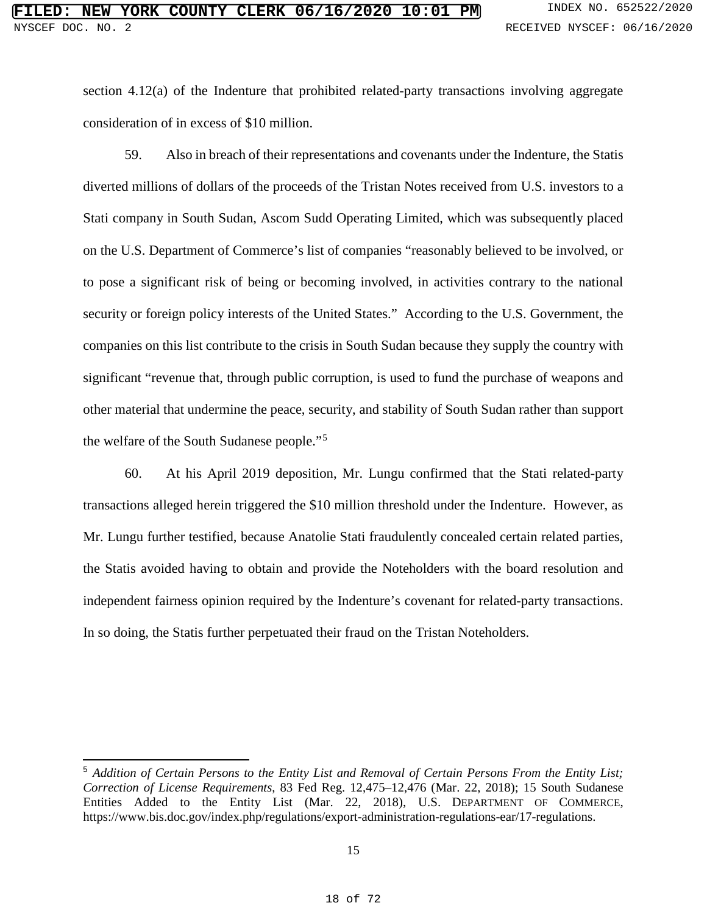section 4.12(a) of the Indenture that prohibited related-party transactions involving aggregate consideration of in excess of $10 million.

59. Also in breach of their representations and covenants under the Indenture, the Statis diverted millions of dollars of the proceeds of the Tristan Notes received from U.S. investors to a Stati company in South Sudan, Ascom Sudd Operating Limited, which was subsequently placed on the U.S. Department of Commerce's list of companies "reasonably believed to be involved, or to pose a significant risk of being or becoming involved, in activities contrary to the national security or foreign policy interests of the United States." According to the U.S. Government, the companies on this list contribute to the crisis in South Sudan because they supply the country with significant "revenue that, through public corruption, is used to fund the purchase of weapons and other material that undermine the peace, security, and stability of South Sudan rather than support the welfare of the South Sudanese people."[5]

60. At his April 2019 deposition, Mr. Lungu confirmed that the Stati related-party transactions alleged herein triggered the $10 million threshold under the Indenture. However, as Mr. Lungu further testified, because Anatolie Stati fraudulently concealed certain related parties, the Statis avoided having to obtain and provide the Noteholders with the board resolution and independent fairness opinion required by the Indenture's covenant for related-party transactions. In so doing, the Statis further perpetuated their fraud on the Tristan Noteholders.

---

[5] *Addition of Certain Persons to the Entity List and Removal of Certain Persons From the Entity List; Correction of License Requirements*, 83 Fed Reg. 12,475–12,476 (Mar. 22, 2018); 15 South Sudanese Entities Added to the Entity List (Mar. 22, 2018), U.S. DEPARTMENT OF COMMERCE, https://www.bis.doc.gov/index.php/regulations/export-administration-regulations-ear/17-regulations.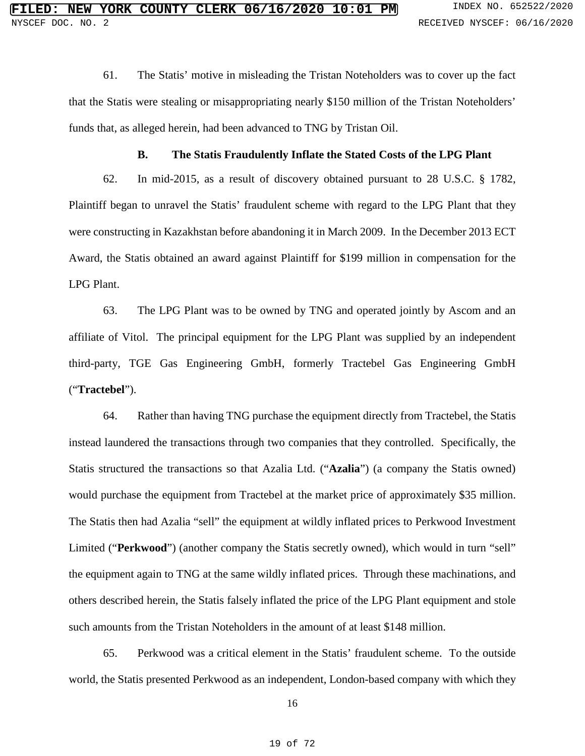61. The Statis' motive in misleading the Tristan Noteholders was to cover up the fact that the Statis were stealing or misappropriating nearly $150 million of the Tristan Noteholders' funds that, as alleged herein, had been advanced to TNG by Tristan Oil.

### B. The Statis Fraudulently Inflate the Stated Costs of the LPG Plant

62. In mid-2015, as a result of discovery obtained pursuant to 28 U.S.C. § 1782, Plaintiff began to unravel the Statis' fraudulent scheme with regard to the LPG Plant that they were constructing in Kazakhstan before abandoning it in March 2009. In the December 2013 ECT Award, the Statis obtained an award against Plaintiff for $199 million in compensation for the LPG Plant.

63. The LPG Plant was to be owned by TNG and operated jointly by Ascom and an affiliate of Vitol. The principal equipment for the LPG Plant was supplied by an independent third-party, TGE Gas Engineering GmbH, formerly Tractebel Gas Engineering GmbH ("**Tractebel**").

64. Rather than having TNG purchase the equipment directly from Tractebel, the Statis instead laundered the transactions through two companies that they controlled. Specifically, the Statis structured the transactions so that Azalia Ltd. ("**Azalia**") (a company the Statis owned) would purchase the equipment from Tractebel at the market price of approximately $35 million. The Statis then had Azalia "sell" the equipment at wildly inflated prices to Perkwood Investment Limited ("**Perkwood**") (another company the Statis secretly owned), which would in turn "sell" the equipment again to TNG at the same wildly inflated prices. Through these machinations, and others described herein, the Statis falsely inflated the price of the LPG Plant equipment and stole such amounts from the Tristan Noteholders in the amount of at least $148 million.

65. Perkwood was a critical element in the Statis' fraudulent scheme. To the outside world, the Statis presented Perkwood as an independent, London-based company with which they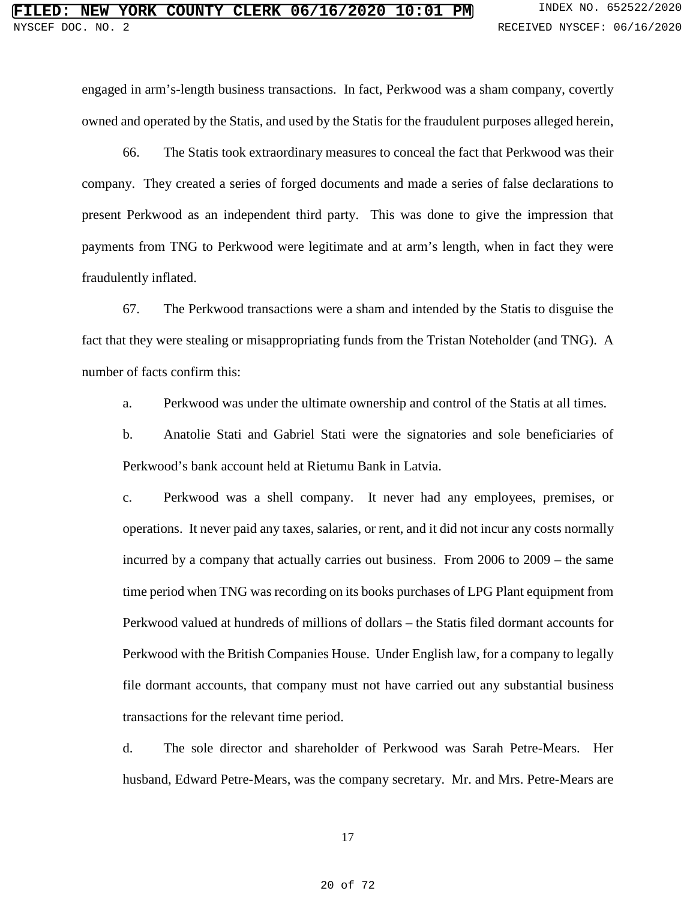engaged in arm's-length business transactions. In fact, Perkwood was a sham company, covertly owned and operated by the Statis, and used by the Statis for the fraudulent purposes alleged herein,

66. The Statis took extraordinary measures to conceal the fact that Perkwood was their company. They created a series of forged documents and made a series of false declarations to present Perkwood as an independent third party. This was done to give the impression that payments from TNG to Perkwood were legitimate and at arm's length, when in fact they were fraudulently inflated.

67. The Perkwood transactions were a sham and intended by the Statis to disguise the fact that they were stealing or misappropriating funds from the Tristan Noteholder (and TNG). A number of facts confirm this:

a. Perkwood was under the ultimate ownership and control of the Statis at all times.

b. Anatolie Stati and Gabriel Stati were the signatories and sole beneficiaries of Perkwood's bank account held at Rietumu Bank in Latvia.

c. Perkwood was a shell company. It never had any employees, premises, or operations. It never paid any taxes, salaries, or rent, and it did not incur any costs normally incurred by a company that actually carries out business. From 2006 to 2009 – the same time period when TNG was recording on its books purchases of LPG Plant equipment from Perkwood valued at hundreds of millions of dollars – the Statis filed dormant accounts for Perkwood with the British Companies House. Under English law, for a company to legally file dormant accounts, that company must not have carried out any substantial business transactions for the relevant time period.

d. The sole director and shareholder of Perkwood was Sarah Petre-Mears. Her husband, Edward Petre-Mears, was the company secretary. Mr. and Mrs. Petre-Mears are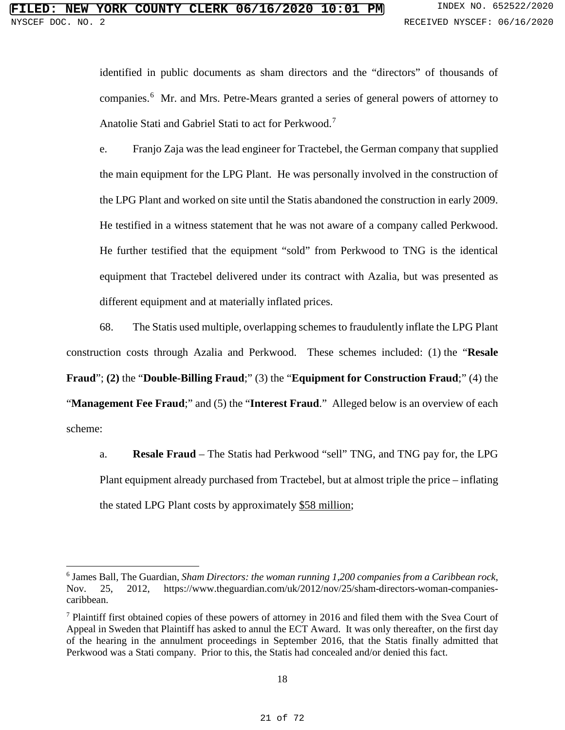identified in public documents as sham directors and the "directors" of thousands of companies.[6] Mr. and Mrs. Petre-Mears granted a series of general powers of attorney to Anatolie Stati and Gabriel Stati to act for Perkwood.[7]

e. Franjo Zaja was the lead engineer for Tractebel, the German company that supplied the main equipment for the LPG Plant. He was personally involved in the construction of the LPG Plant and worked on site until the Statis abandoned the construction in early 2009. He testified in a witness statement that he was not aware of a company called Perkwood. He further testified that the equipment "sold" from Perkwood to TNG is the identical equipment that Tractebel delivered under its contract with Azalia, but was presented as different equipment and at materially inflated prices.

68. The Statis used multiple, overlapping schemes to fraudulently inflate the LPG Plant construction costs through Azalia and Perkwood. These schemes included: (1) the "**Resale Fraud**"; **(2)** the "**Double-Billing Fraud**;" (3) the "**Equipment for Construction Fraud**;" (4) the "**Management Fee Fraud**;" and (5) the "**Interest Fraud**." Alleged below is an overview of each scheme:

a. **Resale Fraud** – The Statis had Perkwood "sell" TNG, and TNG pay for, the LPG Plant equipment already purchased from Tractebel, but at almost triple the price – inflating the stated LPG Plant costs by approximately <u>$58 million</u>;

---

[6] James Ball, The Guardian, *Sham Directors: the woman running 1,200 companies from a Caribbean rock*, Nov. 25, 2012, https://www.theguardian.com/uk/2012/nov/25/sham-directors-woman-companies-caribbean.

[7] Plaintiff first obtained copies of these powers of attorney in 2016 and filed them with the Svea Court of Appeal in Sweden that Plaintiff has asked to annul the ECT Award. It was only thereafter, on the first day of the hearing in the annulment proceedings in September 2016, that the Statis finally admitted that Perkwood was a Stati company. Prior to this, the Statis had concealed and/or denied this fact.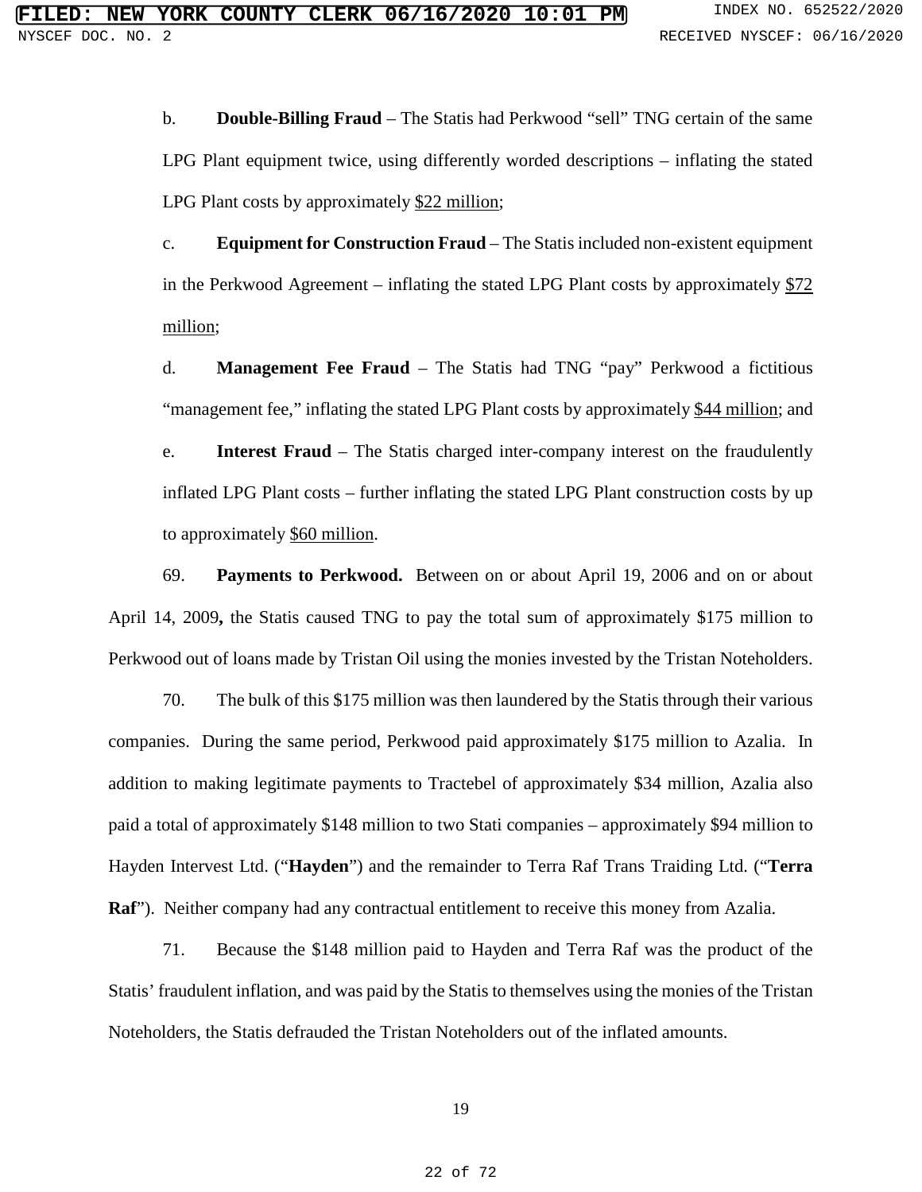b. **Double-Billing Fraud** – The Statis had Perkwood "sell" TNG certain of the same LPG Plant equipment twice, using differently worded descriptions – inflating the stated LPG Plant costs by approximately <u>$22 million</u>;

c. **Equipment for Construction Fraud** – The Statis included non-existent equipment in the Perkwood Agreement – inflating the stated LPG Plant costs by approximately <u>$72 million</u>;

d. **Management Fee Fraud** – The Statis had TNG "pay" Perkwood a fictitious "management fee," inflating the stated LPG Plant costs by approximately <u>$44 million</u>; and

e. **Interest Fraud** – The Statis charged inter-company interest on the fraudulently inflated LPG Plant costs – further inflating the stated LPG Plant construction costs by up to approximately <u>$60 million</u>.

69. **Payments to Perkwood.** Between on or about April 19, 2006 and on or about April 14, 2009**,** the Statis caused TNG to pay the total sum of approximately $175 million to Perkwood out of loans made by Tristan Oil using the monies invested by the Tristan Noteholders.

70. The bulk of this $175 million was then laundered by the Statis through their various companies. During the same period, Perkwood paid approximately $175 million to Azalia. In addition to making legitimate payments to Tractebel of approximately $34 million, Azalia also paid a total of approximately $148 million to two Stati companies – approximately $94 million to Hayden Intervest Ltd. ("**Hayden**") and the remainder to Terra Raf Trans Traiding Ltd. ("**Terra Raf**"). Neither company had any contractual entitlement to receive this money from Azalia.

71. Because the $148 million paid to Hayden and Terra Raf was the product of the Statis' fraudulent inflation, and was paid by the Statis to themselves using the monies of the Tristan Noteholders, the Statis defrauded the Tristan Noteholders out of the inflated amounts.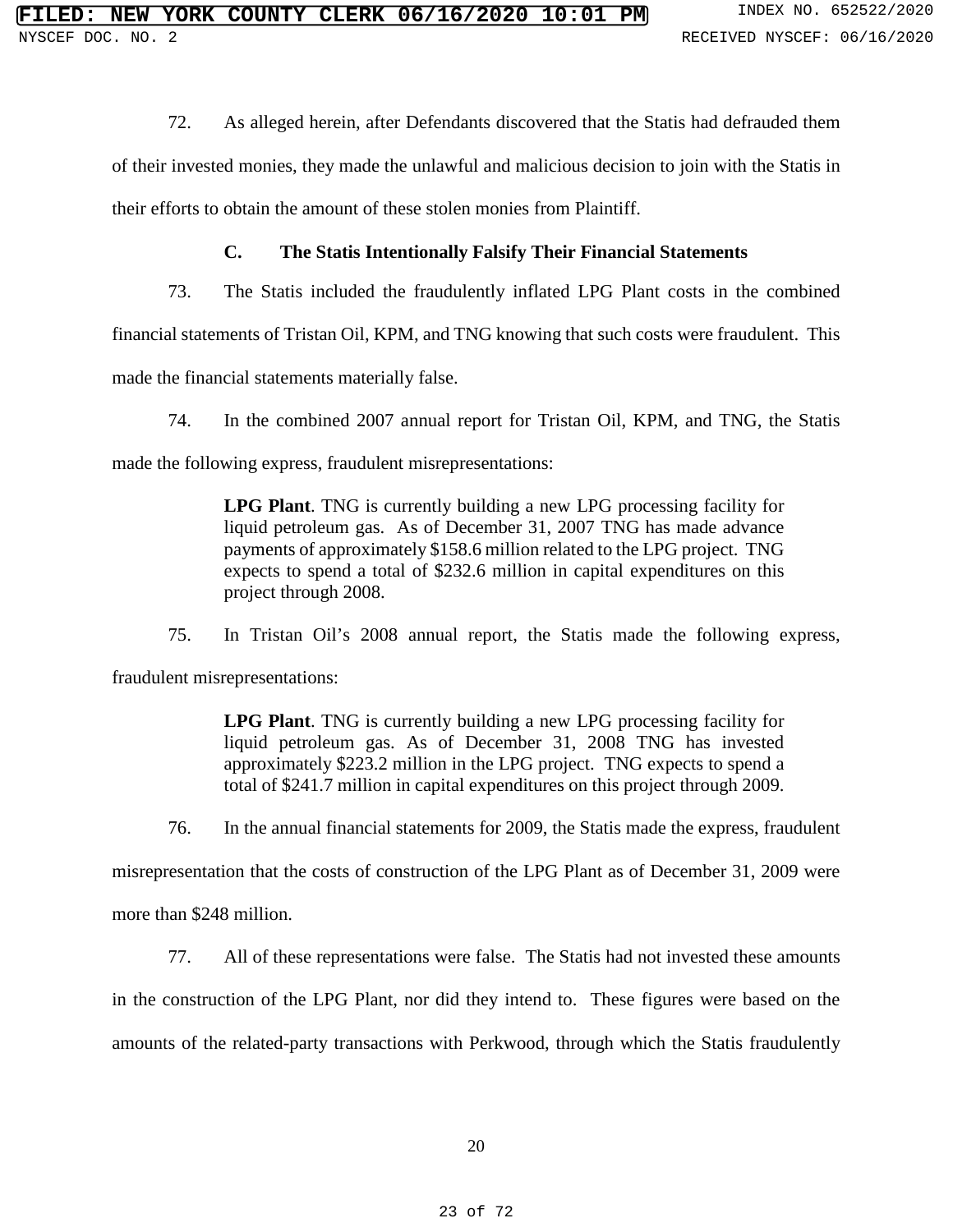72. As alleged herein, after Defendants discovered that the Statis had defrauded them of their invested monies, they made the unlawful and malicious decision to join with the Statis in their efforts to obtain the amount of these stolen monies from Plaintiff.

### C. The Statis Intentionally Falsify Their Financial Statements

73. The Statis included the fraudulently inflated LPG Plant costs in the combined financial statements of Tristan Oil, KPM, and TNG knowing that such costs were fraudulent. This made the financial statements materially false.

74. In the combined 2007 annual report for Tristan Oil, KPM, and TNG, the Statis made the following express, fraudulent misrepresentations:

> **LPG Plant**. TNG is currently building a new LPG processing facility for liquid petroleum gas. As of December 31, 2007 TNG has made advance payments of approximately $158.6 million related to the LPG project. TNG expects to spend a total of $232.6 million in capital expenditures on this project through 2008.

75. In Tristan Oil's 2008 annual report, the Statis made the following express, fraudulent misrepresentations:

> **LPG Plant**. TNG is currently building a new LPG processing facility for liquid petroleum gas. As of December 31, 2008 TNG has invested approximately $223.2 million in the LPG project. TNG expects to spend a total of $241.7 million in capital expenditures on this project through 2009.

76. In the annual financial statements for 2009, the Statis made the express, fraudulent misrepresentation that the costs of construction of the LPG Plant as of December 31, 2009 were more than $248 million.

77. All of these representations were false. The Statis had not invested these amounts in the construction of the LPG Plant, nor did they intend to. These figures were based on the amounts of the related-party transactions with Perkwood, through which the Statis fraudulently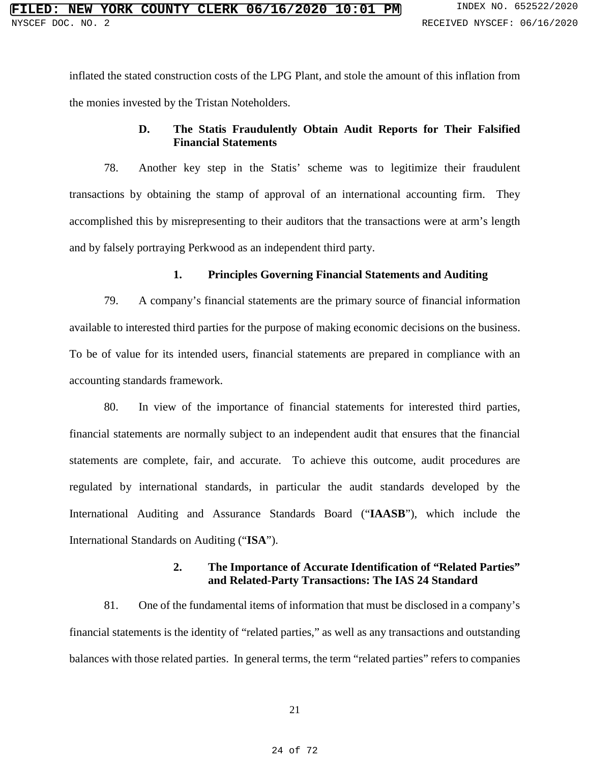inflated the stated construction costs of the LPG Plant, and stole the amount of this inflation from the monies invested by the Tristan Noteholders.

### D. The Statis Fraudulently Obtain Audit Reports for Their Falsified Financial Statements

78. Another key step in the Statis' scheme was to legitimize their fraudulent transactions by obtaining the stamp of approval of an international accounting firm. They accomplished this by misrepresenting to their auditors that the transactions were at arm's length and by falsely portraying Perkwood as an independent third party.

#### 1. Principles Governing Financial Statements and Auditing

79. A company's financial statements are the primary source of financial information available to interested third parties for the purpose of making economic decisions on the business. To be of value for its intended users, financial statements are prepared in compliance with an accounting standards framework.

80. In view of the importance of financial statements for interested third parties, financial statements are normally subject to an independent audit that ensures that the financial statements are complete, fair, and accurate. To achieve this outcome, audit procedures are regulated by international standards, in particular the audit standards developed by the International Auditing and Assurance Standards Board ("**IAASB**"), which include the International Standards on Auditing ("**ISA**").

#### 2. The Importance of Accurate Identification of "Related Parties" and Related-Party Transactions: The IAS 24 Standard

81. One of the fundamental items of information that must be disclosed in a company's financial statements is the identity of "related parties," as well as any transactions and outstanding balances with those related parties. In general terms, the term "related parties" refers to companies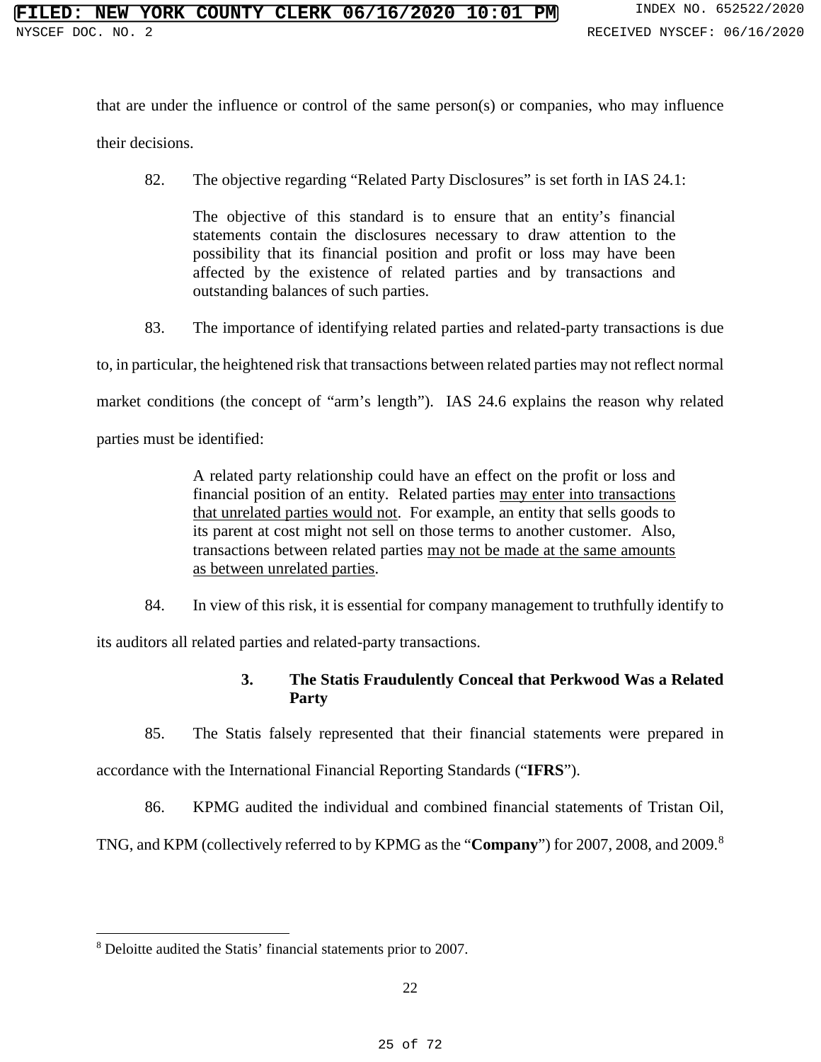that are under the influence or control of the same person(s) or companies, who may influence their decisions.

82. The objective regarding "Related Party Disclosures" is set forth in IAS 24.1:

> The objective of this standard is to ensure that an entity's financial statements contain the disclosures necessary to draw attention to the possibility that its financial position and profit or loss may have been affected by the existence of related parties and by transactions and outstanding balances of such parties.

83. The importance of identifying related parties and related-party transactions is due to, in particular, the heightened risk that transactions between related parties may not reflect normal market conditions (the concept of "arm's length"). IAS 24.6 explains the reason why related parties must be identified:

> A related party relationship could have an effect on the profit or loss and financial position of an entity. Related parties <u>may enter into transactions that unrelated parties would not</u>. For example, an entity that sells goods to its parent at cost might not sell on those terms to another customer. Also, transactions between related parties <u>may not be made at the same amounts as between unrelated parties</u>.

84. In view of this risk, it is essential for company management to truthfully identify to its auditors all related parties and related-party transactions.

### 3. The Statis Fraudulently Conceal that Perkwood Was a Related Party

85. The Statis falsely represented that their financial statements were prepared in accordance with the International Financial Reporting Standards ("**IFRS**").

86. KPMG audited the individual and combined financial statements of Tristan Oil, TNG, and KPM (collectively referred to by KPMG as the "**Company**") for 2007, 2008, and 2009.[8]

[8] Deloitte audited the Statis' financial statements prior to 2007.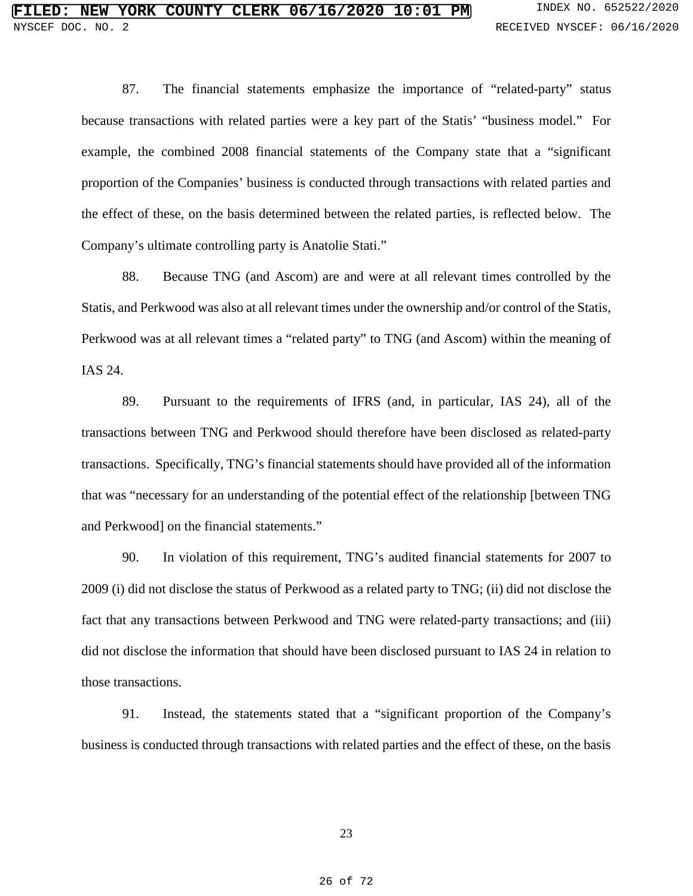87. The financial statements emphasize the importance of "related-party" status because transactions with related parties were a key part of the Statis' "business model." For example, the combined 2008 financial statements of the Company state that a "significant proportion of the Companies' business is conducted through transactions with related parties and the effect of these, on the basis determined between the related parties, is reflected below. The Company's ultimate controlling party is Anatolie Stati."

88. Because TNG (and Ascom) are and were at all relevant times controlled by the Statis, and Perkwood was also at all relevant times under the ownership and/or control of the Statis, Perkwood was at all relevant times a "related party" to TNG (and Ascom) within the meaning of IAS 24.

89. Pursuant to the requirements of IFRS (and, in particular, IAS 24), all of the transactions between TNG and Perkwood should therefore have been disclosed as related-party transactions. Specifically, TNG's financial statements should have provided all of the information that was "necessary for an understanding of the potential effect of the relationship [between TNG and Perkwood] on the financial statements."

90. In violation of this requirement, TNG's audited financial statements for 2007 to 2009 (i) did not disclose the status of Perkwood as a related party to TNG; (ii) did not disclose the fact that any transactions between Perkwood and TNG were related-party transactions; and (iii) did not disclose the information that should have been disclosed pursuant to IAS 24 in relation to those transactions.

91. Instead, the statements stated that a "significant proportion of the Company's business is conducted through transactions with related parties and the effect of these, on the basis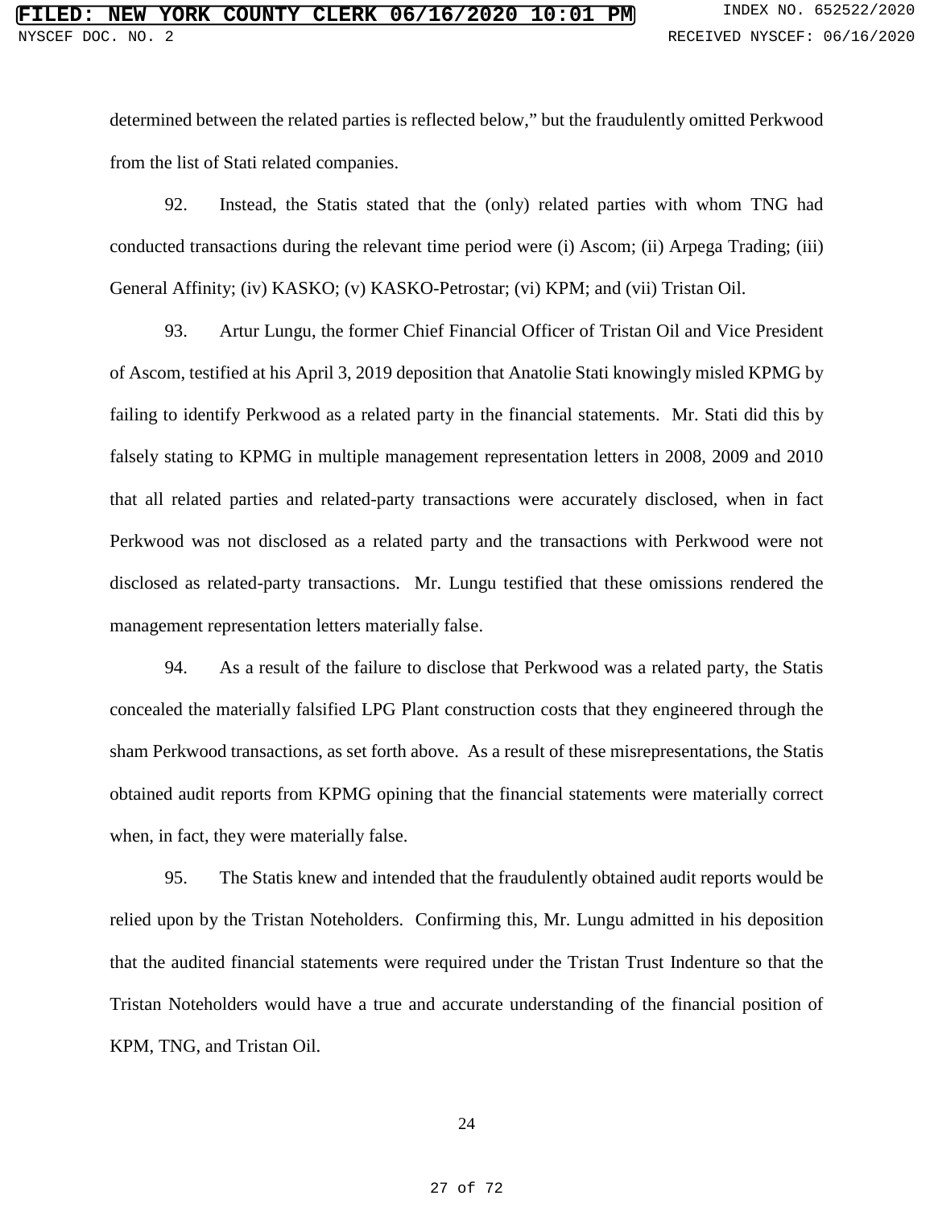determined between the related parties is reflected below," but the fraudulently omitted Perkwood from the list of Stati related companies.

92. Instead, the Statis stated that the (only) related parties with whom TNG had conducted transactions during the relevant time period were (i) Ascom; (ii) Arpega Trading; (iii) General Affinity; (iv) KASKO; (v) KASKO-Petrostar; (vi) KPM; and (vii) Tristan Oil.

93. Artur Lungu, the former Chief Financial Officer of Tristan Oil and Vice President of Ascom, testified at his April 3, 2019 deposition that Anatolie Stati knowingly misled KPMG by failing to identify Perkwood as a related party in the financial statements. Mr. Stati did this by falsely stating to KPMG in multiple management representation letters in 2008, 2009 and 2010 that all related parties and related-party transactions were accurately disclosed, when in fact Perkwood was not disclosed as a related party and the transactions with Perkwood were not disclosed as related-party transactions. Mr. Lungu testified that these omissions rendered the management representation letters materially false.

94. As a result of the failure to disclose that Perkwood was a related party, the Statis concealed the materially falsified LPG Plant construction costs that they engineered through the sham Perkwood transactions, as set forth above. As a result of these misrepresentations, the Statis obtained audit reports from KPMG opining that the financial statements were materially correct when, in fact, they were materially false.

95. The Statis knew and intended that the fraudulently obtained audit reports would be relied upon by the Tristan Noteholders. Confirming this, Mr. Lungu admitted in his deposition that the audited financial statements were required under the Tristan Trust Indenture so that the Tristan Noteholders would have a true and accurate understanding of the financial position of KPM, TNG, and Tristan Oil.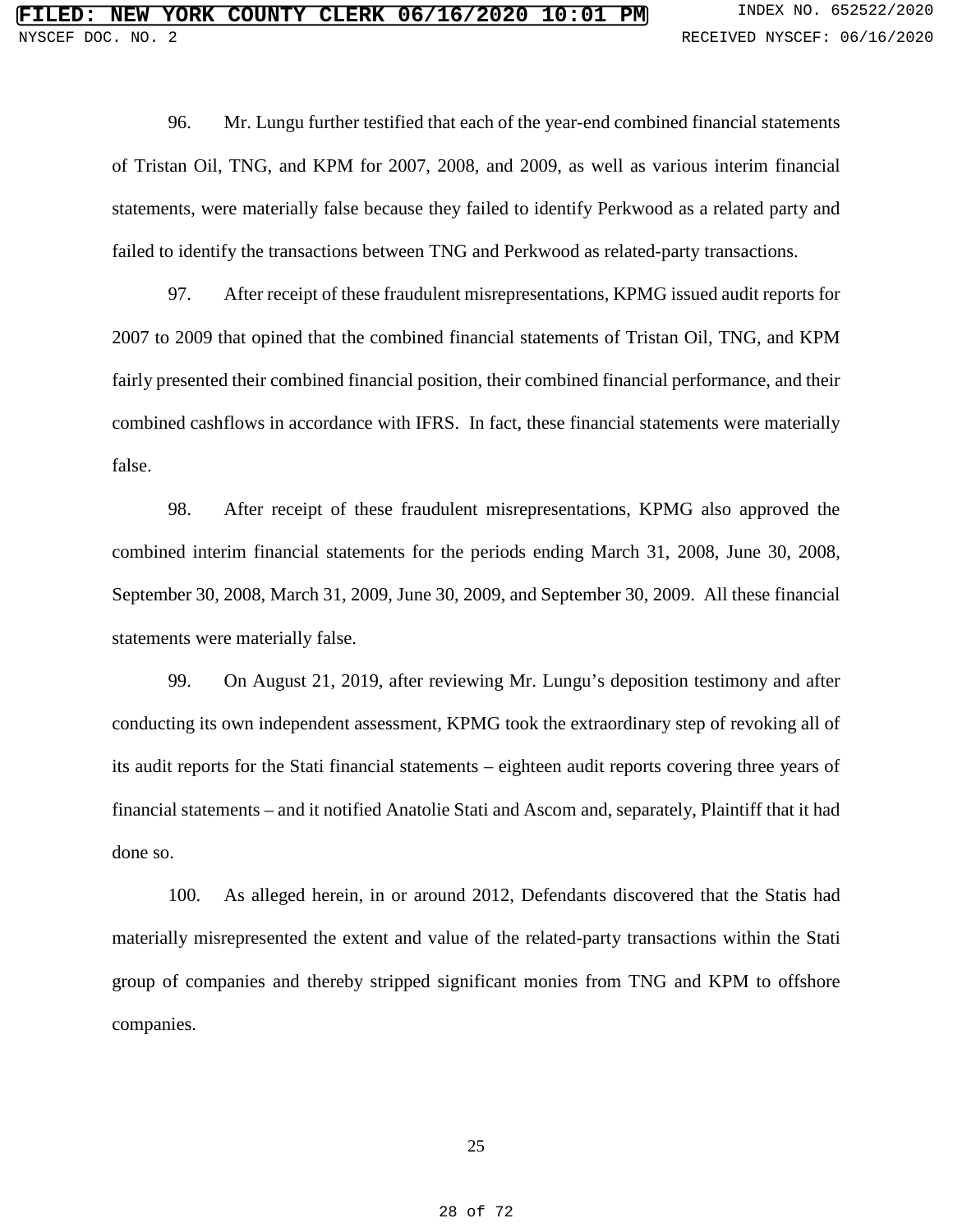96. Mr. Lungu further testified that each of the year-end combined financial statements of Tristan Oil, TNG, and KPM for 2007, 2008, and 2009, as well as various interim financial statements, were materially false because they failed to identify Perkwood as a related party and failed to identify the transactions between TNG and Perkwood as related-party transactions.

97. After receipt of these fraudulent misrepresentations, KPMG issued audit reports for 2007 to 2009 that opined that the combined financial statements of Tristan Oil, TNG, and KPM fairly presented their combined financial position, their combined financial performance, and their combined cashflows in accordance with IFRS. In fact, these financial statements were materially false.

98. After receipt of these fraudulent misrepresentations, KPMG also approved the combined interim financial statements for the periods ending March 31, 2008, June 30, 2008, September 30, 2008, March 31, 2009, June 30, 2009, and September 30, 2009. All these financial statements were materially false.

99. On August 21, 2019, after reviewing Mr. Lungu's deposition testimony and after conducting its own independent assessment, KPMG took the extraordinary step of revoking all of its audit reports for the Stati financial statements – eighteen audit reports covering three years of financial statements – and it notified Anatolie Stati and Ascom and, separately, Plaintiff that it had done so.

100. As alleged herein, in or around 2012, Defendants discovered that the Statis had materially misrepresented the extent and value of the related-party transactions within the Stati group of companies and thereby stripped significant monies from TNG and KPM to offshore companies.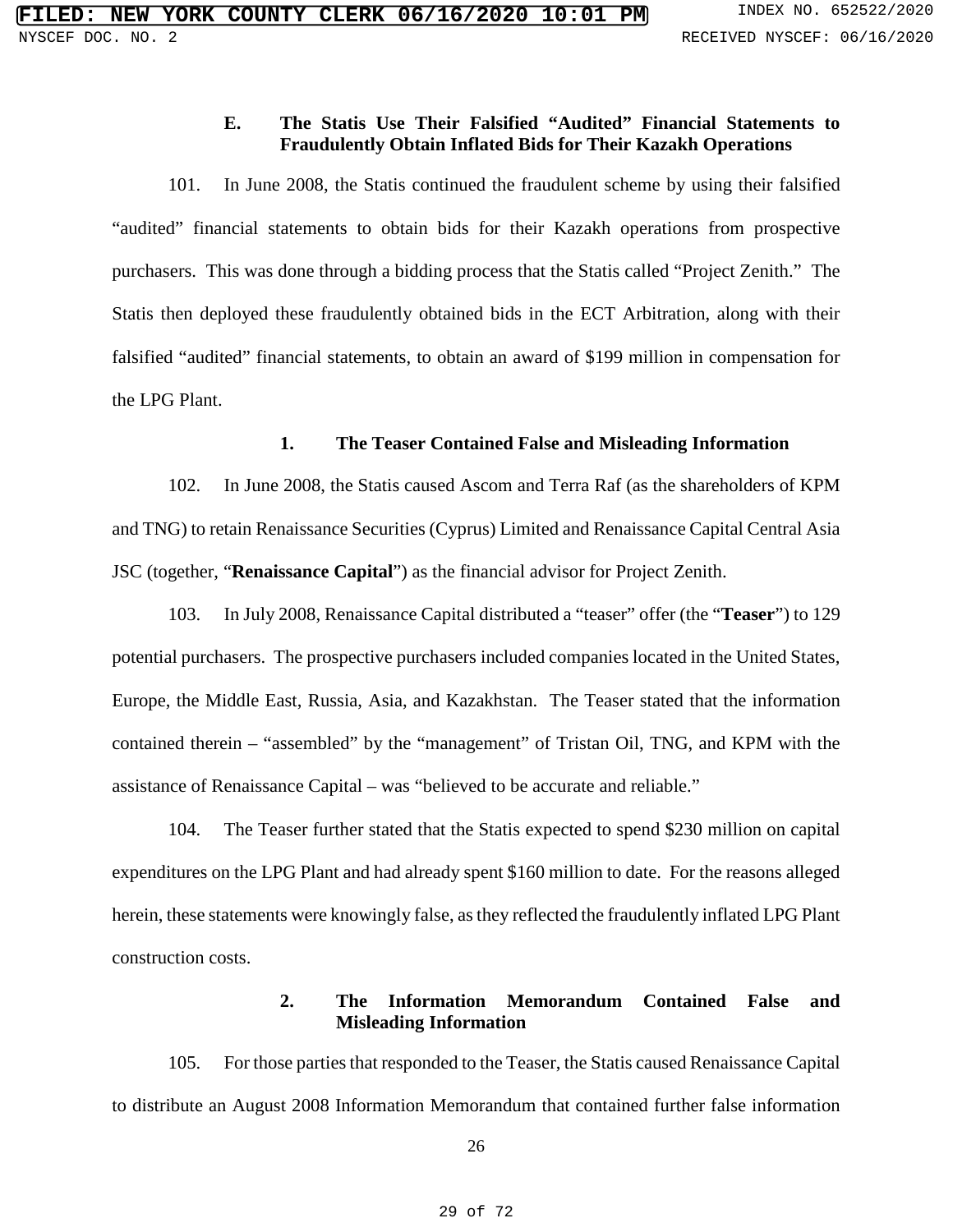### E. The Statis Use Their Falsified "Audited" Financial Statements to Fraudulently Obtain Inflated Bids for Their Kazakh Operations

101. In June 2008, the Statis continued the fraudulent scheme by using their falsified "audited" financial statements to obtain bids for their Kazakh operations from prospective purchasers. This was done through a bidding process that the Statis called "Project Zenith." The Statis then deployed these fraudulently obtained bids in the ECT Arbitration, along with their falsified "audited" financial statements, to obtain an award of $199 million in compensation for the LPG Plant.

#### 1. The Teaser Contained False and Misleading Information

102. In June 2008, the Statis caused Ascom and Terra Raf (as the shareholders of KPM and TNG) to retain Renaissance Securities (Cyprus) Limited and Renaissance Capital Central Asia JSC (together, "**Renaissance Capital**") as the financial advisor for Project Zenith.

103. In July 2008, Renaissance Capital distributed a "teaser" offer (the "**Teaser**") to 129 potential purchasers. The prospective purchasers included companies located in the United States, Europe, the Middle East, Russia, Asia, and Kazakhstan. The Teaser stated that the information contained therein – "assembled" by the "management" of Tristan Oil, TNG, and KPM with the assistance of Renaissance Capital – was "believed to be accurate and reliable."

104. The Teaser further stated that the Statis expected to spend $230 million on capital expenditures on the LPG Plant and had already spent $160 million to date. For the reasons alleged herein, these statements were knowingly false, as they reflected the fraudulently inflated LPG Plant construction costs.

#### 2. The Information Memorandum Contained False and Misleading Information

105. For those parties that responded to the Teaser, the Statis caused Renaissance Capital to distribute an August 2008 Information Memorandum that contained further false information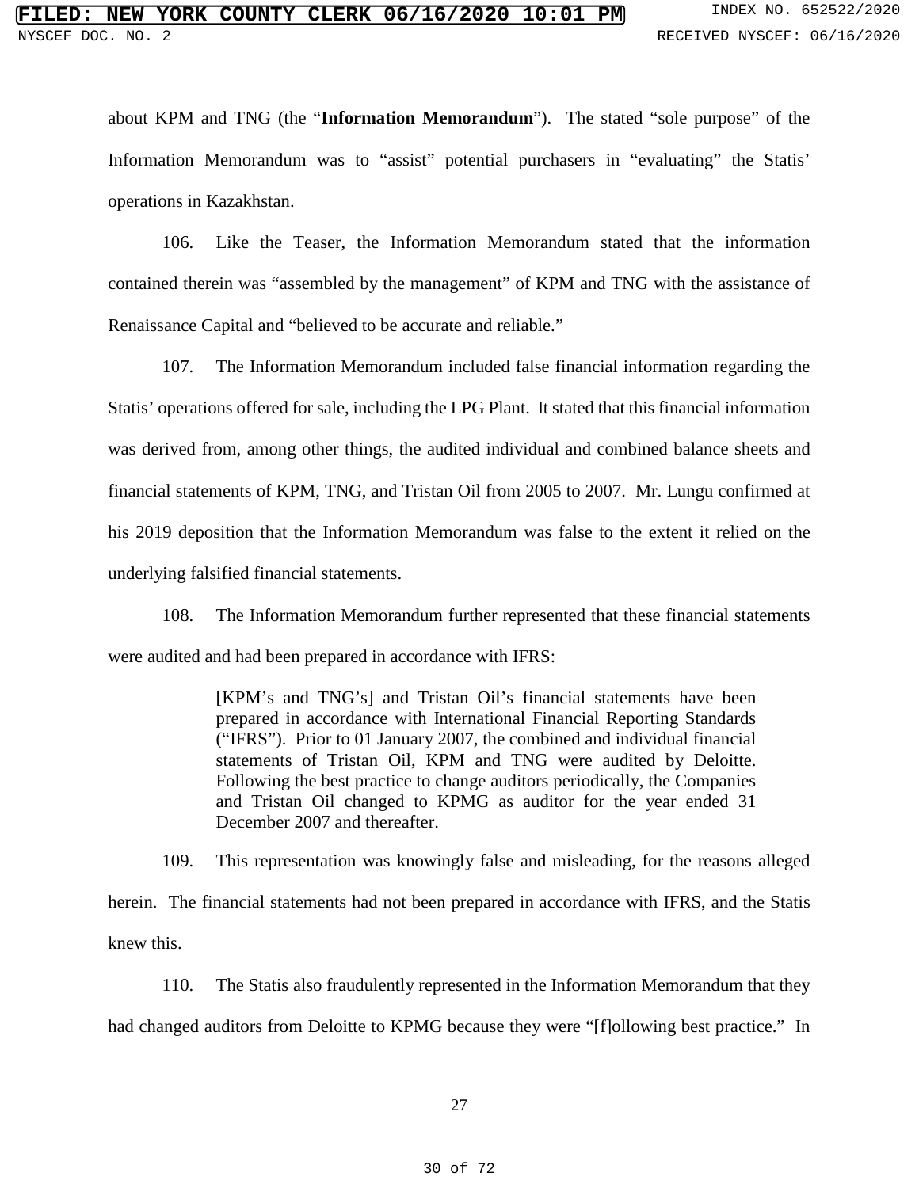about KPM and TNG (the "**Information Memorandum**"). The stated "sole purpose" of the Information Memorandum was to "assist" potential purchasers in "evaluating" the Statis' operations in Kazakhstan.

106. Like the Teaser, the Information Memorandum stated that the information contained therein was "assembled by the management" of KPM and TNG with the assistance of Renaissance Capital and "believed to be accurate and reliable."

107. The Information Memorandum included false financial information regarding the Statis' operations offered for sale, including the LPG Plant. It stated that this financial information was derived from, among other things, the audited individual and combined balance sheets and financial statements of KPM, TNG, and Tristan Oil from 2005 to 2007. Mr. Lungu confirmed at his 2019 deposition that the Information Memorandum was false to the extent it relied on the underlying falsified financial statements.

108. The Information Memorandum further represented that these financial statements were audited and had been prepared in accordance with IFRS:

> [KPM's and TNG's] and Tristan Oil's financial statements have been prepared in accordance with International Financial Reporting Standards ("IFRS"). Prior to 01 January 2007, the combined and individual financial statements of Tristan Oil, KPM and TNG were audited by Deloitte. Following the best practice to change auditors periodically, the Companies and Tristan Oil changed to KPMG as auditor for the year ended 31 December 2007 and thereafter.

109. This representation was knowingly false and misleading, for the reasons alleged herein. The financial statements had not been prepared in accordance with IFRS, and the Statis knew this.

110. The Statis also fraudulently represented in the Information Memorandum that they had changed auditors from Deloitte to KPMG because they were "[f]ollowing best practice." In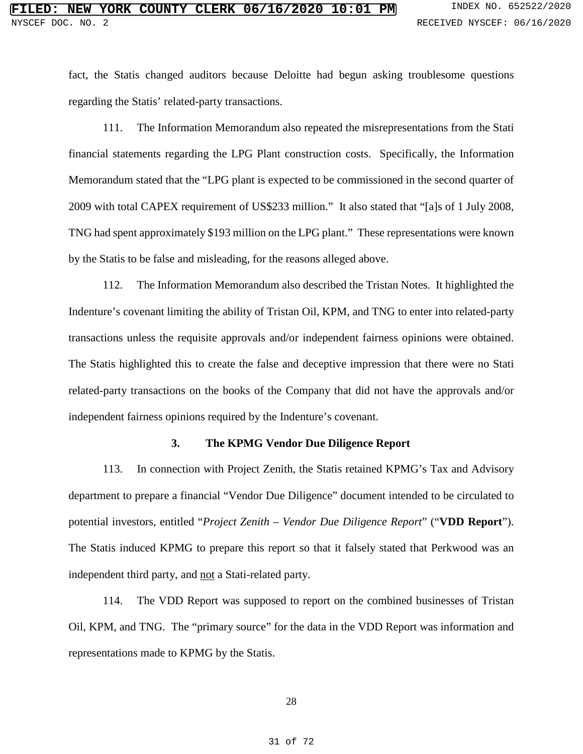fact, the Statis changed auditors because Deloitte had begun asking troublesome questions regarding the Statis' related-party transactions.

111. The Information Memorandum also repeated the misrepresentations from the Stati financial statements regarding the LPG Plant construction costs. Specifically, the Information Memorandum stated that the "LPG plant is expected to be commissioned in the second quarter of 2009 with total CAPEX requirement of US$233 million." It also stated that "[a]s of 1 July 2008, TNG had spent approximately $193 million on the LPG plant." These representations were known by the Statis to be false and misleading, for the reasons alleged above.

112. The Information Memorandum also described the Tristan Notes. It highlighted the Indenture's covenant limiting the ability of Tristan Oil, KPM, and TNG to enter into related-party transactions unless the requisite approvals and/or independent fairness opinions were obtained. The Statis highlighted this to create the false and deceptive impression that there were no Stati related-party transactions on the books of the Company that did not have the approvals and/or independent fairness opinions required by the Indenture's covenant.

### 3. The KPMG Vendor Due Diligence Report

113. In connection with Project Zenith, the Statis retained KPMG's Tax and Advisory department to prepare a financial "Vendor Due Diligence" document intended to be circulated to potential investors, entitled "*Project Zenith – Vendor Due Diligence Report*" ("**VDD Report**"). The Statis induced KPMG to prepare this report so that it falsely stated that Perkwood was an independent third party, and <u>not</u> a Stati-related party.

114. The VDD Report was supposed to report on the combined businesses of Tristan Oil, KPM, and TNG. The "primary source" for the data in the VDD Report was information and representations made to KPMG by the Statis.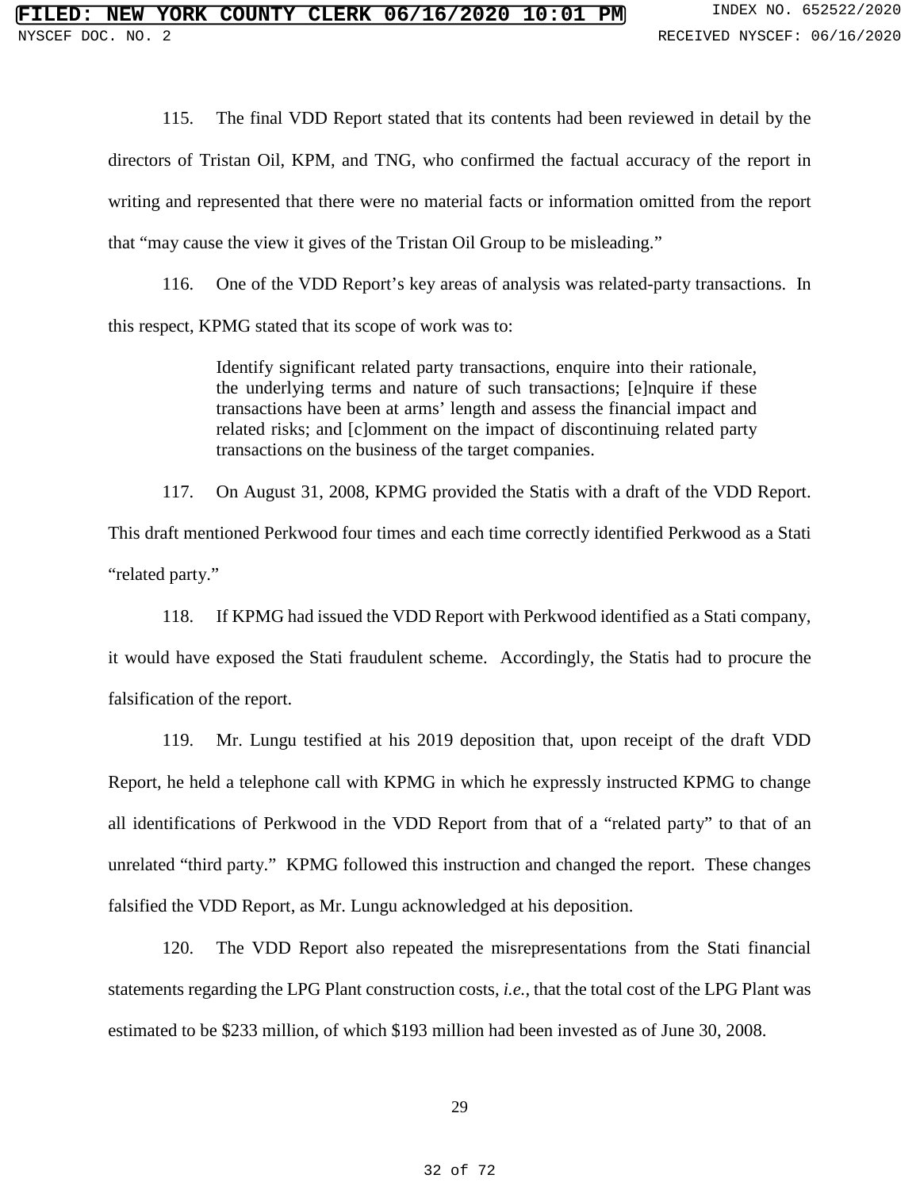115. The final VDD Report stated that its contents had been reviewed in detail by the directors of Tristan Oil, KPM, and TNG, who confirmed the factual accuracy of the report in writing and represented that there were no material facts or information omitted from the report that "may cause the view it gives of the Tristan Oil Group to be misleading."

116. One of the VDD Report's key areas of analysis was related-party transactions. In this respect, KPMG stated that its scope of work was to:

> Identify significant related party transactions, enquire into their rationale, the underlying terms and nature of such transactions; [e]nquire if these transactions have been at arms' length and assess the financial impact and related risks; and [c]omment on the impact of discontinuing related party transactions on the business of the target companies.

117. On August 31, 2008, KPMG provided the Statis with a draft of the VDD Report. This draft mentioned Perkwood four times and each time correctly identified Perkwood as a Stati "related party."

118. If KPMG had issued the VDD Report with Perkwood identified as a Stati company, it would have exposed the Stati fraudulent scheme. Accordingly, the Statis had to procure the falsification of the report.

119. Mr. Lungu testified at his 2019 deposition that, upon receipt of the draft VDD Report, he held a telephone call with KPMG in which he expressly instructed KPMG to change all identifications of Perkwood in the VDD Report from that of a "related party" to that of an unrelated "third party." KPMG followed this instruction and changed the report. These changes falsified the VDD Report, as Mr. Lungu acknowledged at his deposition.

120. The VDD Report also repeated the misrepresentations from the Stati financial statements regarding the LPG Plant construction costs, *i.e.*, that the total cost of the LPG Plant was estimated to be $233 million, of which $193 million had been invested as of June 30, 2008.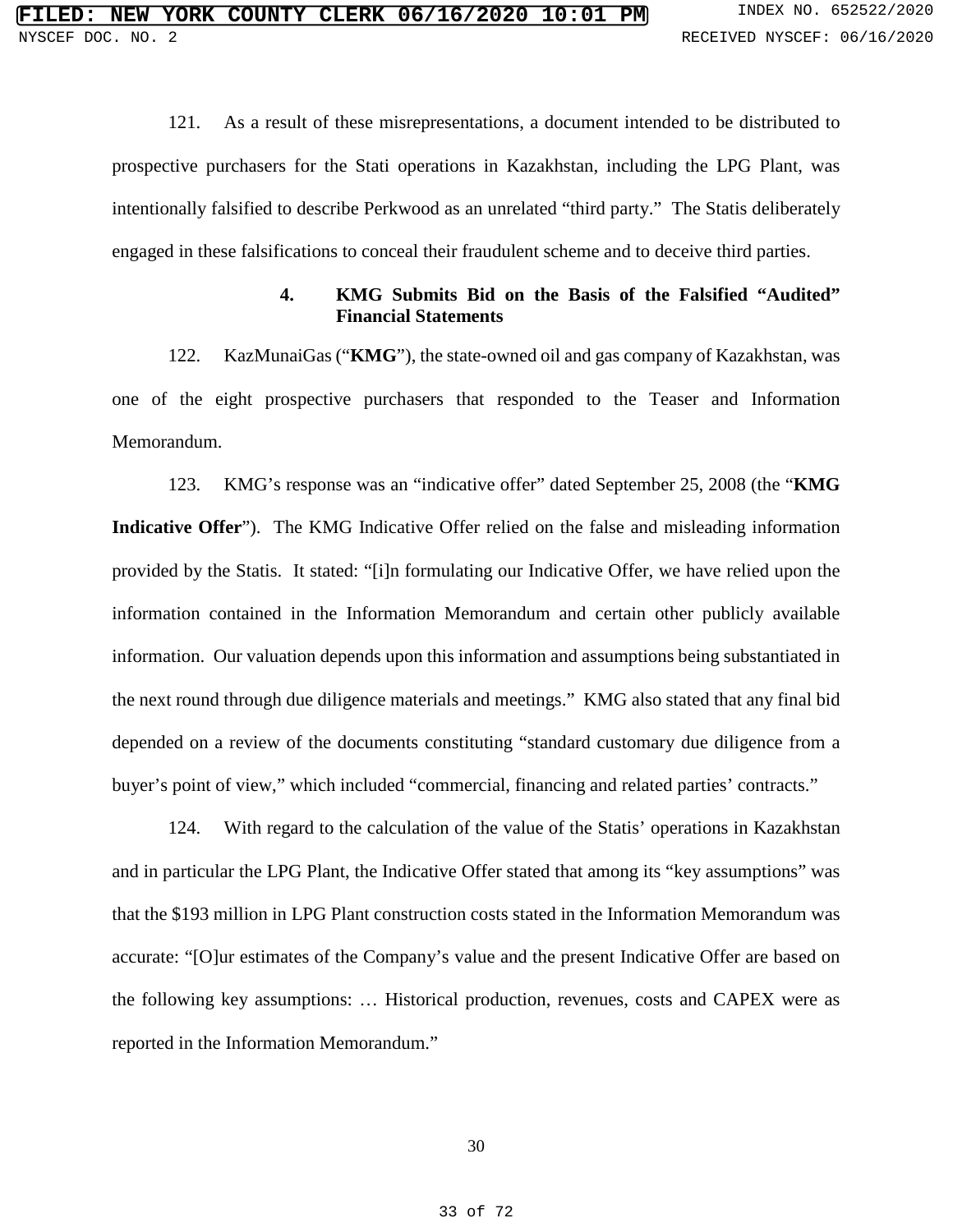121. As a result of these misrepresentations, a document intended to be distributed to prospective purchasers for the Stati operations in Kazakhstan, including the LPG Plant, was intentionally falsified to describe Perkwood as an unrelated "third party." The Statis deliberately engaged in these falsifications to conceal their fraudulent scheme and to deceive third parties.

#### 4. KMG Submits Bid on the Basis of the Falsified "Audited" Financial Statements

122. KazMunaiGas ("**KMG**"), the state-owned oil and gas company of Kazakhstan, was one of the eight prospective purchasers that responded to the Teaser and Information Memorandum.

123. KMG's response was an "indicative offer" dated September 25, 2008 (the "**KMG Indicative Offer**"). The KMG Indicative Offer relied on the false and misleading information provided by the Statis. It stated: "[i]n formulating our Indicative Offer, we have relied upon the information contained in the Information Memorandum and certain other publicly available information. Our valuation depends upon this information and assumptions being substantiated in the next round through due diligence materials and meetings." KMG also stated that any final bid depended on a review of the documents constituting "standard customary due diligence from a buyer's point of view," which included "commercial, financing and related parties' contracts."

124. With regard to the calculation of the value of the Statis' operations in Kazakhstan and in particular the LPG Plant, the Indicative Offer stated that among its "key assumptions" was that the $193 million in LPG Plant construction costs stated in the Information Memorandum was accurate: "[O]ur estimates of the Company's value and the present Indicative Offer are based on the following key assumptions: … Historical production, revenues, costs and CAPEX were as reported in the Information Memorandum."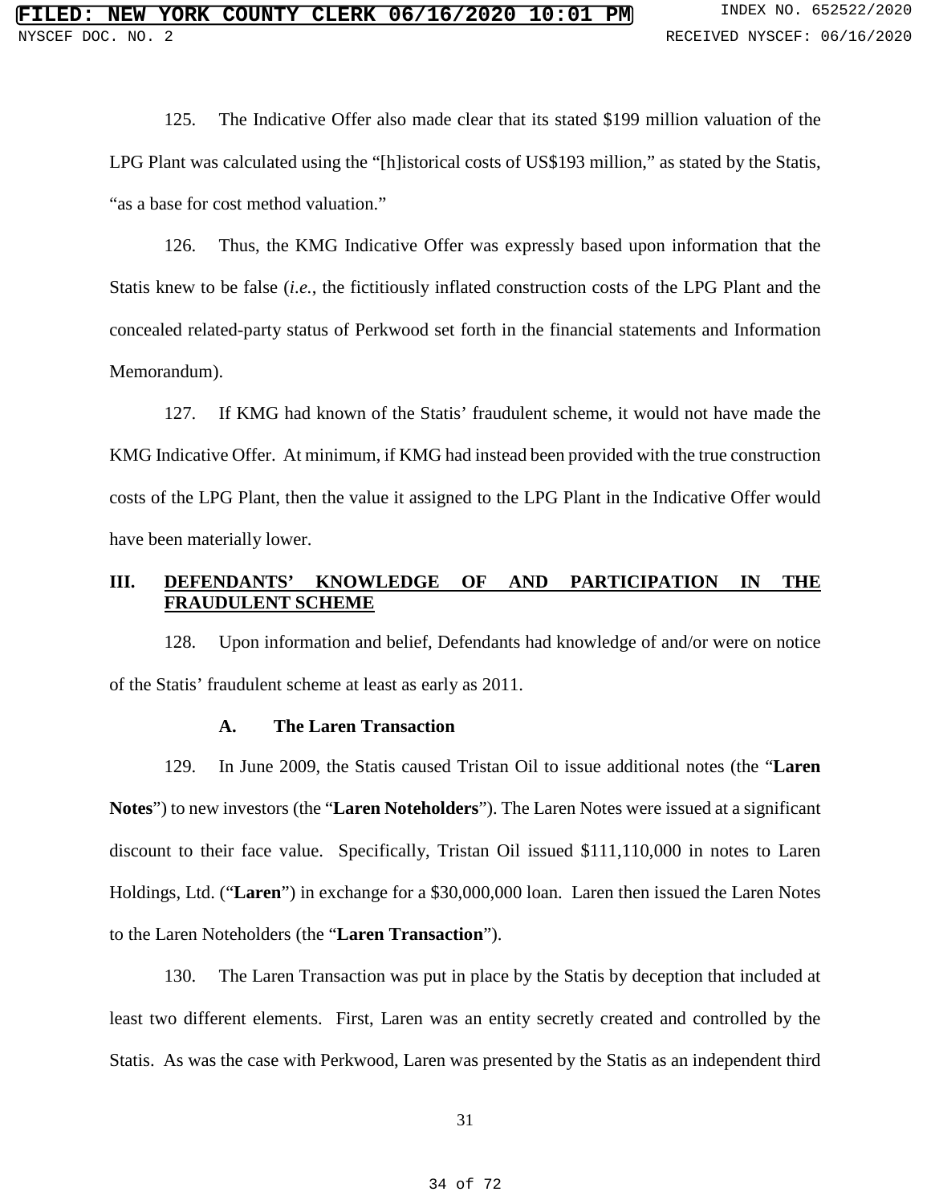125. The Indicative Offer also made clear that its stated $199 million valuation of the LPG Plant was calculated using the "[h]istorical costs of US$193 million," as stated by the Statis, "as a base for cost method valuation."

126. Thus, the KMG Indicative Offer was expressly based upon information that the Statis knew to be false (*i.e.*, the fictitiously inflated construction costs of the LPG Plant and the concealed related-party status of Perkwood set forth in the financial statements and Information Memorandum).

127. If KMG had known of the Statis' fraudulent scheme, it would not have made the KMG Indicative Offer. At minimum, if KMG had instead been provided with the true construction costs of the LPG Plant, then the value it assigned to the LPG Plant in the Indicative Offer would have been materially lower.

## III. DEFENDANTS' KNOWLEDGE OF AND PARTICIPATION IN THE FRAUDULENT SCHEME

128. Upon information and belief, Defendants had knowledge of and/or were on notice of the Statis' fraudulent scheme at least as early as 2011.

### A. The Laren Transaction

129. In June 2009, the Statis caused Tristan Oil to issue additional notes (the "**Laren Notes**") to new investors (the "**Laren Noteholders**"). The Laren Notes were issued at a significant discount to their face value. Specifically, Tristan Oil issued $111,110,000 in notes to Laren Holdings, Ltd. ("**Laren**") in exchange for a $30,000,000 loan. Laren then issued the Laren Notes to the Laren Noteholders (the "**Laren Transaction**").

130. The Laren Transaction was put in place by the Statis by deception that included at least two different elements. First, Laren was an entity secretly created and controlled by the Statis. As was the case with Perkwood, Laren was presented by the Statis as an independent third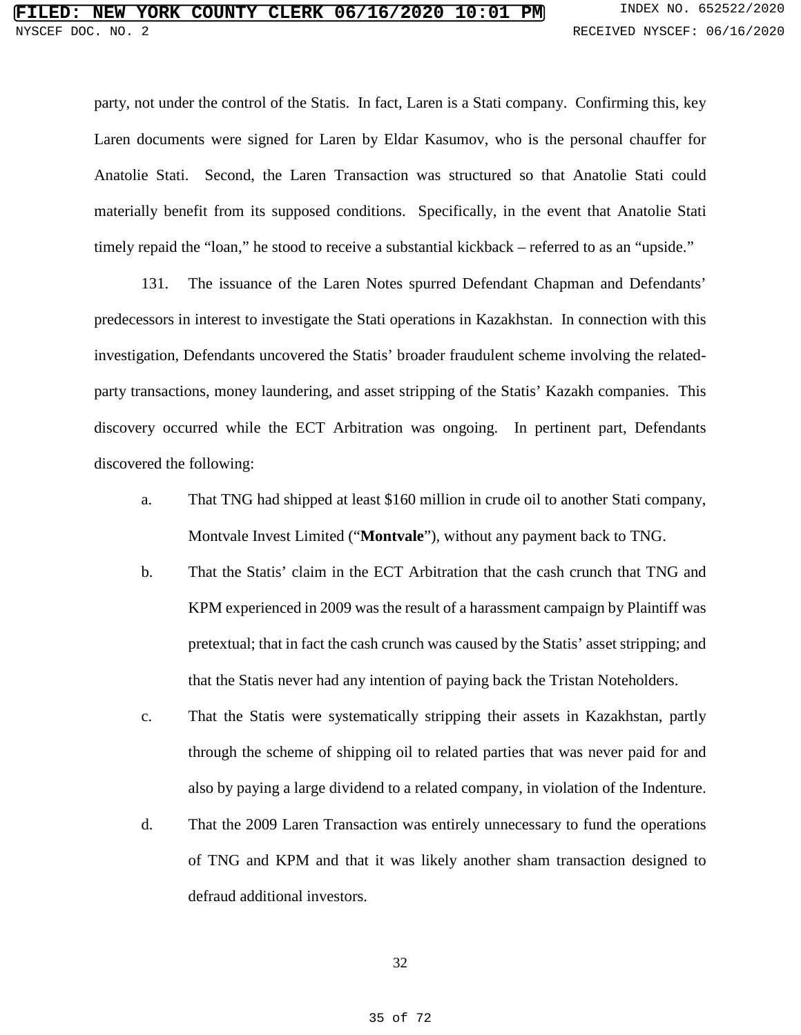party, not under the control of the Statis. In fact, Laren is a Stati company. Confirming this, key Laren documents were signed for Laren by Eldar Kasumov, who is the personal chauffer for Anatolie Stati. Second, the Laren Transaction was structured so that Anatolie Stati could materially benefit from its supposed conditions. Specifically, in the event that Anatolie Stati timely repaid the "loan," he stood to receive a substantial kickback – referred to as an "upside."

131. The issuance of the Laren Notes spurred Defendant Chapman and Defendants' predecessors in interest to investigate the Stati operations in Kazakhstan. In connection with this investigation, Defendants uncovered the Statis' broader fraudulent scheme involving the related-party transactions, money laundering, and asset stripping of the Statis' Kazakh companies. This discovery occurred while the ECT Arbitration was ongoing. In pertinent part, Defendants discovered the following:

a. That TNG had shipped at least $160 million in crude oil to another Stati company, Montvale Invest Limited ("**Montvale**"), without any payment back to TNG.

b. That the Statis' claim in the ECT Arbitration that the cash crunch that TNG and KPM experienced in 2009 was the result of a harassment campaign by Plaintiff was pretextual; that in fact the cash crunch was caused by the Statis' asset stripping; and that the Statis never had any intention of paying back the Tristan Noteholders.

c. That the Statis were systematically stripping their assets in Kazakhstan, partly through the scheme of shipping oil to related parties that was never paid for and also by paying a large dividend to a related company, in violation of the Indenture.

d. That the 2009 Laren Transaction was entirely unnecessary to fund the operations of TNG and KPM and that it was likely another sham transaction designed to defraud additional investors.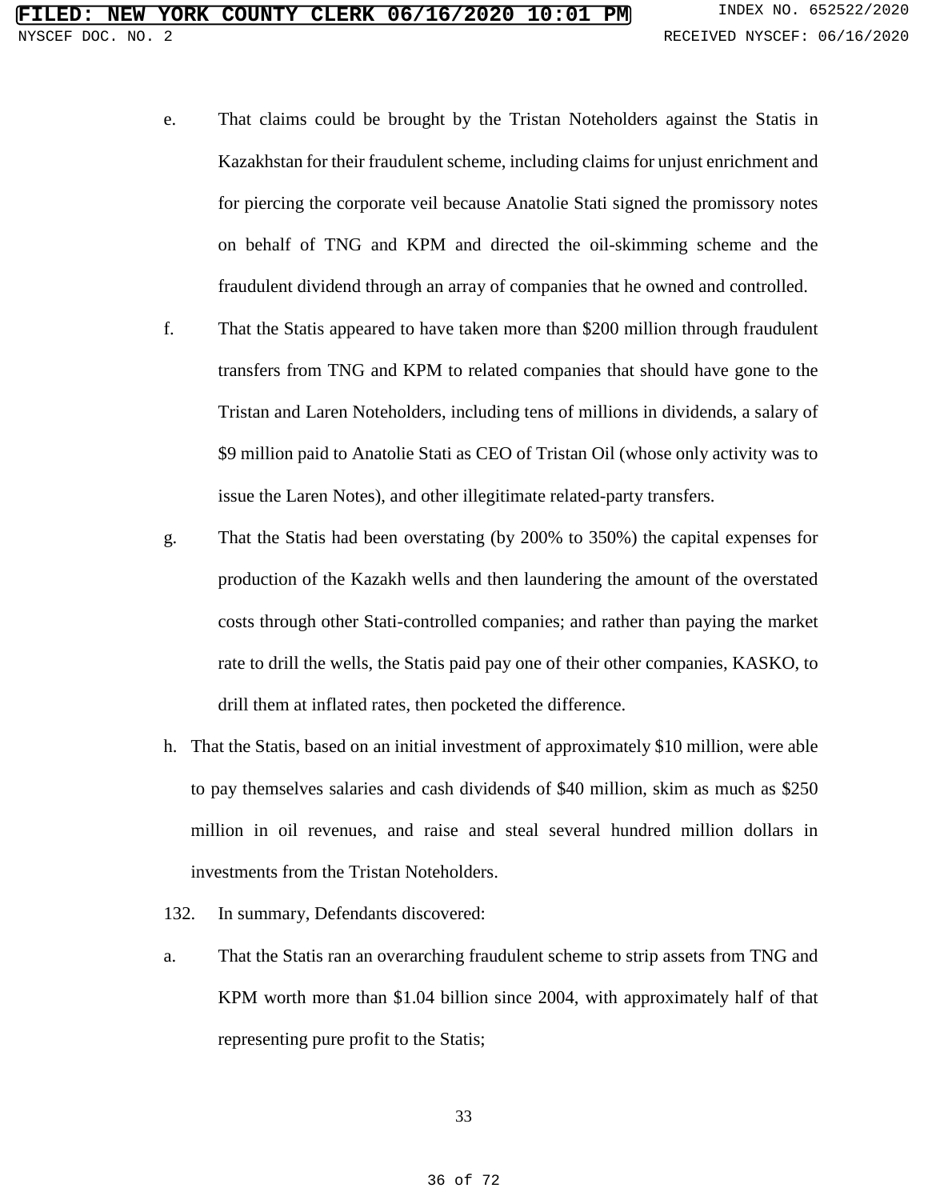e. That claims could be brought by the Tristan Noteholders against the Statis in Kazakhstan for their fraudulent scheme, including claims for unjust enrichment and for piercing the corporate veil because Anatolie Stati signed the promissory notes on behalf of TNG and KPM and directed the oil-skimming scheme and the fraudulent dividend through an array of companies that he owned and controlled.

f. That the Statis appeared to have taken more than $200 million through fraudulent transfers from TNG and KPM to related companies that should have gone to the Tristan and Laren Noteholders, including tens of millions in dividends, a salary of $9 million paid to Anatolie Stati as CEO of Tristan Oil (whose only activity was to issue the Laren Notes), and other illegitimate related-party transfers.

g. That the Statis had been overstating (by 200% to 350%) the capital expenses for production of the Kazakh wells and then laundering the amount of the overstated costs through other Stati-controlled companies; and rather than paying the market rate to drill the wells, the Statis paid pay one of their other companies, KASKO, to drill them at inflated rates, then pocketed the difference.

h. That the Statis, based on an initial investment of approximately $10 million, were able to pay themselves salaries and cash dividends of $40 million, skim as much as $250 million in oil revenues, and raise and steal several hundred million dollars in investments from the Tristan Noteholders.

132. In summary, Defendants discovered:

a. That the Statis ran an overarching fraudulent scheme to strip assets from TNG and KPM worth more than $1.04 billion since 2004, with approximately half of that representing pure profit to the Statis;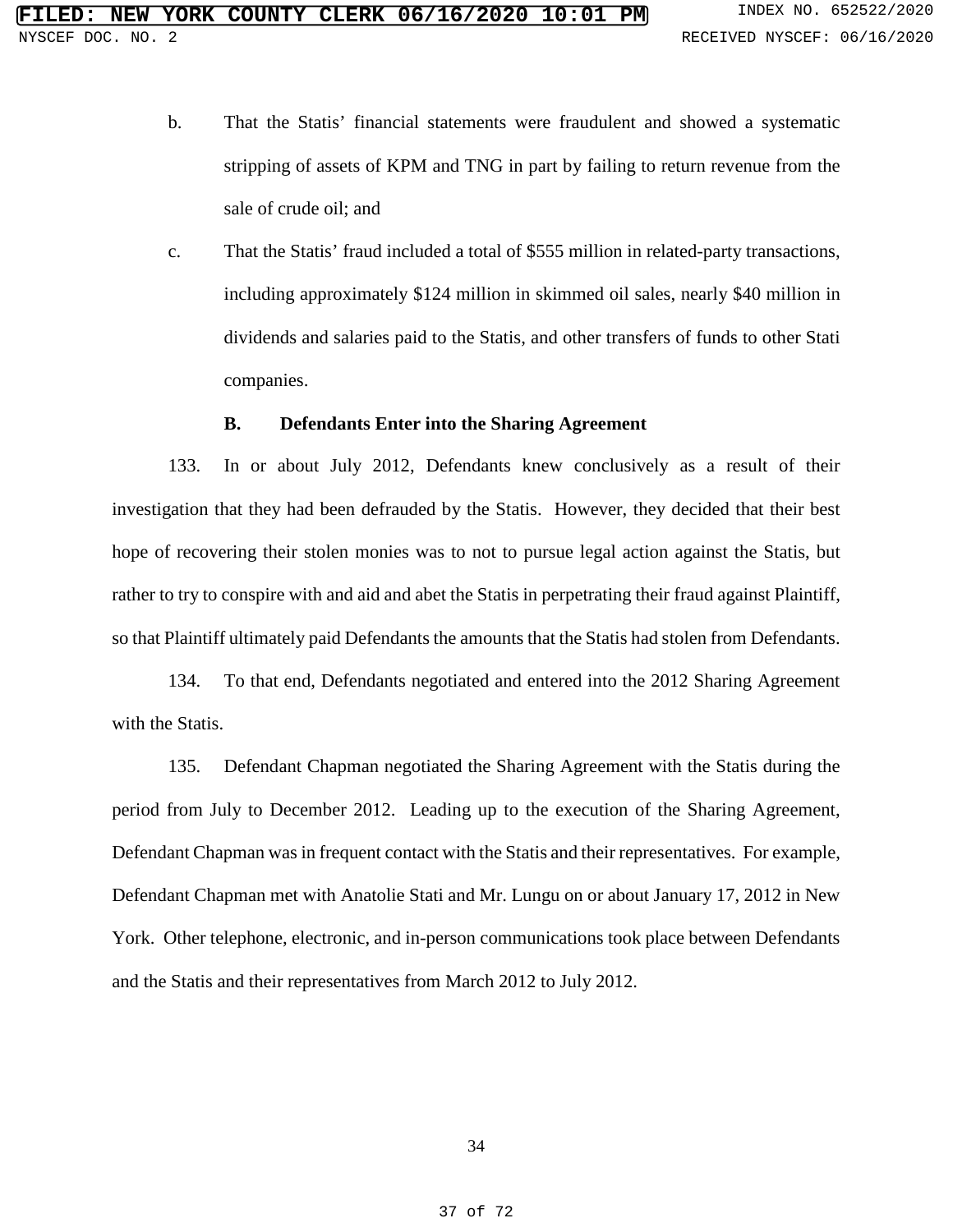b. That the Statis' financial statements were fraudulent and showed a systematic stripping of assets of KPM and TNG in part by failing to return revenue from the sale of crude oil; and

c. That the Statis' fraud included a total of $555 million in related-party transactions, including approximately $124 million in skimmed oil sales, nearly $40 million in dividends and salaries paid to the Statis, and other transfers of funds to other Stati companies.

**B. Defendants Enter into the Sharing Agreement**

133. In or about July 2012, Defendants knew conclusively as a result of their investigation that they had been defrauded by the Statis. However, they decided that their best hope of recovering their stolen monies was to not to pursue legal action against the Statis, but rather to try to conspire with and aid and abet the Statis in perpetrating their fraud against Plaintiff, so that Plaintiff ultimately paid Defendants the amounts that the Statis had stolen from Defendants.

134. To that end, Defendants negotiated and entered into the 2012 Sharing Agreement with the Statis.

135. Defendant Chapman negotiated the Sharing Agreement with the Statis during the period from July to December 2012. Leading up to the execution of the Sharing Agreement, Defendant Chapman was in frequent contact with the Statis and their representatives. For example, Defendant Chapman met with Anatolie Stati and Mr. Lungu on or about January 17, 2012 in New York. Other telephone, electronic, and in-person communications took place between Defendants and the Statis and their representatives from March 2012 to July 2012.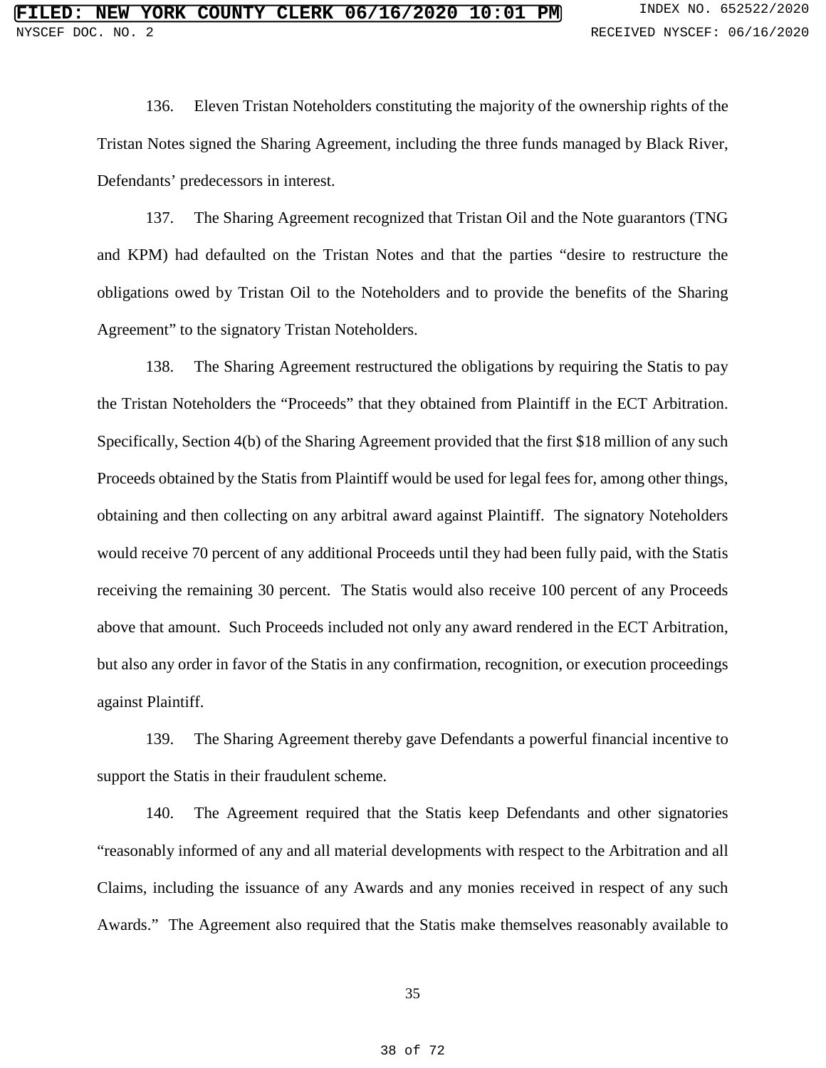136. Eleven Tristan Noteholders constituting the majority of the ownership rights of the Tristan Notes signed the Sharing Agreement, including the three funds managed by Black River, Defendants' predecessors in interest.

137. The Sharing Agreement recognized that Tristan Oil and the Note guarantors (TNG and KPM) had defaulted on the Tristan Notes and that the parties "desire to restructure the obligations owed by Tristan Oil to the Noteholders and to provide the benefits of the Sharing Agreement" to the signatory Tristan Noteholders.

138. The Sharing Agreement restructured the obligations by requiring the Statis to pay the Tristan Noteholders the "Proceeds" that they obtained from Plaintiff in the ECT Arbitration. Specifically, Section 4(b) of the Sharing Agreement provided that the first $18 million of any such Proceeds obtained by the Statis from Plaintiff would be used for legal fees for, among other things, obtaining and then collecting on any arbitral award against Plaintiff. The signatory Noteholders would receive 70 percent of any additional Proceeds until they had been fully paid, with the Statis receiving the remaining 30 percent. The Statis would also receive 100 percent of any Proceeds above that amount. Such Proceeds included not only any award rendered in the ECT Arbitration, but also any order in favor of the Statis in any confirmation, recognition, or execution proceedings against Plaintiff.

139. The Sharing Agreement thereby gave Defendants a powerful financial incentive to support the Statis in their fraudulent scheme.

140. The Agreement required that the Statis keep Defendants and other signatories "reasonably informed of any and all material developments with respect to the Arbitration and all Claims, including the issuance of any Awards and any monies received in respect of any such Awards." The Agreement also required that the Statis make themselves reasonably available to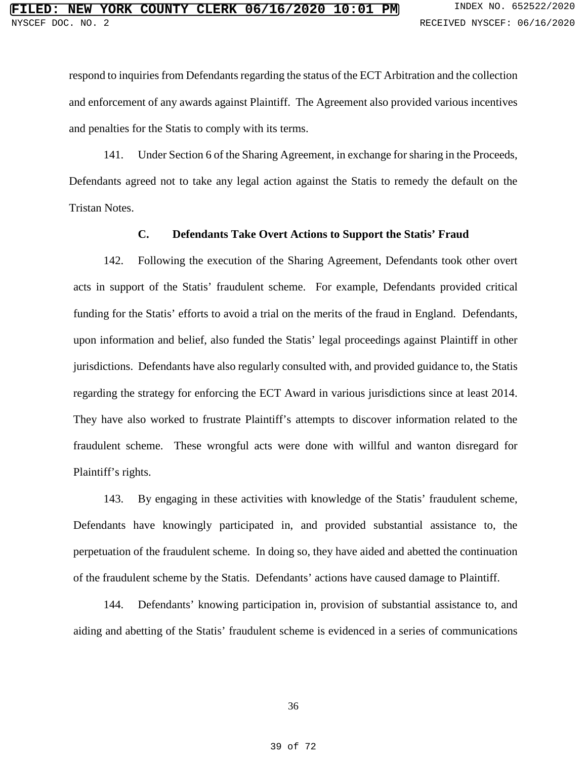respond to inquiries from Defendants regarding the status of the ECT Arbitration and the collection and enforcement of any awards against Plaintiff. The Agreement also provided various incentives and penalties for the Statis to comply with its terms.

141. Under Section 6 of the Sharing Agreement, in exchange for sharing in the Proceeds, Defendants agreed not to take any legal action against the Statis to remedy the default on the Tristan Notes.

### C. Defendants Take Overt Actions to Support the Statis' Fraud

142. Following the execution of the Sharing Agreement, Defendants took other overt acts in support of the Statis' fraudulent scheme. For example, Defendants provided critical funding for the Statis' efforts to avoid a trial on the merits of the fraud in England. Defendants, upon information and belief, also funded the Statis' legal proceedings against Plaintiff in other jurisdictions. Defendants have also regularly consulted with, and provided guidance to, the Statis regarding the strategy for enforcing the ECT Award in various jurisdictions since at least 2014. They have also worked to frustrate Plaintiff's attempts to discover information related to the fraudulent scheme. These wrongful acts were done with willful and wanton disregard for Plaintiff's rights.

143. By engaging in these activities with knowledge of the Statis' fraudulent scheme, Defendants have knowingly participated in, and provided substantial assistance to, the perpetuation of the fraudulent scheme. In doing so, they have aided and abetted the continuation of the fraudulent scheme by the Statis. Defendants' actions have caused damage to Plaintiff.

144. Defendants' knowing participation in, provision of substantial assistance to, and aiding and abetting of the Statis' fraudulent scheme is evidenced in a series of communications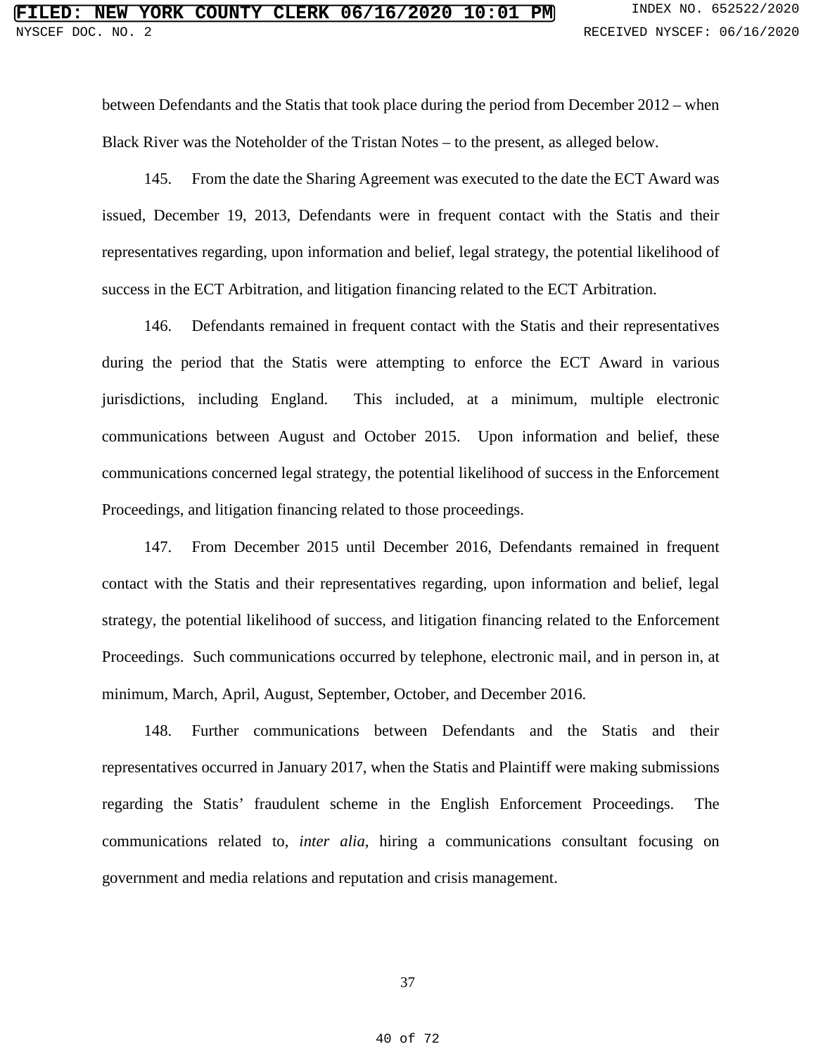between Defendants and the Statis that took place during the period from December 2012 – when Black River was the Noteholder of the Tristan Notes – to the present, as alleged below.

145. From the date the Sharing Agreement was executed to the date the ECT Award was issued, December 19, 2013, Defendants were in frequent contact with the Statis and their representatives regarding, upon information and belief, legal strategy, the potential likelihood of success in the ECT Arbitration, and litigation financing related to the ECT Arbitration.

146. Defendants remained in frequent contact with the Statis and their representatives during the period that the Statis were attempting to enforce the ECT Award in various jurisdictions, including England. This included, at a minimum, multiple electronic communications between August and October 2015. Upon information and belief, these communications concerned legal strategy, the potential likelihood of success in the Enforcement Proceedings, and litigation financing related to those proceedings.

147. From December 2015 until December 2016, Defendants remained in frequent contact with the Statis and their representatives regarding, upon information and belief, legal strategy, the potential likelihood of success, and litigation financing related to the Enforcement Proceedings. Such communications occurred by telephone, electronic mail, and in person in, at minimum, March, April, August, September, October, and December 2016.

148. Further communications between Defendants and the Statis and their representatives occurred in January 2017, when the Statis and Plaintiff were making submissions regarding the Statis' fraudulent scheme in the English Enforcement Proceedings. The communications related to, *inter alia*, hiring a communications consultant focusing on government and media relations and reputation and crisis management.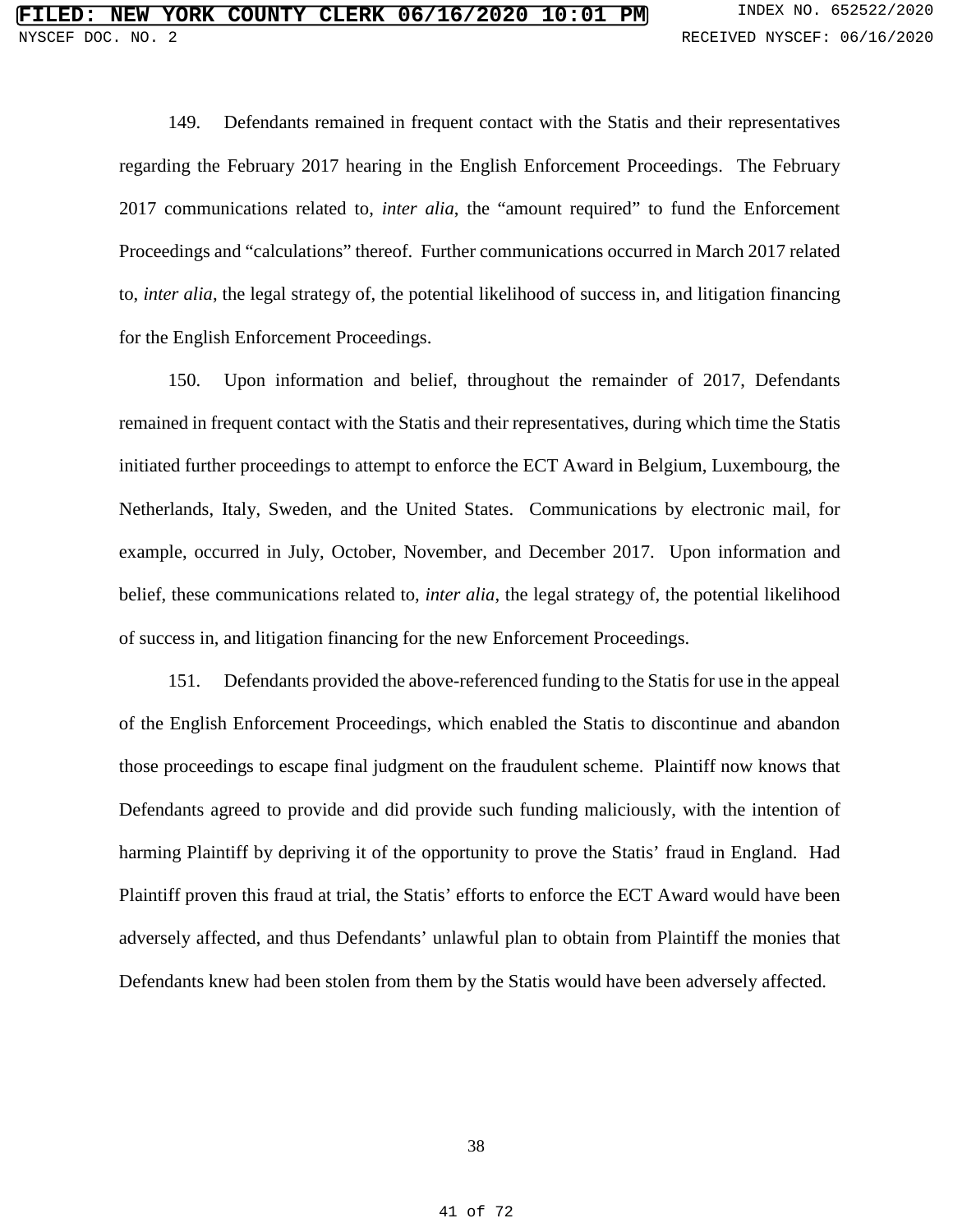149. Defendants remained in frequent contact with the Statis and their representatives regarding the February 2017 hearing in the English Enforcement Proceedings. The February 2017 communications related to, *inter alia*, the "amount required" to fund the Enforcement Proceedings and "calculations" thereof. Further communications occurred in March 2017 related to, *inter alia*, the legal strategy of, the potential likelihood of success in, and litigation financing for the English Enforcement Proceedings.

150. Upon information and belief, throughout the remainder of 2017, Defendants remained in frequent contact with the Statis and their representatives, during which time the Statis initiated further proceedings to attempt to enforce the ECT Award in Belgium, Luxembourg, the Netherlands, Italy, Sweden, and the United States. Communications by electronic mail, for example, occurred in July, October, November, and December 2017. Upon information and belief, these communications related to, *inter alia*, the legal strategy of, the potential likelihood of success in, and litigation financing for the new Enforcement Proceedings.

151. Defendants provided the above-referenced funding to the Statis for use in the appeal of the English Enforcement Proceedings, which enabled the Statis to discontinue and abandon those proceedings to escape final judgment on the fraudulent scheme. Plaintiff now knows that Defendants agreed to provide and did provide such funding maliciously, with the intention of harming Plaintiff by depriving it of the opportunity to prove the Statis' fraud in England. Had Plaintiff proven this fraud at trial, the Statis' efforts to enforce the ECT Award would have been adversely affected, and thus Defendants' unlawful plan to obtain from Plaintiff the monies that Defendants knew had been stolen from them by the Statis would have been adversely affected.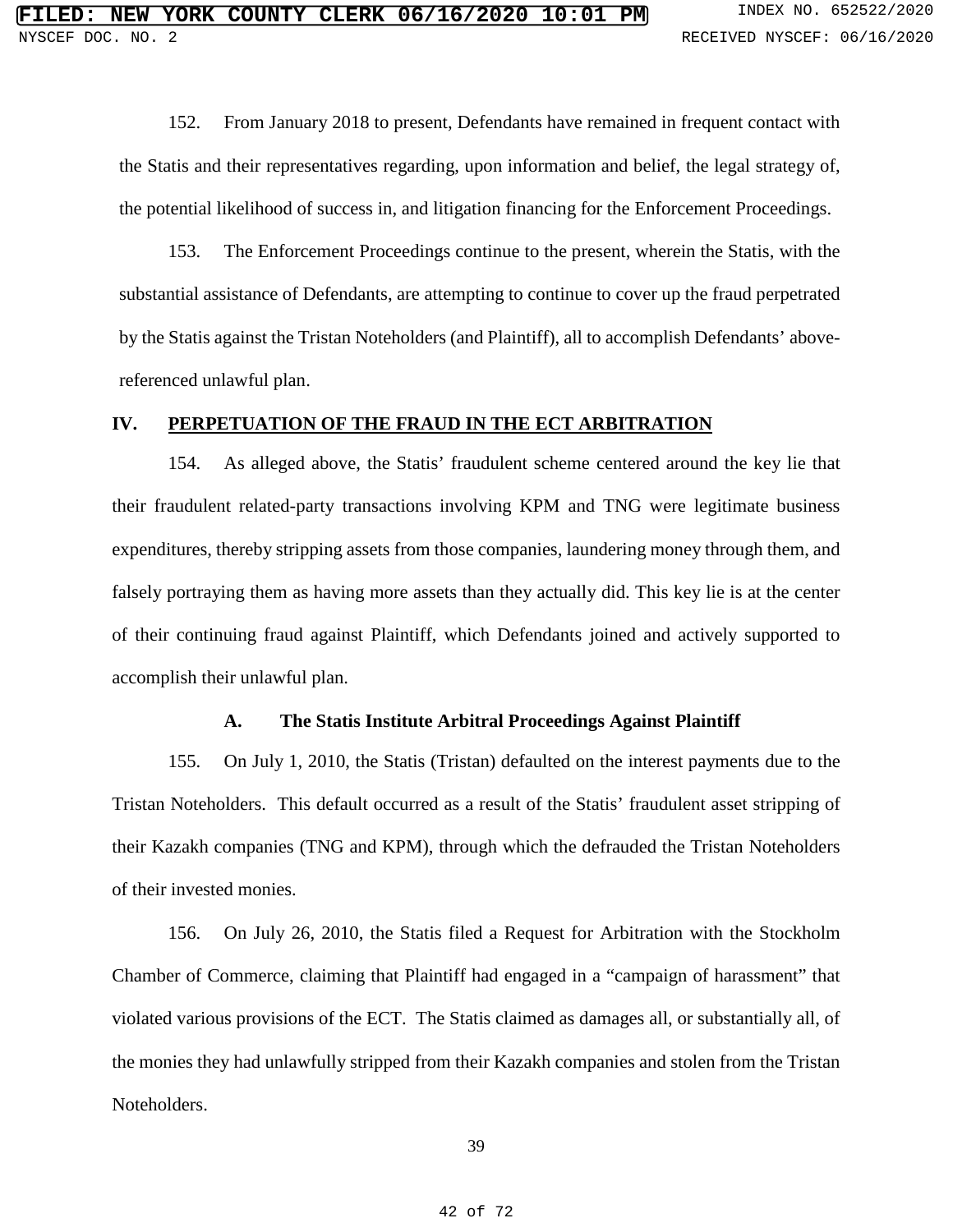152. From January 2018 to present, Defendants have remained in frequent contact with the Statis and their representatives regarding, upon information and belief, the legal strategy of, the potential likelihood of success in, and litigation financing for the Enforcement Proceedings.

153. The Enforcement Proceedings continue to the present, wherein the Statis, with the substantial assistance of Defendants, are attempting to continue to cover up the fraud perpetrated by the Statis against the Tristan Noteholders (and Plaintiff), all to accomplish Defendants' above-referenced unlawful plan.

## IV. PERPETUATION OF THE FRAUD IN THE ECT ARBITRATION

154. As alleged above, the Statis' fraudulent scheme centered around the key lie that their fraudulent related-party transactions involving KPM and TNG were legitimate business expenditures, thereby stripping assets from those companies, laundering money through them, and falsely portraying them as having more assets than they actually did. This key lie is at the center of their continuing fraud against Plaintiff, which Defendants joined and actively supported to accomplish their unlawful plan.

### A. The Statis Institute Arbitral Proceedings Against Plaintiff

155. On July 1, 2010, the Statis (Tristan) defaulted on the interest payments due to the Tristan Noteholders. This default occurred as a result of the Statis' fraudulent asset stripping of their Kazakh companies (TNG and KPM), through which the defrauded the Tristan Noteholders of their invested monies.

156. On July 26, 2010, the Statis filed a Request for Arbitration with the Stockholm Chamber of Commerce, claiming that Plaintiff had engaged in a "campaign of harassment" that violated various provisions of the ECT. The Statis claimed as damages all, or substantially all, of the monies they had unlawfully stripped from their Kazakh companies and stolen from the Tristan Noteholders.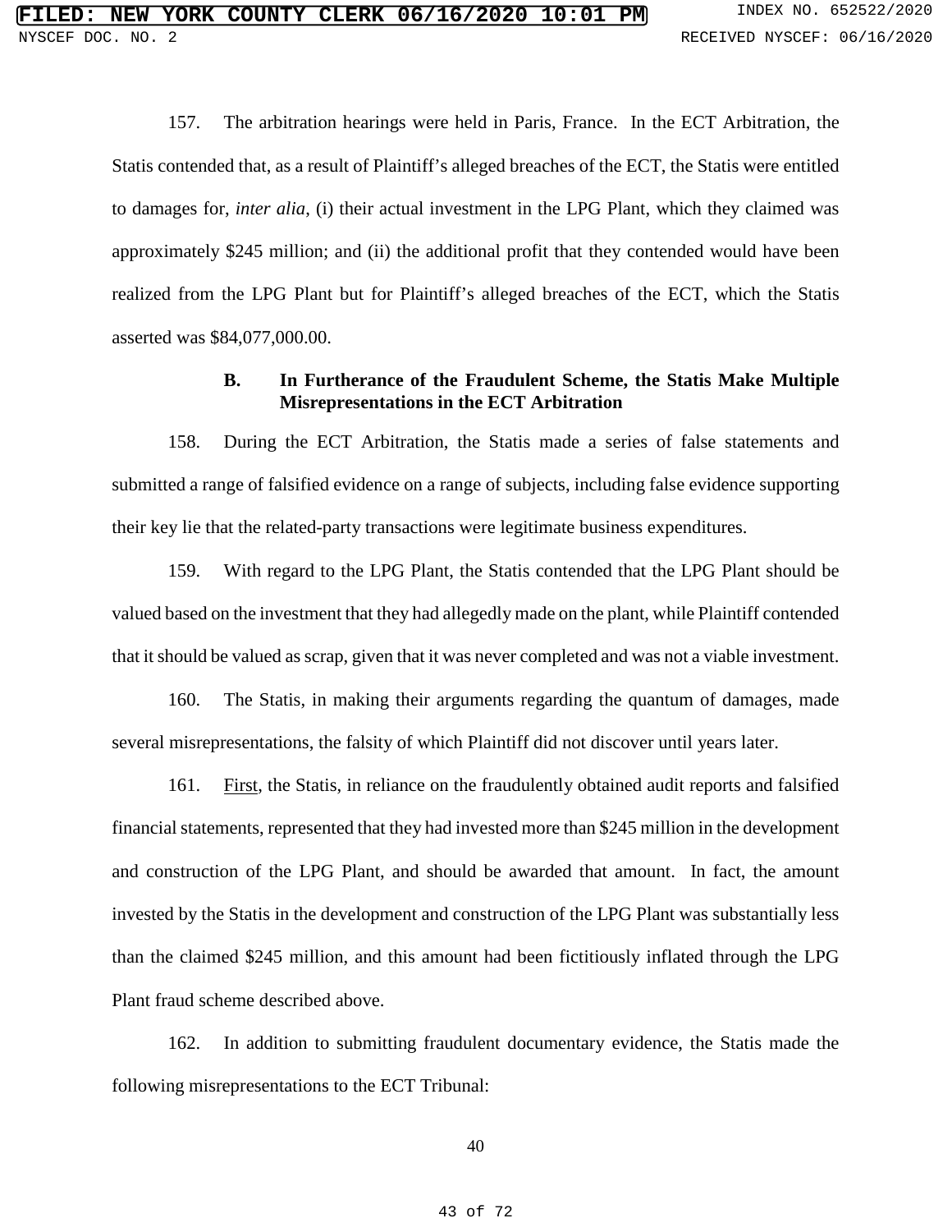157. The arbitration hearings were held in Paris, France. In the ECT Arbitration, the Statis contended that, as a result of Plaintiff's alleged breaches of the ECT, the Statis were entitled to damages for, *inter alia*, (i) their actual investment in the LPG Plant, which they claimed was approximately $245 million; and (ii) the additional profit that they contended would have been realized from the LPG Plant but for Plaintiff's alleged breaches of the ECT, which the Statis asserted was $84,077,000.00.

### B. In Furtherance of the Fraudulent Scheme, the Statis Make Multiple Misrepresentations in the ECT Arbitration

158. During the ECT Arbitration, the Statis made a series of false statements and submitted a range of falsified evidence on a range of subjects, including false evidence supporting their key lie that the related-party transactions were legitimate business expenditures.

159. With regard to the LPG Plant, the Statis contended that the LPG Plant should be valued based on the investment that they had allegedly made on the plant, while Plaintiff contended that it should be valued as scrap, given that it was never completed and was not a viable investment.

160. The Statis, in making their arguments regarding the quantum of damages, made several misrepresentations, the falsity of which Plaintiff did not discover until years later.

161. First, the Statis, in reliance on the fraudulently obtained audit reports and falsified financial statements, represented that they had invested more than $245 million in the development and construction of the LPG Plant, and should be awarded that amount. In fact, the amount invested by the Statis in the development and construction of the LPG Plant was substantially less than the claimed $245 million, and this amount had been fictitiously inflated through the LPG Plant fraud scheme described above.

162. In addition to submitting fraudulent documentary evidence, the Statis made the following misrepresentations to the ECT Tribunal: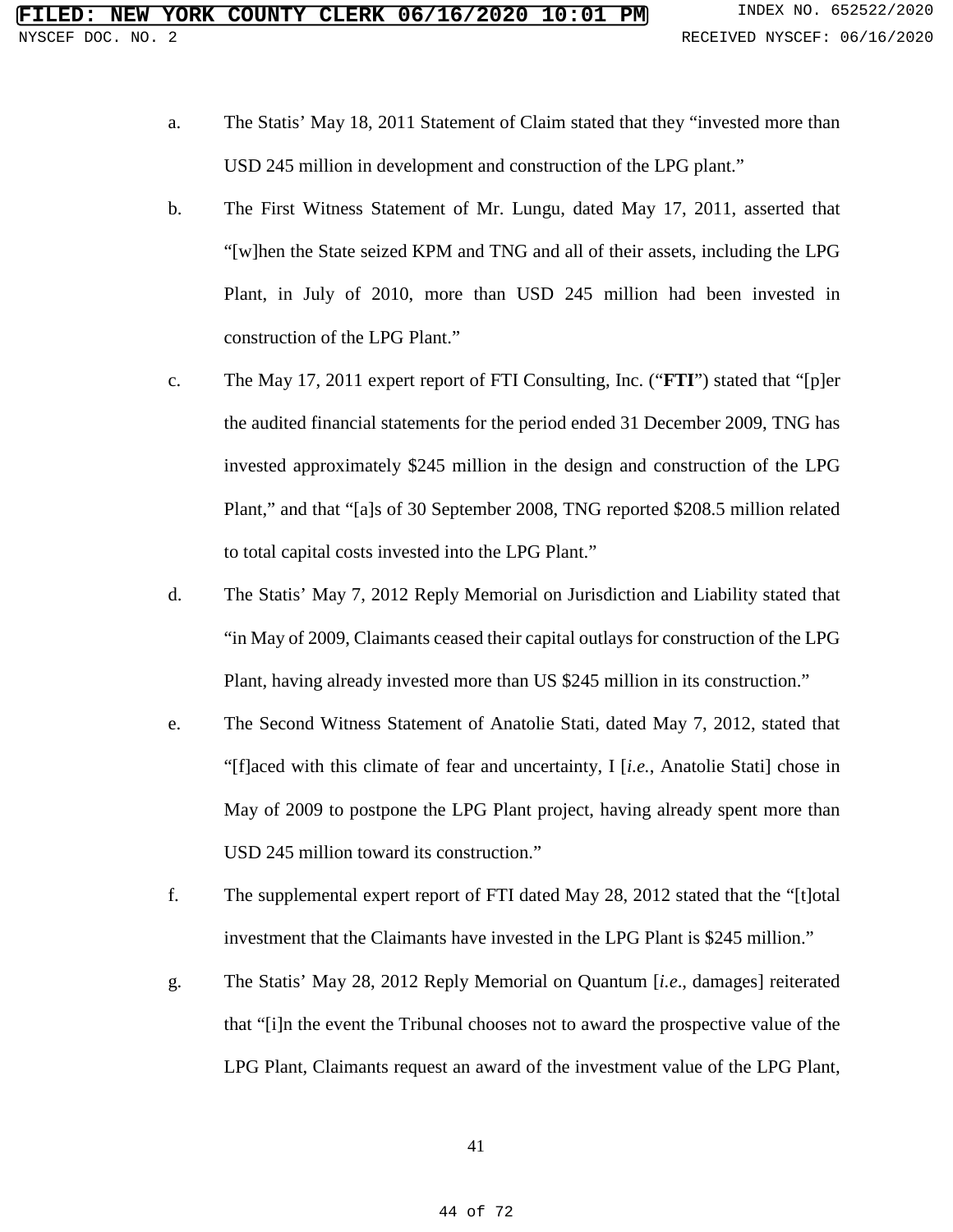a. The Statis' May 18, 2011 Statement of Claim stated that they "invested more than USD 245 million in development and construction of the LPG plant."

b. The First Witness Statement of Mr. Lungu, dated May 17, 2011, asserted that "[w]hen the State seized KPM and TNG and all of their assets, including the LPG Plant, in July of 2010, more than USD 245 million had been invested in construction of the LPG Plant."

c. The May 17, 2011 expert report of FTI Consulting, Inc. ("**FTI**") stated that "[p]er the audited financial statements for the period ended 31 December 2009, TNG has invested approximately $245 million in the design and construction of the LPG Plant," and that "[a]s of 30 September 2008, TNG reported $208.5 million related to total capital costs invested into the LPG Plant."

d. The Statis' May 7, 2012 Reply Memorial on Jurisdiction and Liability stated that "in May of 2009, Claimants ceased their capital outlays for construction of the LPG Plant, having already invested more than US $245 million in its construction."

e. The Second Witness Statement of Anatolie Stati, dated May 7, 2012, stated that "[f]aced with this climate of fear and uncertainty, I [*i.e.*, Anatolie Stati] chose in May of 2009 to postpone the LPG Plant project, having already spent more than USD 245 million toward its construction."

f. The supplemental expert report of FTI dated May 28, 2012 stated that the "[t]otal investment that the Claimants have invested in the LPG Plant is $245 million."

g. The Statis' May 28, 2012 Reply Memorial on Quantum [*i.e*., damages] reiterated that "[i]n the event the Tribunal chooses not to award the prospective value of the LPG Plant, Claimants request an award of the investment value of the LPG Plant,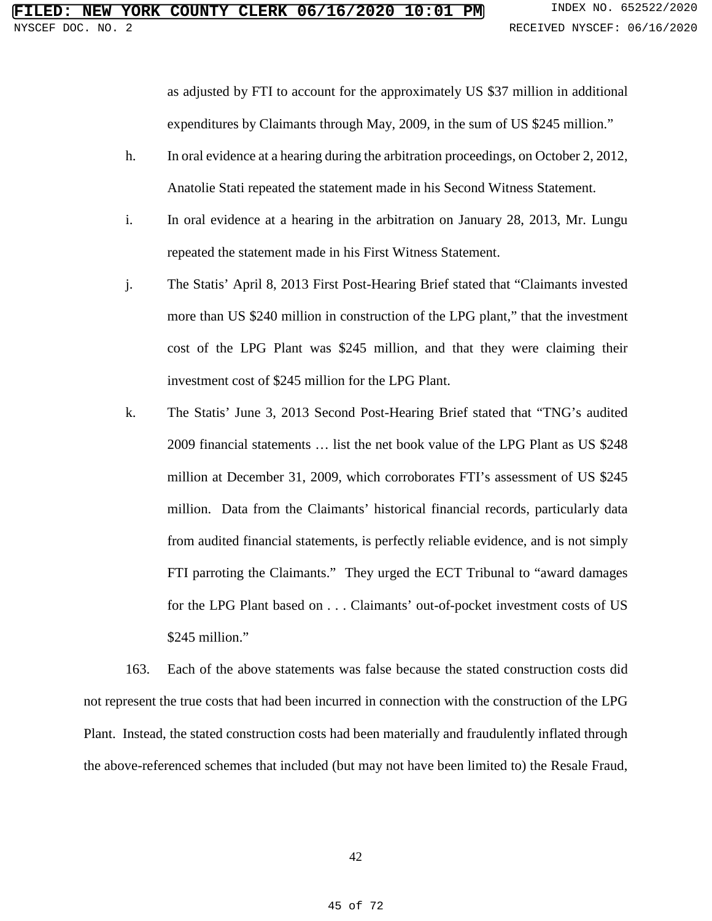as adjusted by FTI to account for the approximately US $37 million in additional expenditures by Claimants through May, 2009, in the sum of US $245 million."

h. In oral evidence at a hearing during the arbitration proceedings, on October 2, 2012, Anatolie Stati repeated the statement made in his Second Witness Statement.

i. In oral evidence at a hearing in the arbitration on January 28, 2013, Mr. Lungu repeated the statement made in his First Witness Statement.

j. The Statis' April 8, 2013 First Post-Hearing Brief stated that "Claimants invested more than US $240 million in construction of the LPG plant," that the investment cost of the LPG Plant was $245 million, and that they were claiming their investment cost of $245 million for the LPG Plant.

k. The Statis' June 3, 2013 Second Post-Hearing Brief stated that "TNG's audited 2009 financial statements … list the net book value of the LPG Plant as US $248 million at December 31, 2009, which corroborates FTI's assessment of US $245 million. Data from the Claimants' historical financial records, particularly data from audited financial statements, is perfectly reliable evidence, and is not simply FTI parroting the Claimants." They urged the ECT Tribunal to "award damages for the LPG Plant based on . . . Claimants' out-of-pocket investment costs of US $245 million."

163. Each of the above statements was false because the stated construction costs did not represent the true costs that had been incurred in connection with the construction of the LPG Plant. Instead, the stated construction costs had been materially and fraudulently inflated through the above-referenced schemes that included (but may not have been limited to) the Resale Fraud,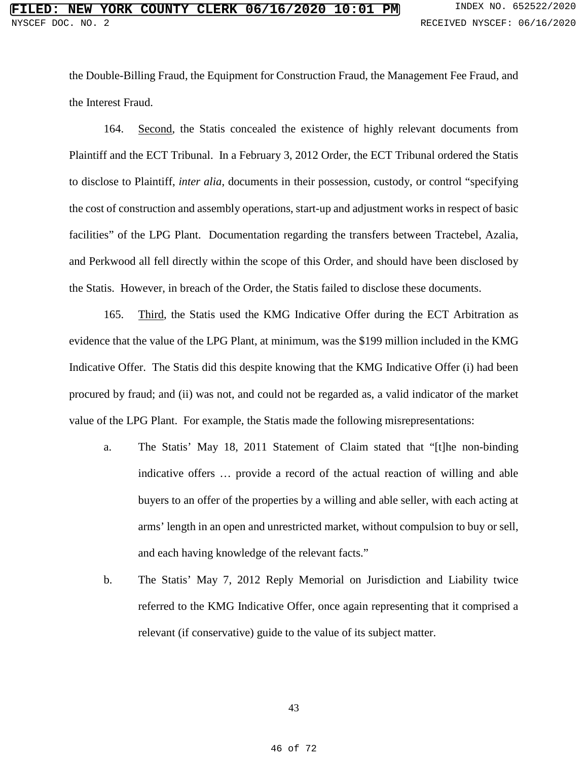the Double-Billing Fraud, the Equipment for Construction Fraud, the Management Fee Fraud, and the Interest Fraud.

164. Second, the Statis concealed the existence of highly relevant documents from Plaintiff and the ECT Tribunal. In a February 3, 2012 Order, the ECT Tribunal ordered the Statis to disclose to Plaintiff, *inter alia*, documents in their possession, custody, or control "specifying the cost of construction and assembly operations, start-up and adjustment works in respect of basic facilities" of the LPG Plant. Documentation regarding the transfers between Tractebel, Azalia, and Perkwood all fell directly within the scope of this Order, and should have been disclosed by the Statis. However, in breach of the Order, the Statis failed to disclose these documents.

165. Third, the Statis used the KMG Indicative Offer during the ECT Arbitration as evidence that the value of the LPG Plant, at minimum, was the $199 million included in the KMG Indicative Offer. The Statis did this despite knowing that the KMG Indicative Offer (i) had been procured by fraud; and (ii) was not, and could not be regarded as, a valid indicator of the market value of the LPG Plant. For example, the Statis made the following misrepresentations:

a. The Statis' May 18, 2011 Statement of Claim stated that "[t]he non-binding indicative offers … provide a record of the actual reaction of willing and able buyers to an offer of the properties by a willing and able seller, with each acting at arms' length in an open and unrestricted market, without compulsion to buy or sell, and each having knowledge of the relevant facts."

b. The Statis' May 7, 2012 Reply Memorial on Jurisdiction and Liability twice referred to the KMG Indicative Offer, once again representing that it comprised a relevant (if conservative) guide to the value of its subject matter.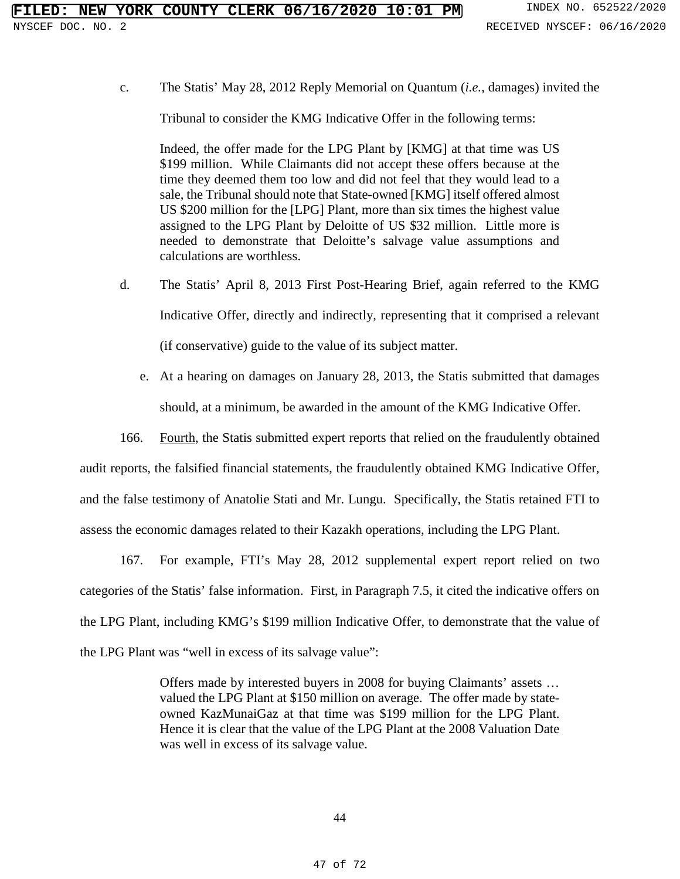c. The Statis' May 28, 2012 Reply Memorial on Quantum (*i.e.*, damages) invited the Tribunal to consider the KMG Indicative Offer in the following terms:

> Indeed, the offer made for the LPG Plant by [KMG] at that time was US $199 million. While Claimants did not accept these offers because at the time they deemed them too low and did not feel that they would lead to a sale, the Tribunal should note that State-owned [KMG] itself offered almost US $200 million for the [LPG] Plant, more than six times the highest value assigned to the LPG Plant by Deloitte of US $32 million. Little more is needed to demonstrate that Deloitte's salvage value assumptions and calculations are worthless.

d. The Statis' April 8, 2013 First Post-Hearing Brief, again referred to the KMG Indicative Offer, directly and indirectly, representing that it comprised a relevant (if conservative) guide to the value of its subject matter.

e. At a hearing on damages on January 28, 2013, the Statis submitted that damages should, at a minimum, be awarded in the amount of the KMG Indicative Offer.

166. Fourth, the Statis submitted expert reports that relied on the fraudulently obtained audit reports, the falsified financial statements, the fraudulently obtained KMG Indicative Offer, and the false testimony of Anatolie Stati and Mr. Lungu. Specifically, the Statis retained FTI to assess the economic damages related to their Kazakh operations, including the LPG Plant.

167. For example, FTI's May 28, 2012 supplemental expert report relied on two categories of the Statis' false information. First, in Paragraph 7.5, it cited the indicative offers on the LPG Plant, including KMG's $199 million Indicative Offer, to demonstrate that the value of the LPG Plant was "well in excess of its salvage value":

> Offers made by interested buyers in 2008 for buying Claimants' assets … valued the LPG Plant at $150 million on average. The offer made by state-owned KazMunaiGaz at that time was $199 million for the LPG Plant. Hence it is clear that the value of the LPG Plant at the 2008 Valuation Date was well in excess of its salvage value.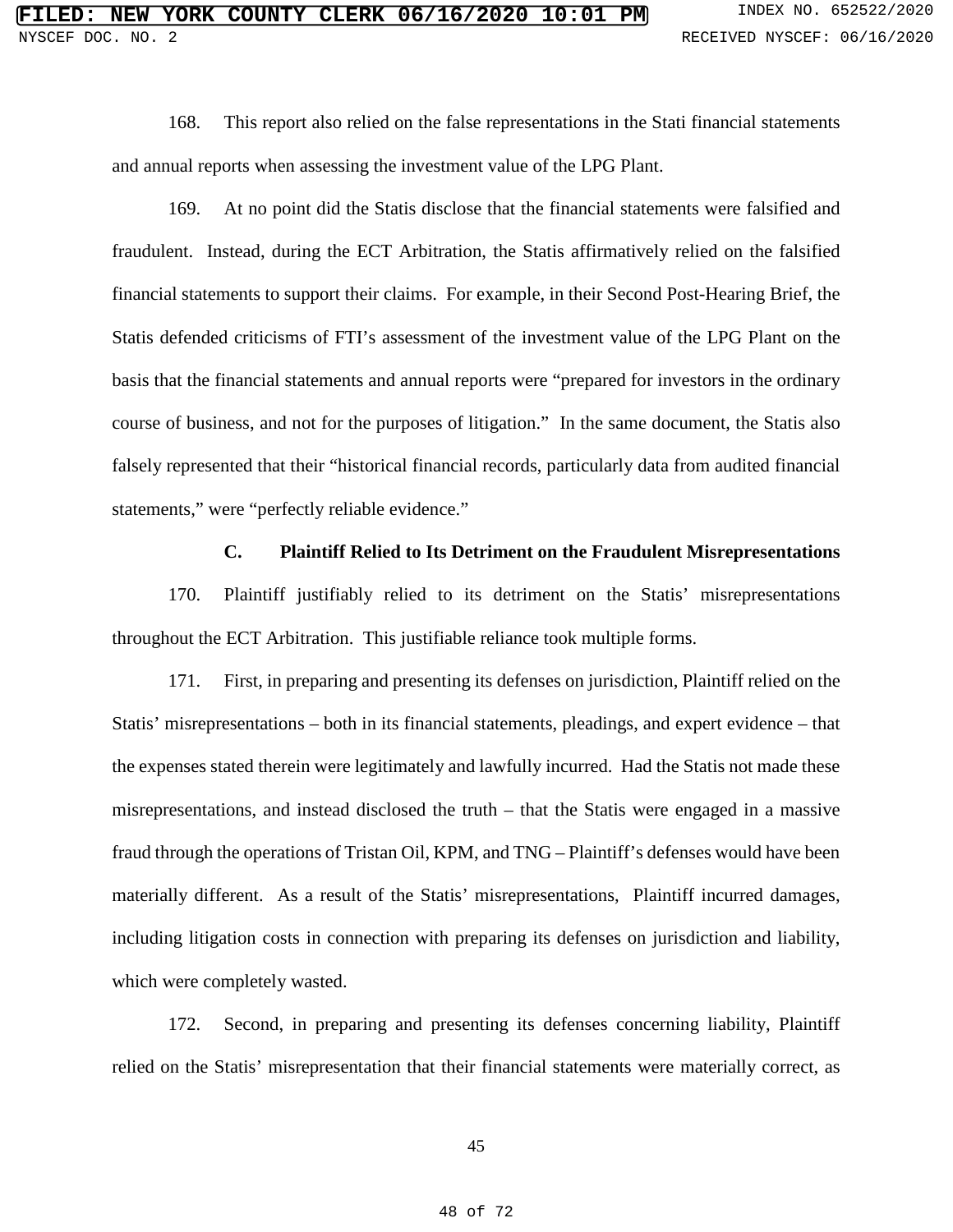168. This report also relied on the false representations in the Stati financial statements and annual reports when assessing the investment value of the LPG Plant.

169. At no point did the Statis disclose that the financial statements were falsified and fraudulent. Instead, during the ECT Arbitration, the Statis affirmatively relied on the falsified financial statements to support their claims. For example, in their Second Post-Hearing Brief, the Statis defended criticisms of FTI's assessment of the investment value of the LPG Plant on the basis that the financial statements and annual reports were "prepared for investors in the ordinary course of business, and not for the purposes of litigation." In the same document, the Statis also falsely represented that their "historical financial records, particularly data from audited financial statements," were "perfectly reliable evidence."

### C. Plaintiff Relied to Its Detriment on the Fraudulent Misrepresentations

170. Plaintiff justifiably relied to its detriment on the Statis' misrepresentations throughout the ECT Arbitration. This justifiable reliance took multiple forms.

171. First, in preparing and presenting its defenses on jurisdiction, Plaintiff relied on the Statis' misrepresentations – both in its financial statements, pleadings, and expert evidence – that the expenses stated therein were legitimately and lawfully incurred. Had the Statis not made these misrepresentations, and instead disclosed the truth – that the Statis were engaged in a massive fraud through the operations of Tristan Oil, KPM, and TNG – Plaintiff's defenses would have been materially different. As a result of the Statis' misrepresentations, Plaintiff incurred damages, including litigation costs in connection with preparing its defenses on jurisdiction and liability, which were completely wasted.

172. Second, in preparing and presenting its defenses concerning liability, Plaintiff relied on the Statis' misrepresentation that their financial statements were materially correct, as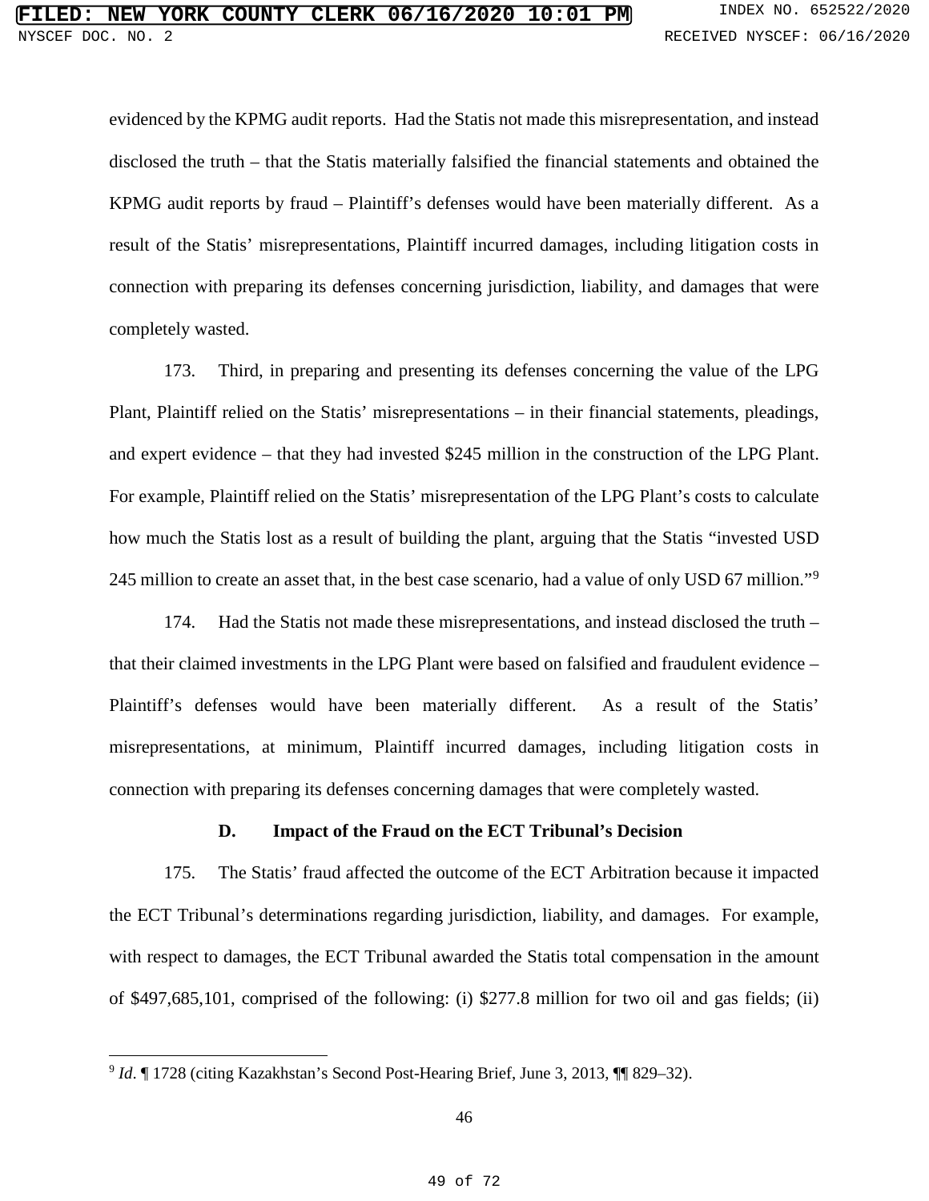evidenced by the KPMG audit reports. Had the Statis not made this misrepresentation, and instead disclosed the truth – that the Statis materially falsified the financial statements and obtained the KPMG audit reports by fraud – Plaintiff's defenses would have been materially different. As a result of the Statis' misrepresentations, Plaintiff incurred damages, including litigation costs in connection with preparing its defenses concerning jurisdiction, liability, and damages that were completely wasted.

173. Third, in preparing and presenting its defenses concerning the value of the LPG Plant, Plaintiff relied on the Statis' misrepresentations – in their financial statements, pleadings, and expert evidence – that they had invested $245 million in the construction of the LPG Plant. For example, Plaintiff relied on the Statis' misrepresentation of the LPG Plant's costs to calculate how much the Statis lost as a result of building the plant, arguing that the Statis "invested USD 245 million to create an asset that, in the best case scenario, had a value of only USD 67 million."[9]

174. Had the Statis not made these misrepresentations, and instead disclosed the truth – that their claimed investments in the LPG Plant were based on falsified and fraudulent evidence – Plaintiff's defenses would have been materially different. As a result of the Statis' misrepresentations, at minimum, Plaintiff incurred damages, including litigation costs in connection with preparing its defenses concerning damages that were completely wasted.

### D. Impact of the Fraud on the ECT Tribunal's Decision

175. The Statis' fraud affected the outcome of the ECT Arbitration because it impacted the ECT Tribunal's determinations regarding jurisdiction, liability, and damages. For example, with respect to damages, the ECT Tribunal awarded the Statis total compensation in the amount of $497,685,101, comprised of the following: (i) $277.8 million for two oil and gas fields; (ii)

---

[9] *Id*. ¶ 1728 (citing Kazakhstan's Second Post-Hearing Brief, June 3, 2013, ¶¶ 829–32).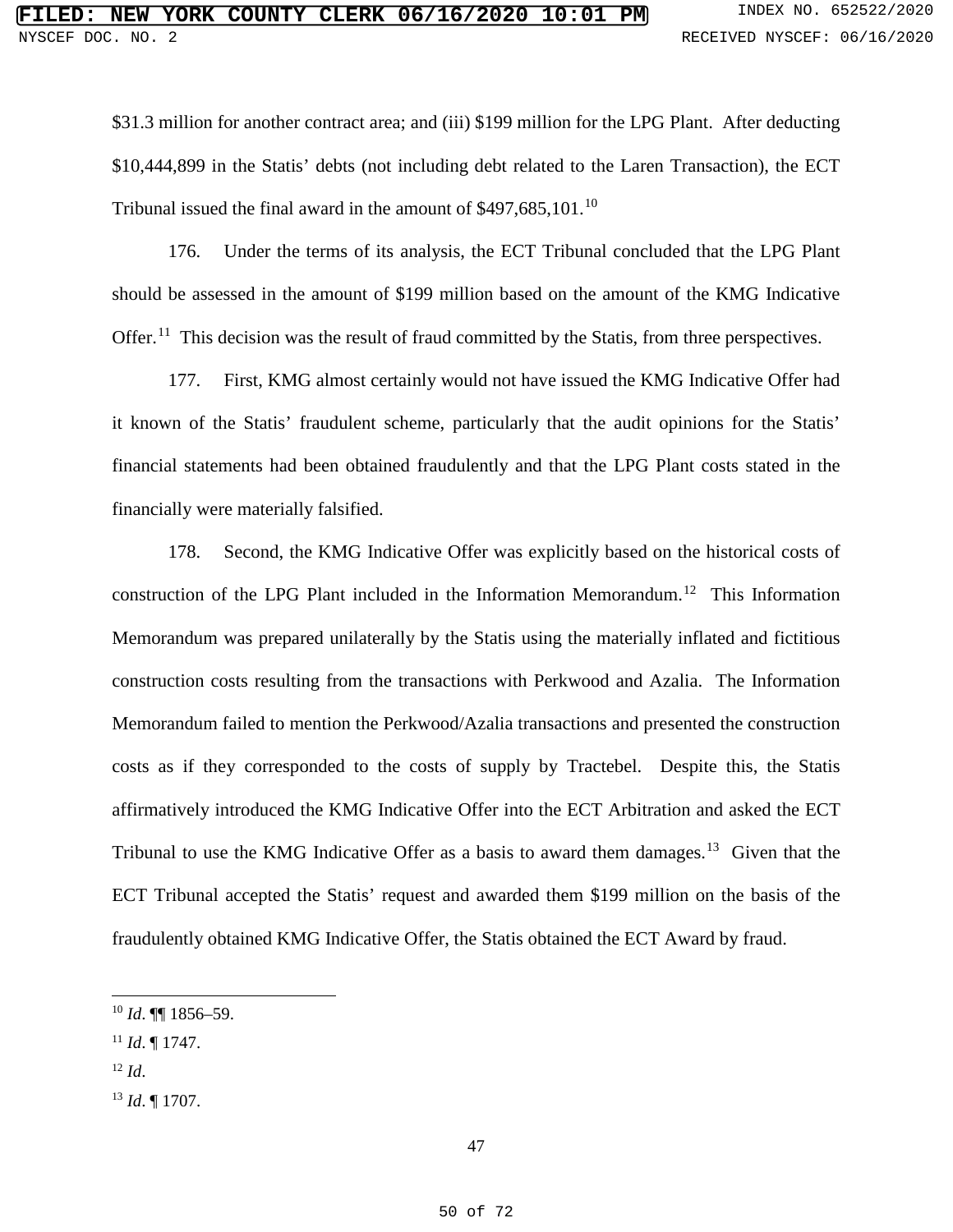$31.3 million for another contract area; and (iii) $199 million for the LPG Plant. After deducting $10,444,899 in the Statis' debts (not including debt related to the Laren Transaction), the ECT Tribunal issued the final award in the amount of $497,685,101.[10]

176. Under the terms of its analysis, the ECT Tribunal concluded that the LPG Plant should be assessed in the amount of $199 million based on the amount of the KMG Indicative Offer.[11] This decision was the result of fraud committed by the Statis, from three perspectives.

177. First, KMG almost certainly would not have issued the KMG Indicative Offer had it known of the Statis' fraudulent scheme, particularly that the audit opinions for the Statis' financial statements had been obtained fraudulently and that the LPG Plant costs stated in the financially were materially falsified.

178. Second, the KMG Indicative Offer was explicitly based on the historical costs of construction of the LPG Plant included in the Information Memorandum.[12] This Information Memorandum was prepared unilaterally by the Statis using the materially inflated and fictitious construction costs resulting from the transactions with Perkwood and Azalia. The Information Memorandum failed to mention the Perkwood/Azalia transactions and presented the construction costs as if they corresponded to the costs of supply by Tractebel. Despite this, the Statis affirmatively introduced the KMG Indicative Offer into the ECT Arbitration and asked the ECT Tribunal to use the KMG Indicative Offer as a basis to award them damages.[13] Given that the ECT Tribunal accepted the Statis' request and awarded them $199 million on the basis of the fraudulently obtained KMG Indicative Offer, the Statis obtained the ECT Award by fraud.

---

[10] *Id*. ¶¶ 1856–59.

[11] *Id*. ¶ 1747.

[12] *Id*.

[13] *Id*. ¶ 1707.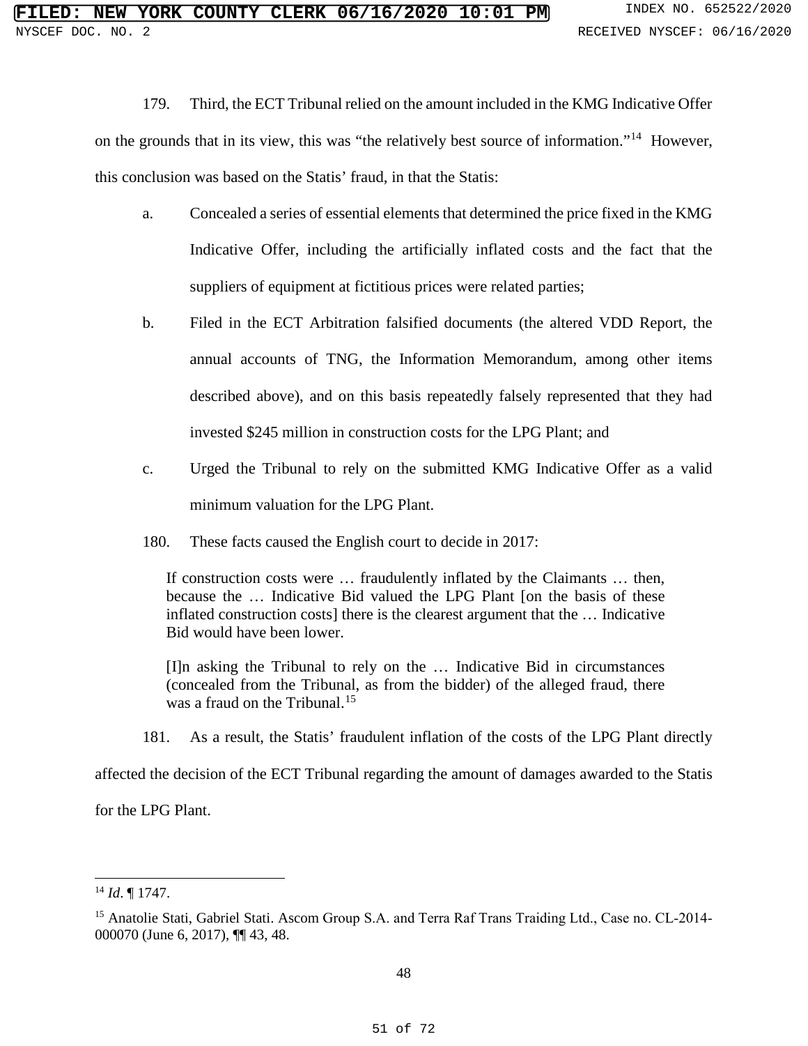179. Third, the ECT Tribunal relied on the amount included in the KMG Indicative Offer on the grounds that in its view, this was "the relatively best source of information."[14] However, this conclusion was based on the Statis' fraud, in that the Statis:

a. Concealed a series of essential elements that determined the price fixed in the KMG Indicative Offer, including the artificially inflated costs and the fact that the suppliers of equipment at fictitious prices were related parties;

b. Filed in the ECT Arbitration falsified documents (the altered VDD Report, the annual accounts of TNG, the Information Memorandum, among other items described above), and on this basis repeatedly falsely represented that they had invested $245 million in construction costs for the LPG Plant; and

c. Urged the Tribunal to rely on the submitted KMG Indicative Offer as a valid minimum valuation for the LPG Plant.

180. These facts caused the English court to decide in 2017:

> If construction costs were … fraudulently inflated by the Claimants … then, because the … Indicative Bid valued the LPG Plant [on the basis of these inflated construction costs] there is the clearest argument that the … Indicative Bid would have been lower.
>
> [I]n asking the Tribunal to rely on the … Indicative Bid in circumstances (concealed from the Tribunal, as from the bidder) of the alleged fraud, there was a fraud on the Tribunal.[15]

181. As a result, the Statis' fraudulent inflation of the costs of the LPG Plant directly affected the decision of the ECT Tribunal regarding the amount of damages awarded to the Statis for the LPG Plant.

---

[14] *Id*. ¶ 1747.

[15] Anatolie Stati, Gabriel Stati. Ascom Group S.A. and Terra Raf Trans Traiding Ltd., Case no. CL-2014-000070 (June 6, 2017), ¶¶ 43, 48.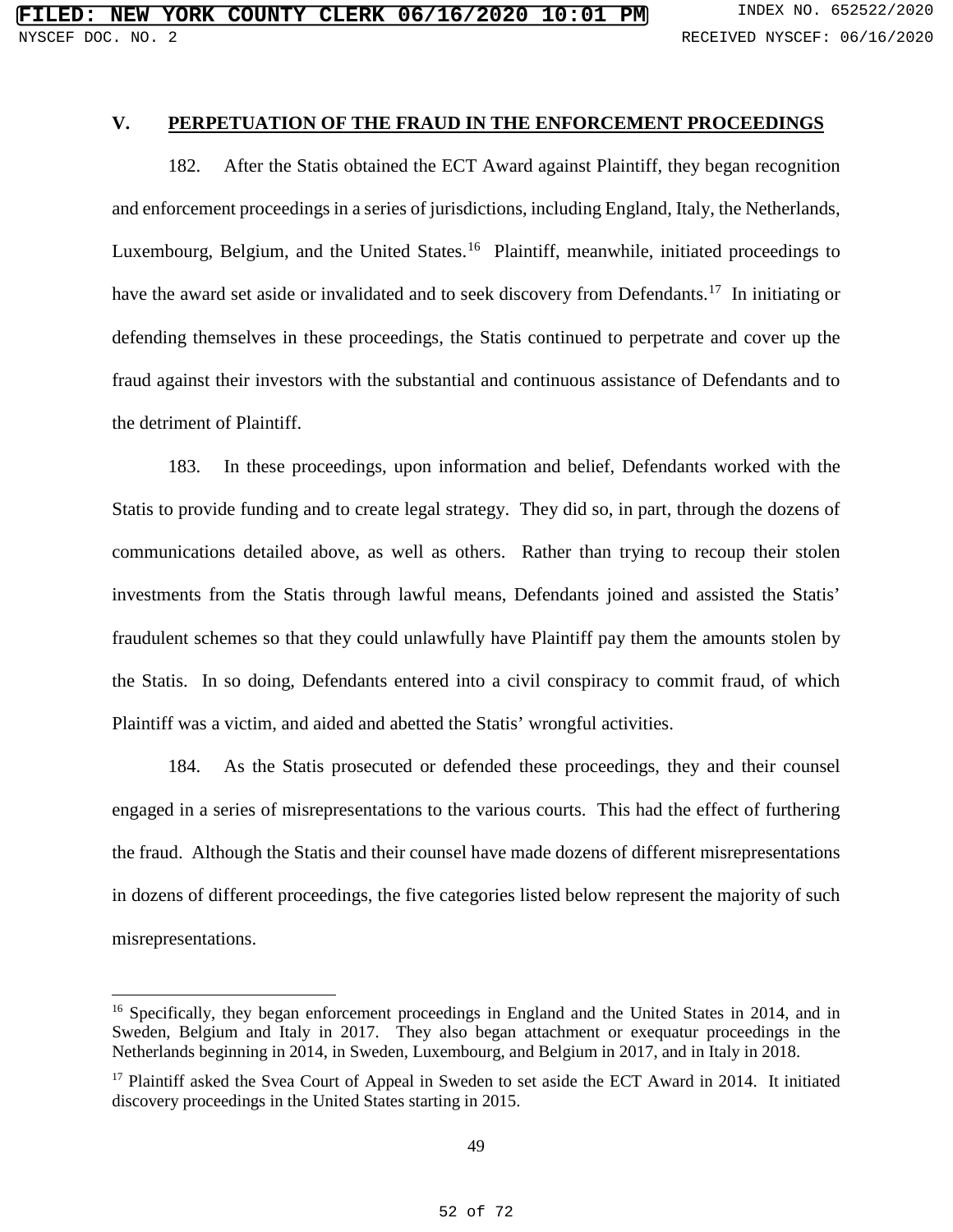## V. PERPETUATION OF THE FRAUD IN THE ENFORCEMENT PROCEEDINGS

182. After the Statis obtained the ECT Award against Plaintiff, they began recognition and enforcement proceedings in a series of jurisdictions, including England, Italy, the Netherlands, Luxembourg, Belgium, and the United States.[16] Plaintiff, meanwhile, initiated proceedings to have the award set aside or invalidated and to seek discovery from Defendants.[17] In initiating or defending themselves in these proceedings, the Statis continued to perpetrate and cover up the fraud against their investors with the substantial and continuous assistance of Defendants and to the detriment of Plaintiff.

183. In these proceedings, upon information and belief, Defendants worked with the Statis to provide funding and to create legal strategy. They did so, in part, through the dozens of communications detailed above, as well as others. Rather than trying to recoup their stolen investments from the Statis through lawful means, Defendants joined and assisted the Statis' fraudulent schemes so that they could unlawfully have Plaintiff pay them the amounts stolen by the Statis. In so doing, Defendants entered into a civil conspiracy to commit fraud, of which Plaintiff was a victim, and aided and abetted the Statis' wrongful activities.

184. As the Statis prosecuted or defended these proceedings, they and their counsel engaged in a series of misrepresentations to the various courts. This had the effect of furthering the fraud. Although the Statis and their counsel have made dozens of different misrepresentations in dozens of different proceedings, the five categories listed below represent the majority of such misrepresentations.

---

[16] Specifically, they began enforcement proceedings in England and the United States in 2014, and in Sweden, Belgium and Italy in 2017. They also began attachment or exequatur proceedings in the Netherlands beginning in 2014, in Sweden, Luxembourg, and Belgium in 2017, and in Italy in 2018.

[17] Plaintiff asked the Svea Court of Appeal in Sweden to set aside the ECT Award in 2014. It initiated discovery proceedings in the United States starting in 2015.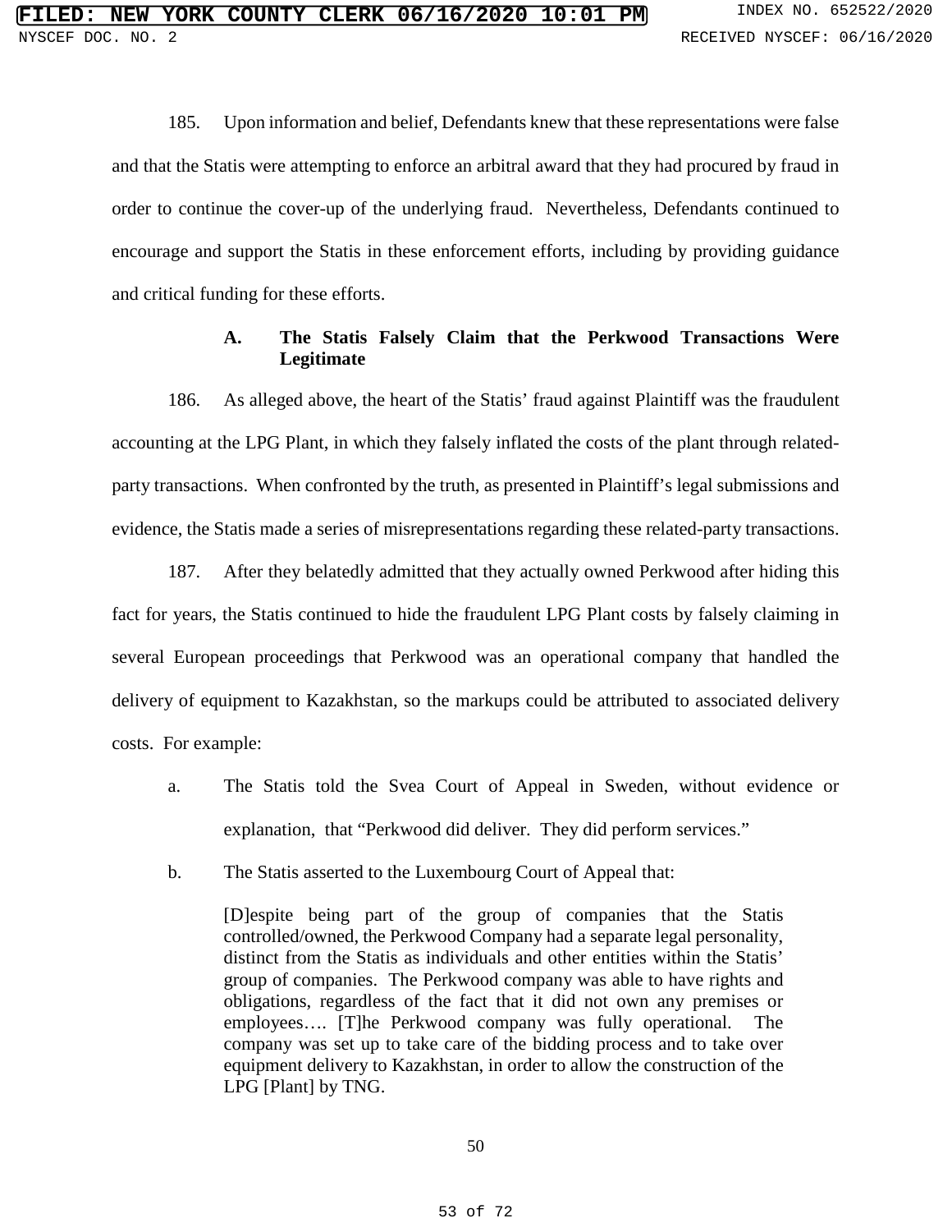185. Upon information and belief, Defendants knew that these representations were false and that the Statis were attempting to enforce an arbitral award that they had procured by fraud in order to continue the cover-up of the underlying fraud. Nevertheless, Defendants continued to encourage and support the Statis in these enforcement efforts, including by providing guidance and critical funding for these efforts.

### A. The Statis Falsely Claim that the Perkwood Transactions Were Legitimate

186. As alleged above, the heart of the Statis' fraud against Plaintiff was the fraudulent accounting at the LPG Plant, in which they falsely inflated the costs of the plant through related-party transactions. When confronted by the truth, as presented in Plaintiff's legal submissions and evidence, the Statis made a series of misrepresentations regarding these related-party transactions.

187. After they belatedly admitted that they actually owned Perkwood after hiding this fact for years, the Statis continued to hide the fraudulent LPG Plant costs by falsely claiming in several European proceedings that Perkwood was an operational company that handled the delivery of equipment to Kazakhstan, so the markups could be attributed to associated delivery costs. For example:

a. The Statis told the Svea Court of Appeal in Sweden, without evidence or explanation, that "Perkwood did deliver. They did perform services."

b. The Statis asserted to the Luxembourg Court of Appeal that:

> [D]espite being part of the group of companies that the Statis controlled/owned, the Perkwood Company had a separate legal personality, distinct from the Statis as individuals and other entities within the Statis' group of companies. The Perkwood company was able to have rights and obligations, regardless of the fact that it did not own any premises or employees…. [T]he Perkwood company was fully operational. The company was set up to take care of the bidding process and to take over equipment delivery to Kazakhstan, in order to allow the construction of the LPG [Plant] by TNG.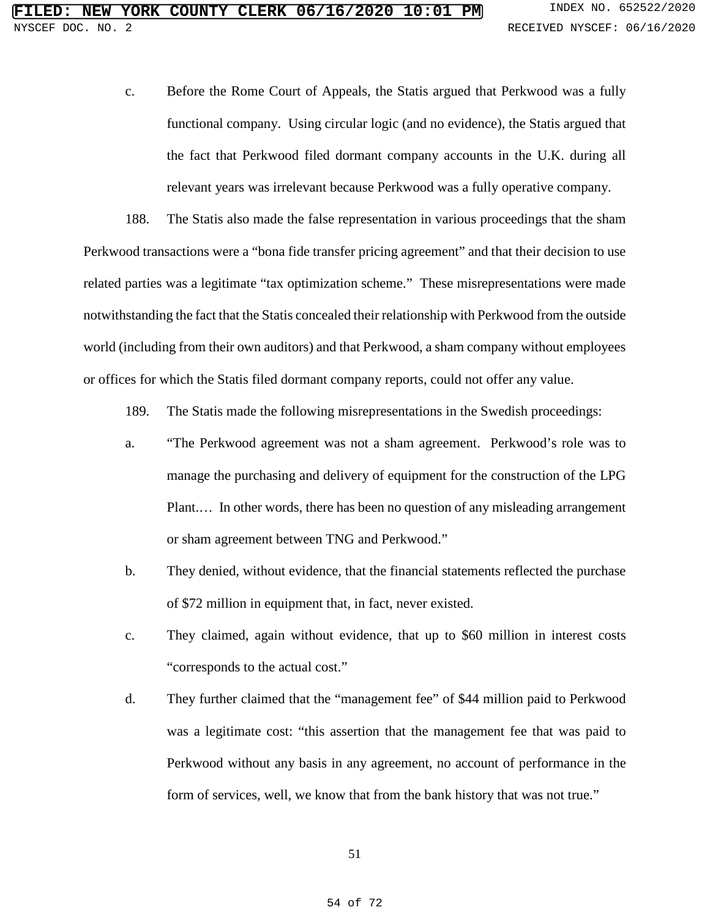c. Before the Rome Court of Appeals, the Statis argued that Perkwood was a fully functional company. Using circular logic (and no evidence), the Statis argued that the fact that Perkwood filed dormant company accounts in the U.K. during all relevant years was irrelevant because Perkwood was a fully operative company.

188. The Statis also made the false representation in various proceedings that the sham Perkwood transactions were a "bona fide transfer pricing agreement" and that their decision to use related parties was a legitimate "tax optimization scheme." These misrepresentations were made notwithstanding the fact that the Statis concealed their relationship with Perkwood from the outside world (including from their own auditors) and that Perkwood, a sham company without employees or offices for which the Statis filed dormant company reports, could not offer any value.

189. The Statis made the following misrepresentations in the Swedish proceedings:

a. "The Perkwood agreement was not a sham agreement. Perkwood's role was to manage the purchasing and delivery of equipment for the construction of the LPG Plant.… In other words, there has been no question of any misleading arrangement or sham agreement between TNG and Perkwood."

b. They denied, without evidence, that the financial statements reflected the purchase of $72 million in equipment that, in fact, never existed.

c. They claimed, again without evidence, that up to $60 million in interest costs "corresponds to the actual cost."

d. They further claimed that the "management fee" of $44 million paid to Perkwood was a legitimate cost: "this assertion that the management fee that was paid to Perkwood without any basis in any agreement, no account of performance in the form of services, well, we know that from the bank history that was not true."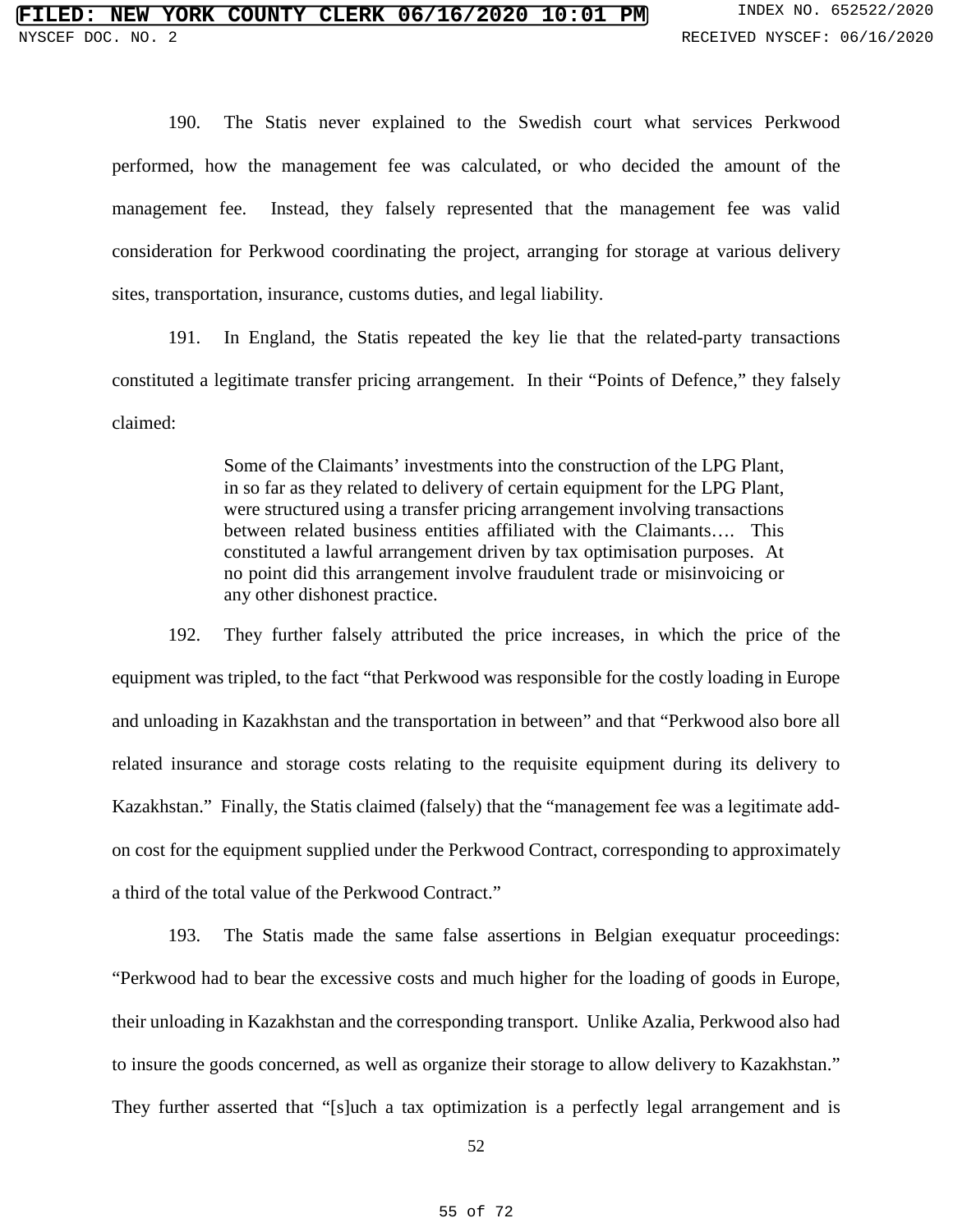190. The Statis never explained to the Swedish court what services Perkwood performed, how the management fee was calculated, or who decided the amount of the management fee. Instead, they falsely represented that the management fee was valid consideration for Perkwood coordinating the project, arranging for storage at various delivery sites, transportation, insurance, customs duties, and legal liability.

191. In England, the Statis repeated the key lie that the related-party transactions constituted a legitimate transfer pricing arrangement. In their "Points of Defence," they falsely claimed:

> Some of the Claimants' investments into the construction of the LPG Plant, in so far as they related to delivery of certain equipment for the LPG Plant, were structured using a transfer pricing arrangement involving transactions between related business entities affiliated with the Claimants…. This constituted a lawful arrangement driven by tax optimisation purposes. At no point did this arrangement involve fraudulent trade or misinvoicing or any other dishonest practice.

192. They further falsely attributed the price increases, in which the price of the equipment was tripled, to the fact "that Perkwood was responsible for the costly loading in Europe and unloading in Kazakhstan and the transportation in between" and that "Perkwood also bore all related insurance and storage costs relating to the requisite equipment during its delivery to Kazakhstan." Finally, the Statis claimed (falsely) that the "management fee was a legitimate add-on cost for the equipment supplied under the Perkwood Contract, corresponding to approximately a third of the total value of the Perkwood Contract."

193. The Statis made the same false assertions in Belgian exequatur proceedings: "Perkwood had to bear the excessive costs and much higher for the loading of goods in Europe, their unloading in Kazakhstan and the corresponding transport. Unlike Azalia, Perkwood also had to insure the goods concerned, as well as organize their storage to allow delivery to Kazakhstan." They further asserted that "[s]uch a tax optimization is a perfectly legal arrangement and is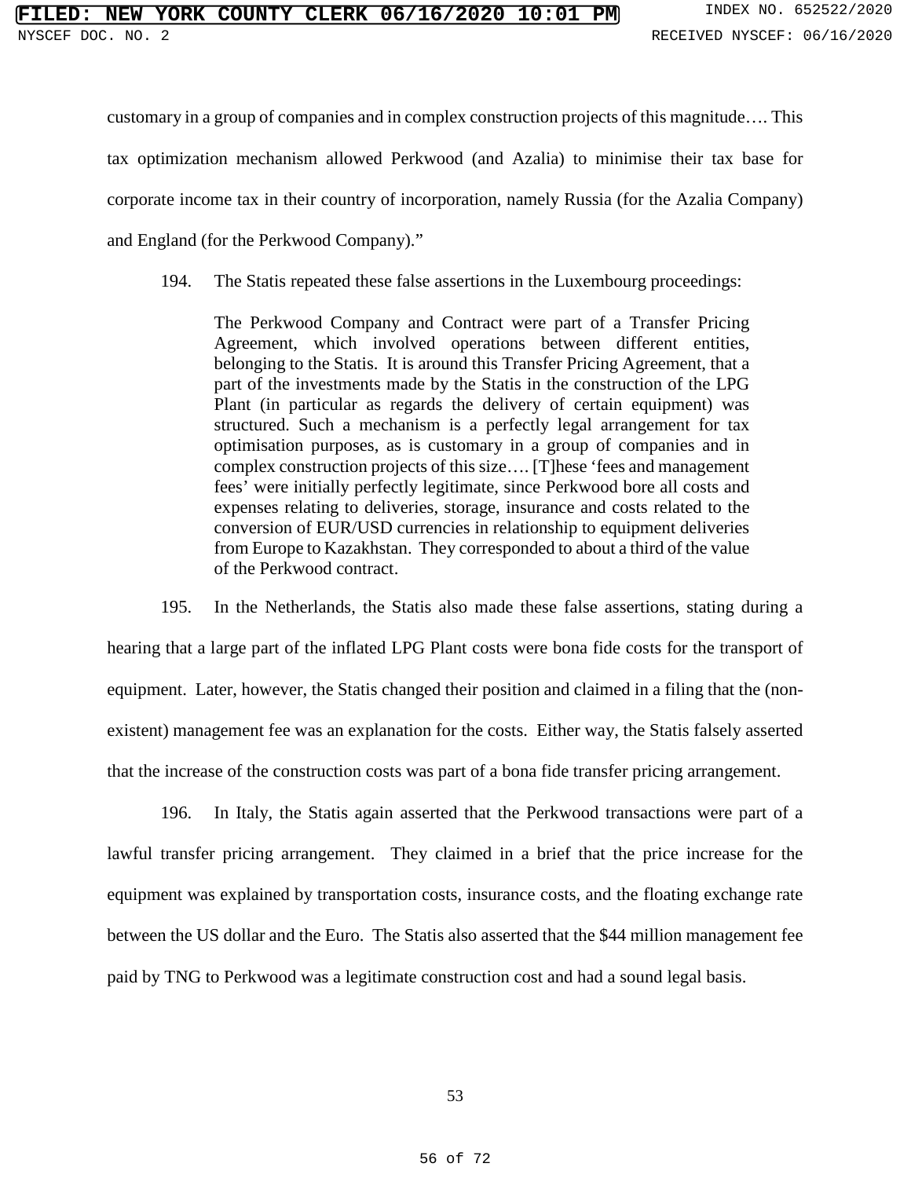customary in a group of companies and in complex construction projects of this magnitude…. This tax optimization mechanism allowed Perkwood (and Azalia) to minimise their tax base for corporate income tax in their country of incorporation, namely Russia (for the Azalia Company) and England (for the Perkwood Company)."

194. The Statis repeated these false assertions in the Luxembourg proceedings:

> The Perkwood Company and Contract were part of a Transfer Pricing Agreement, which involved operations between different entities, belonging to the Statis. It is around this Transfer Pricing Agreement, that a part of the investments made by the Statis in the construction of the LPG Plant (in particular as regards the delivery of certain equipment) was structured. Such a mechanism is a perfectly legal arrangement for tax optimisation purposes, as is customary in a group of companies and in complex construction projects of this size…. [T]hese 'fees and management fees' were initially perfectly legitimate, since Perkwood bore all costs and expenses relating to deliveries, storage, insurance and costs related to the conversion of EUR/USD currencies in relationship to equipment deliveries from Europe to Kazakhstan. They corresponded to about a third of the value of the Perkwood contract.

195. In the Netherlands, the Statis also made these false assertions, stating during a hearing that a large part of the inflated LPG Plant costs were bona fide costs for the transport of equipment. Later, however, the Statis changed their position and claimed in a filing that the (non-existent) management fee was an explanation for the costs. Either way, the Statis falsely asserted that the increase of the construction costs was part of a bona fide transfer pricing arrangement.

196. In Italy, the Statis again asserted that the Perkwood transactions were part of a lawful transfer pricing arrangement. They claimed in a brief that the price increase for the equipment was explained by transportation costs, insurance costs, and the floating exchange rate between the US dollar and the Euro. The Statis also asserted that the $44 million management fee paid by TNG to Perkwood was a legitimate construction cost and had a sound legal basis.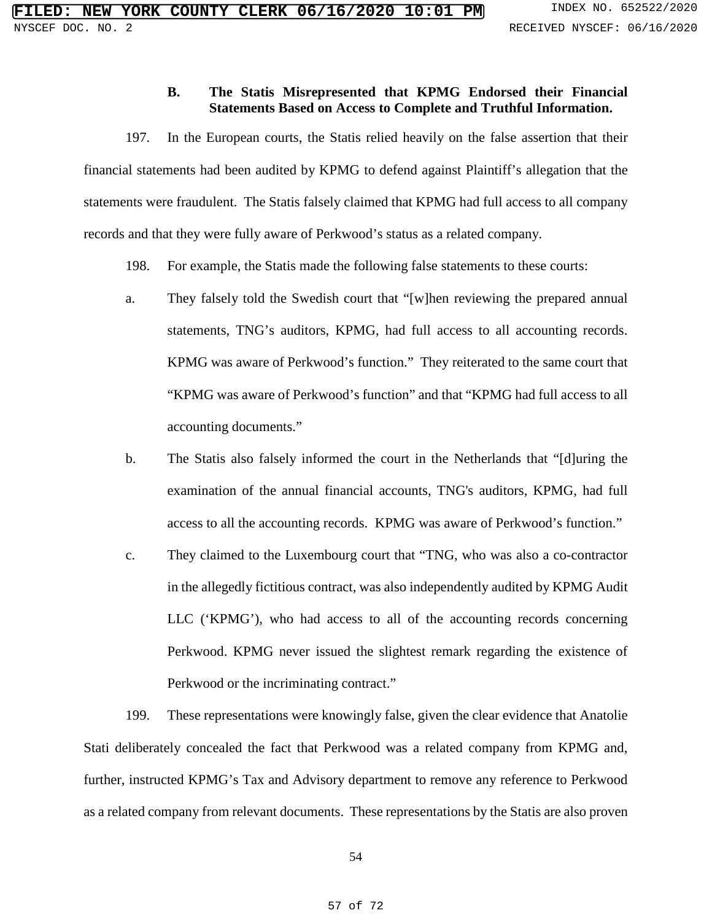### B. The Statis Misrepresented that KPMG Endorsed their Financial Statements Based on Access to Complete and Truthful Information.

197. In the European courts, the Statis relied heavily on the false assertion that their financial statements had been audited by KPMG to defend against Plaintiff's allegation that the statements were fraudulent. The Statis falsely claimed that KPMG had full access to all company records and that they were fully aware of Perkwood's status as a related company.

198. For example, the Statis made the following false statements to these courts:

a. They falsely told the Swedish court that "[w]hen reviewing the prepared annual statements, TNG's auditors, KPMG, had full access to all accounting records. KPMG was aware of Perkwood's function." They reiterated to the same court that "KPMG was aware of Perkwood's function" and that "KPMG had full access to all accounting documents."

b. The Statis also falsely informed the court in the Netherlands that "[d]uring the examination of the annual financial accounts, TNG's auditors, KPMG, had full access to all the accounting records. KPMG was aware of Perkwood's function."

c. They claimed to the Luxembourg court that "TNG, who was also a co-contractor in the allegedly fictitious contract, was also independently audited by KPMG Audit LLC ('KPMG'), who had access to all of the accounting records concerning Perkwood. KPMG never issued the slightest remark regarding the existence of Perkwood or the incriminating contract."

199. These representations were knowingly false, given the clear evidence that Anatolie Stati deliberately concealed the fact that Perkwood was a related company from KPMG and, further, instructed KPMG's Tax and Advisory department to remove any reference to Perkwood as a related company from relevant documents. These representations by the Statis are also proven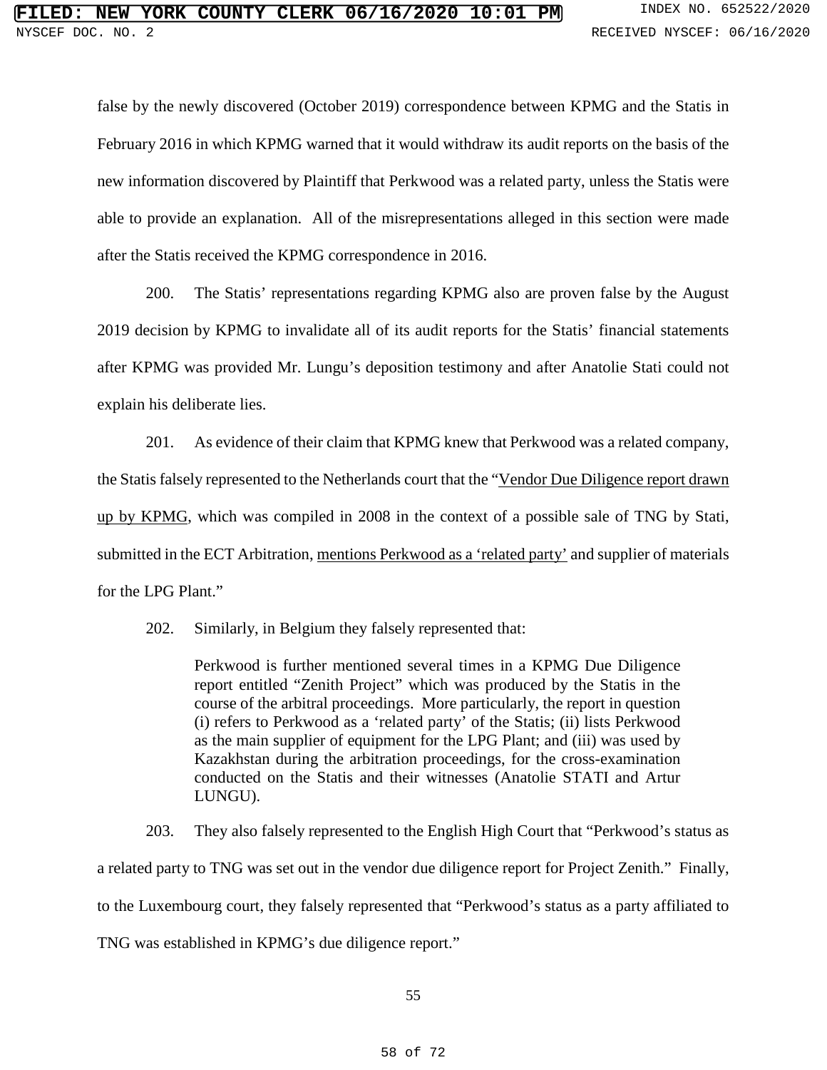false by the newly discovered (October 2019) correspondence between KPMG and the Statis in February 2016 in which KPMG warned that it would withdraw its audit reports on the basis of the new information discovered by Plaintiff that Perkwood was a related party, unless the Statis were able to provide an explanation. All of the misrepresentations alleged in this section were made after the Statis received the KPMG correspondence in 2016.

200. The Statis' representations regarding KPMG also are proven false by the August 2019 decision by KPMG to invalidate all of its audit reports for the Statis' financial statements after KPMG was provided Mr. Lungu's deposition testimony and after Anatolie Stati could not explain his deliberate lies.

201. As evidence of their claim that KPMG knew that Perkwood was a related company, the Statis falsely represented to the Netherlands court that the "<u>Vendor Due Diligence report drawn up by KPMG</u>, which was compiled in 2008 in the context of a possible sale of TNG by Stati, submitted in the ECT Arbitration, <u>mentions Perkwood as a 'related party'</u> and supplier of materials for the LPG Plant."

202. Similarly, in Belgium they falsely represented that:

> Perkwood is further mentioned several times in a KPMG Due Diligence report entitled "Zenith Project" which was produced by the Statis in the course of the arbitral proceedings. More particularly, the report in question (i) refers to Perkwood as a 'related party' of the Statis; (ii) lists Perkwood as the main supplier of equipment for the LPG Plant; and (iii) was used by Kazakhstan during the arbitration proceedings, for the cross-examination conducted on the Statis and their witnesses (Anatolie STATI and Artur LUNGU).

203. They also falsely represented to the English High Court that "Perkwood's status as a related party to TNG was set out in the vendor due diligence report for Project Zenith." Finally, to the Luxembourg court, they falsely represented that "Perkwood's status as a party affiliated to TNG was established in KPMG's due diligence report."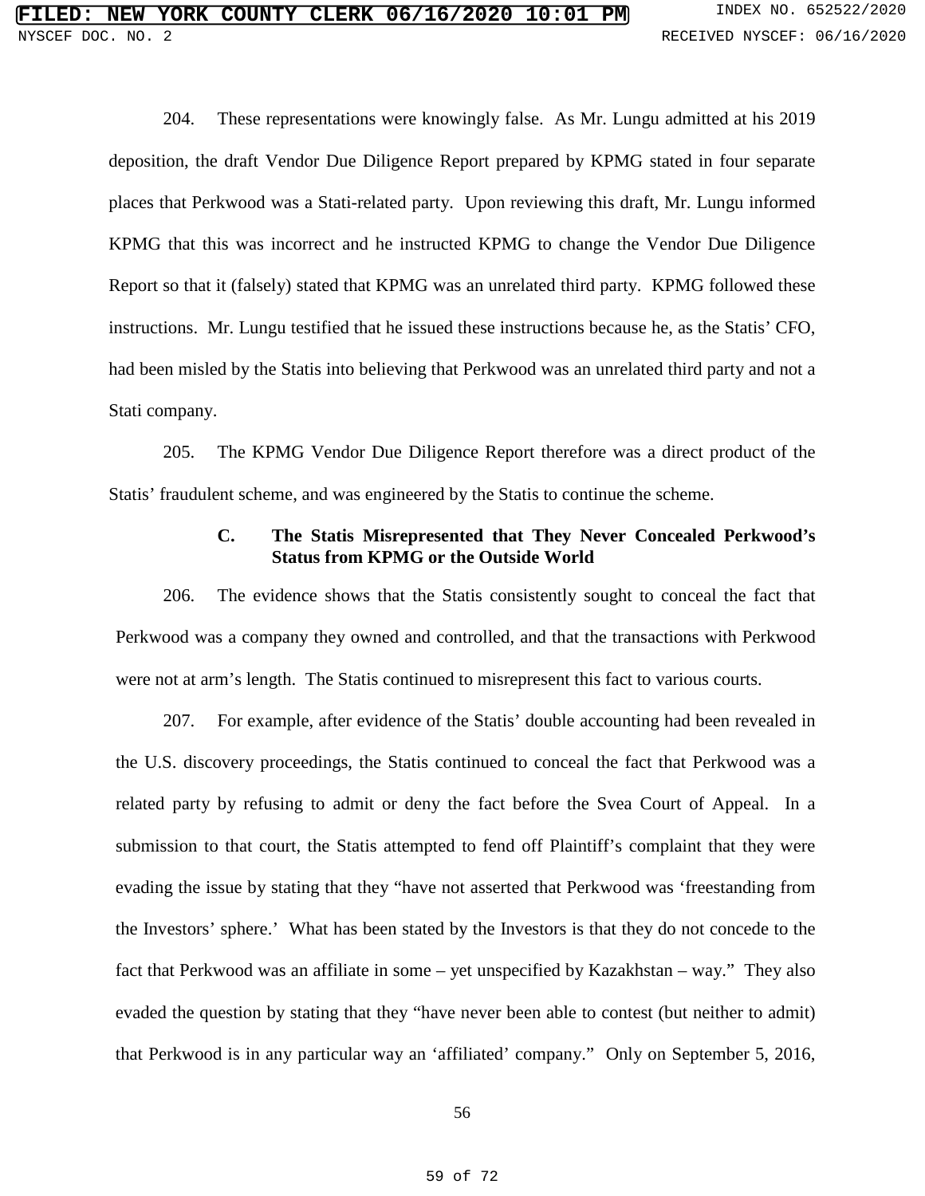204. These representations were knowingly false. As Mr. Lungu admitted at his 2019 deposition, the draft Vendor Due Diligence Report prepared by KPMG stated in four separate places that Perkwood was a Stati-related party. Upon reviewing this draft, Mr. Lungu informed KPMG that this was incorrect and he instructed KPMG to change the Vendor Due Diligence Report so that it (falsely) stated that KPMG was an unrelated third party. KPMG followed these instructions. Mr. Lungu testified that he issued these instructions because he, as the Statis' CFO, had been misled by the Statis into believing that Perkwood was an unrelated third party and not a Stati company.

205. The KPMG Vendor Due Diligence Report therefore was a direct product of the Statis' fraudulent scheme, and was engineered by the Statis to continue the scheme.

### C. The Statis Misrepresented that They Never Concealed Perkwood's Status from KPMG or the Outside World

206. The evidence shows that the Statis consistently sought to conceal the fact that Perkwood was a company they owned and controlled, and that the transactions with Perkwood were not at arm's length. The Statis continued to misrepresent this fact to various courts.

207. For example, after evidence of the Statis' double accounting had been revealed in the U.S. discovery proceedings, the Statis continued to conceal the fact that Perkwood was a related party by refusing to admit or deny the fact before the Svea Court of Appeal. In a submission to that court, the Statis attempted to fend off Plaintiff's complaint that they were evading the issue by stating that they "have not asserted that Perkwood was 'freestanding from the Investors' sphere.' What has been stated by the Investors is that they do not concede to the fact that Perkwood was an affiliate in some – yet unspecified by Kazakhstan – way." They also evaded the question by stating that they "have never been able to contest (but neither to admit) that Perkwood is in any particular way an 'affiliated' company." Only on September 5, 2016,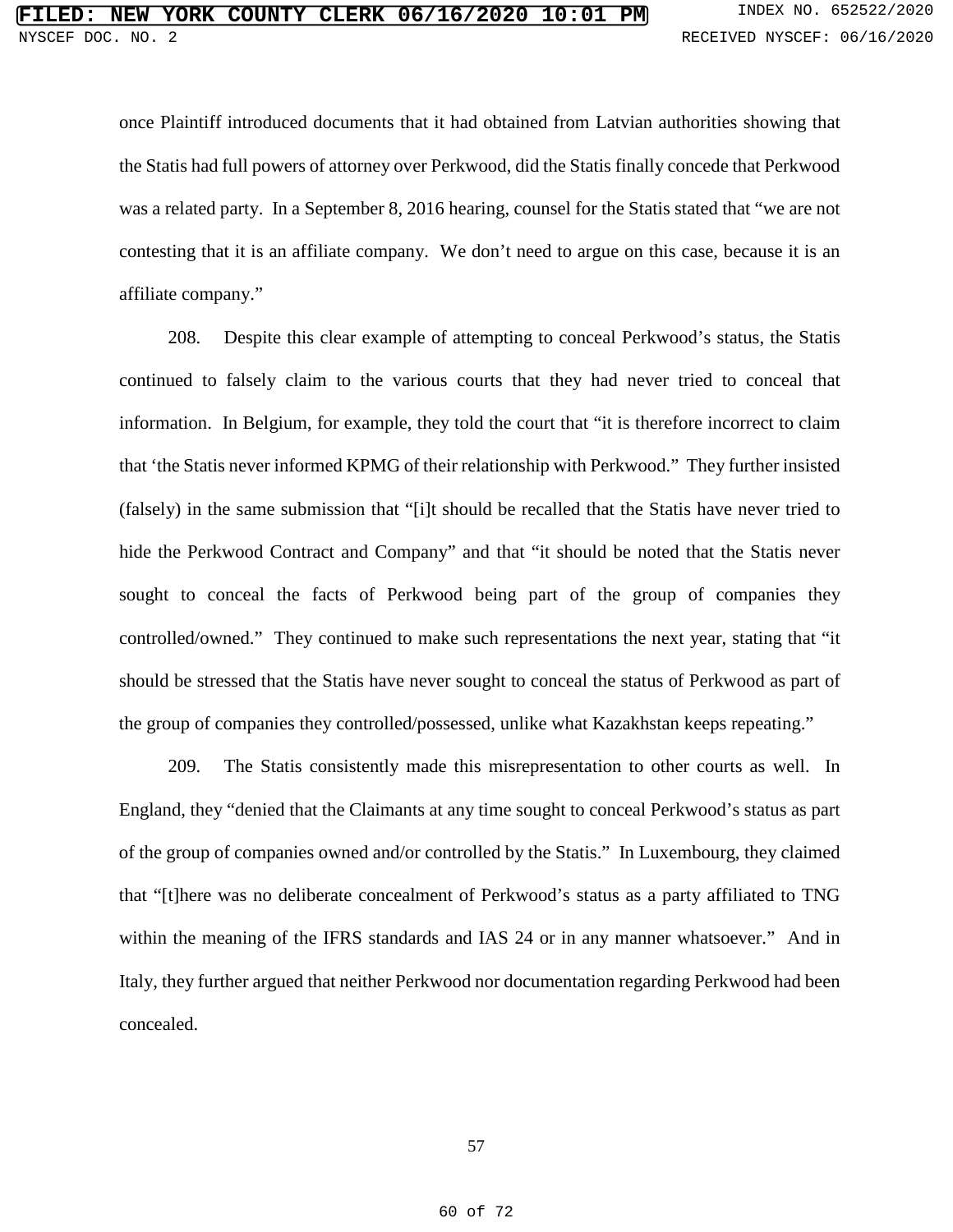once Plaintiff introduced documents that it had obtained from Latvian authorities showing that the Statis had full powers of attorney over Perkwood, did the Statis finally concede that Perkwood was a related party. In a September 8, 2016 hearing, counsel for the Statis stated that "we are not contesting that it is an affiliate company. We don't need to argue on this case, because it is an affiliate company."

208. Despite this clear example of attempting to conceal Perkwood's status, the Statis continued to falsely claim to the various courts that they had never tried to conceal that information. In Belgium, for example, they told the court that "it is therefore incorrect to claim that 'the Statis never informed KPMG of their relationship with Perkwood." They further insisted (falsely) in the same submission that "[i]t should be recalled that the Statis have never tried to hide the Perkwood Contract and Company" and that "it should be noted that the Statis never sought to conceal the facts of Perkwood being part of the group of companies they controlled/owned." They continued to make such representations the next year, stating that "it should be stressed that the Statis have never sought to conceal the status of Perkwood as part of the group of companies they controlled/possessed, unlike what Kazakhstan keeps repeating."

209. The Statis consistently made this misrepresentation to other courts as well. In England, they "denied that the Claimants at any time sought to conceal Perkwood's status as part of the group of companies owned and/or controlled by the Statis." In Luxembourg, they claimed that "[t]here was no deliberate concealment of Perkwood's status as a party affiliated to TNG within the meaning of the IFRS standards and IAS 24 or in any manner whatsoever." And in Italy, they further argued that neither Perkwood nor documentation regarding Perkwood had been concealed.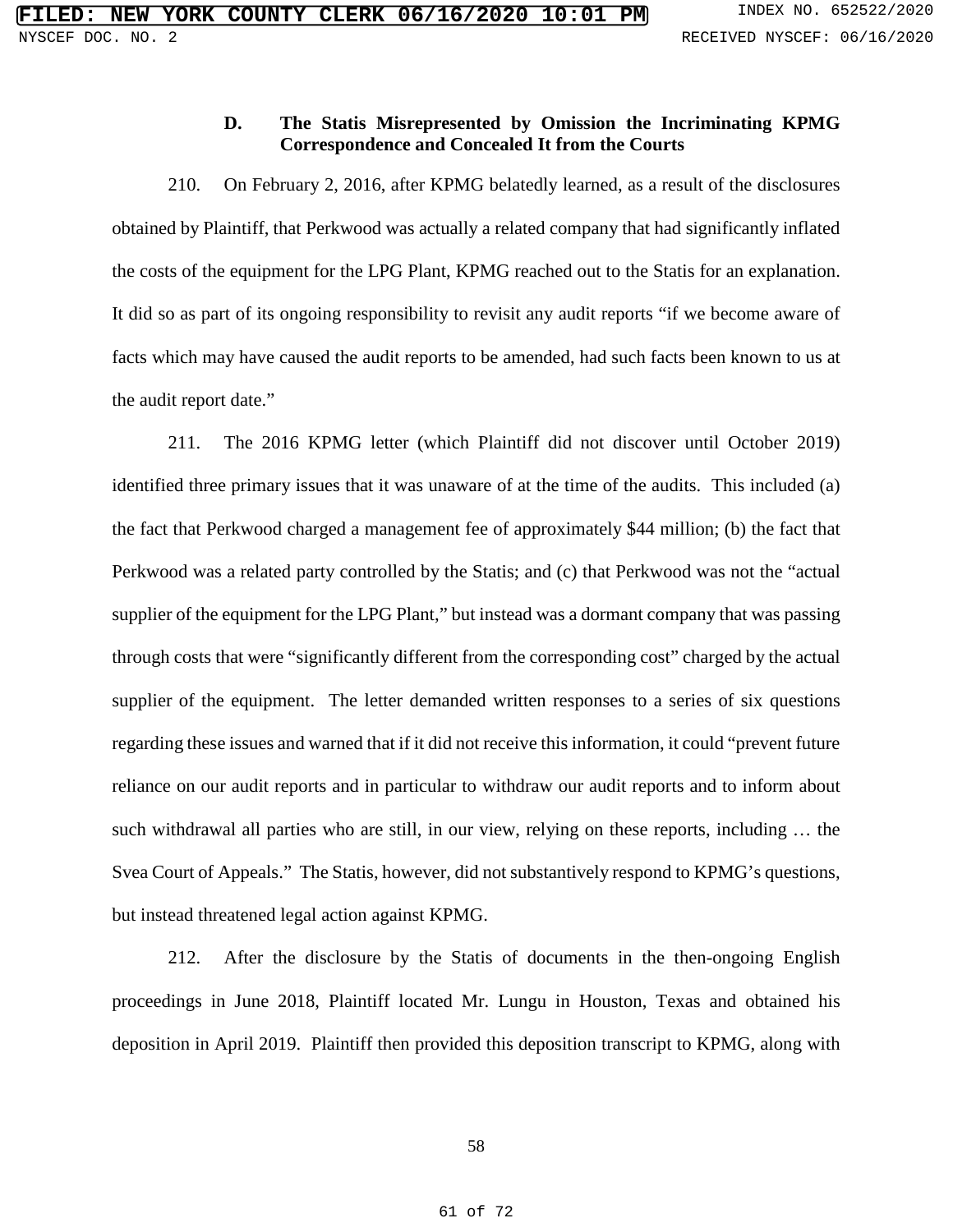### D. The Statis Misrepresented by Omission the Incriminating KPMG Correspondence and Concealed It from the Courts

210. On February 2, 2016, after KPMG belatedly learned, as a result of the disclosures obtained by Plaintiff, that Perkwood was actually a related company that had significantly inflated the costs of the equipment for the LPG Plant, KPMG reached out to the Statis for an explanation. It did so as part of its ongoing responsibility to revisit any audit reports "if we become aware of facts which may have caused the audit reports to be amended, had such facts been known to us at the audit report date."

211. The 2016 KPMG letter (which Plaintiff did not discover until October 2019) identified three primary issues that it was unaware of at the time of the audits. This included (a) the fact that Perkwood charged a management fee of approximately $44 million; (b) the fact that Perkwood was a related party controlled by the Statis; and (c) that Perkwood was not the "actual supplier of the equipment for the LPG Plant," but instead was a dormant company that was passing through costs that were "significantly different from the corresponding cost" charged by the actual supplier of the equipment. The letter demanded written responses to a series of six questions regarding these issues and warned that if it did not receive this information, it could "prevent future reliance on our audit reports and in particular to withdraw our audit reports and to inform about such withdrawal all parties who are still, in our view, relying on these reports, including … the Svea Court of Appeals." The Statis, however, did not substantively respond to KPMG's questions, but instead threatened legal action against KPMG.

212. After the disclosure by the Statis of documents in the then-ongoing English proceedings in June 2018, Plaintiff located Mr. Lungu in Houston, Texas and obtained his deposition in April 2019. Plaintiff then provided this deposition transcript to KPMG, along with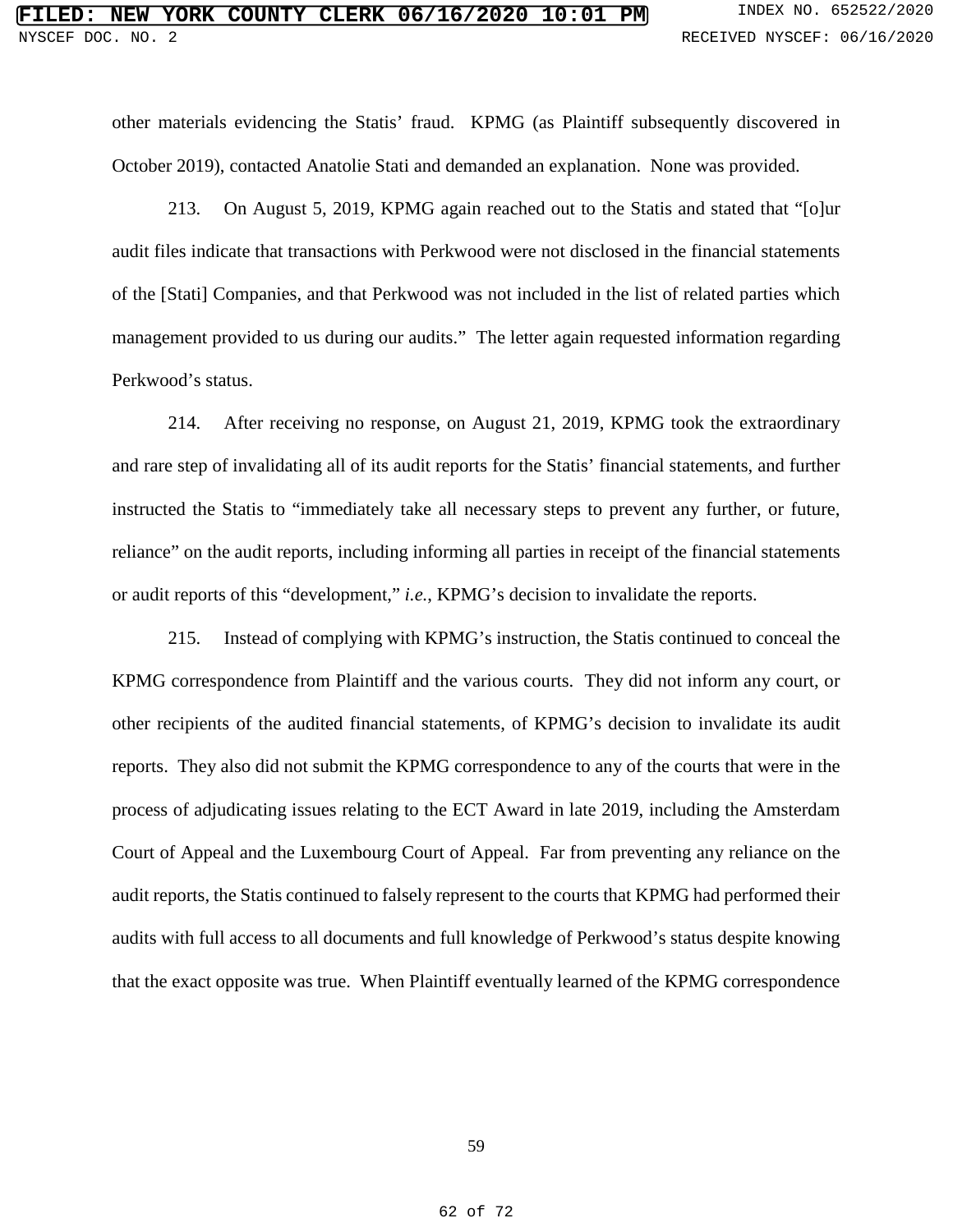other materials evidencing the Statis' fraud. KPMG (as Plaintiff subsequently discovered in October 2019), contacted Anatolie Stati and demanded an explanation. None was provided.

213. On August 5, 2019, KPMG again reached out to the Statis and stated that "[o]ur audit files indicate that transactions with Perkwood were not disclosed in the financial statements of the [Stati] Companies, and that Perkwood was not included in the list of related parties which management provided to us during our audits." The letter again requested information regarding Perkwood's status.

214. After receiving no response, on August 21, 2019, KPMG took the extraordinary and rare step of invalidating all of its audit reports for the Statis' financial statements, and further instructed the Statis to "immediately take all necessary steps to prevent any further, or future, reliance" on the audit reports, including informing all parties in receipt of the financial statements or audit reports of this "development," *i.e.*, KPMG's decision to invalidate the reports.

215. Instead of complying with KPMG's instruction, the Statis continued to conceal the KPMG correspondence from Plaintiff and the various courts. They did not inform any court, or other recipients of the audited financial statements, of KPMG's decision to invalidate its audit reports. They also did not submit the KPMG correspondence to any of the courts that were in the process of adjudicating issues relating to the ECT Award in late 2019, including the Amsterdam Court of Appeal and the Luxembourg Court of Appeal. Far from preventing any reliance on the audit reports, the Statis continued to falsely represent to the courts that KPMG had performed their audits with full access to all documents and full knowledge of Perkwood's status despite knowing that the exact opposite was true. When Plaintiff eventually learned of the KPMG correspondence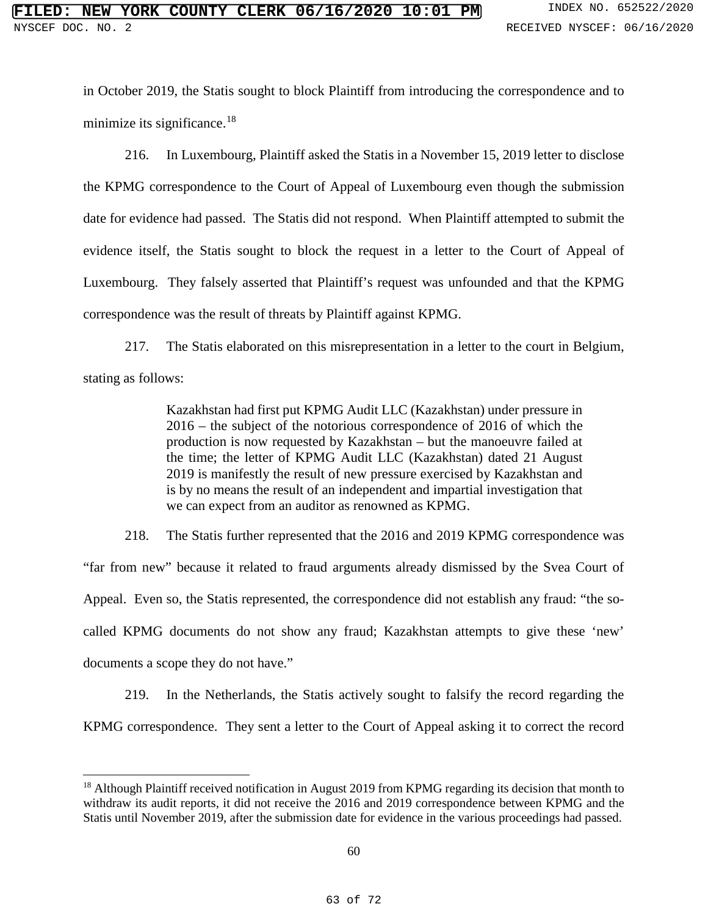in October 2019, the Statis sought to block Plaintiff from introducing the correspondence and to minimize its significance.[18]

216. In Luxembourg, Plaintiff asked the Statis in a November 15, 2019 letter to disclose the KPMG correspondence to the Court of Appeal of Luxembourg even though the submission date for evidence had passed. The Statis did not respond. When Plaintiff attempted to submit the evidence itself, the Statis sought to block the request in a letter to the Court of Appeal of Luxembourg. They falsely asserted that Plaintiff's request was unfounded and that the KPMG correspondence was the result of threats by Plaintiff against KPMG.

217. The Statis elaborated on this misrepresentation in a letter to the court in Belgium, stating as follows:

> Kazakhstan had first put KPMG Audit LLC (Kazakhstan) under pressure in 2016 – the subject of the notorious correspondence of 2016 of which the production is now requested by Kazakhstan – but the manoeuvre failed at the time; the letter of KPMG Audit LLC (Kazakhstan) dated 21 August 2019 is manifestly the result of new pressure exercised by Kazakhstan and is by no means the result of an independent and impartial investigation that we can expect from an auditor as renowned as KPMG.

218. The Statis further represented that the 2016 and 2019 KPMG correspondence was "far from new" because it related to fraud arguments already dismissed by the Svea Court of Appeal. Even so, the Statis represented, the correspondence did not establish any fraud: "the so-called KPMG documents do not show any fraud; Kazakhstan attempts to give these 'new' documents a scope they do not have."

219. In the Netherlands, the Statis actively sought to falsify the record regarding the KPMG correspondence. They sent a letter to the Court of Appeal asking it to correct the record

[18] Although Plaintiff received notification in August 2019 from KPMG regarding its decision that month to withdraw its audit reports, it did not receive the 2016 and 2019 correspondence between KPMG and the Statis until November 2019, after the submission date for evidence in the various proceedings had passed.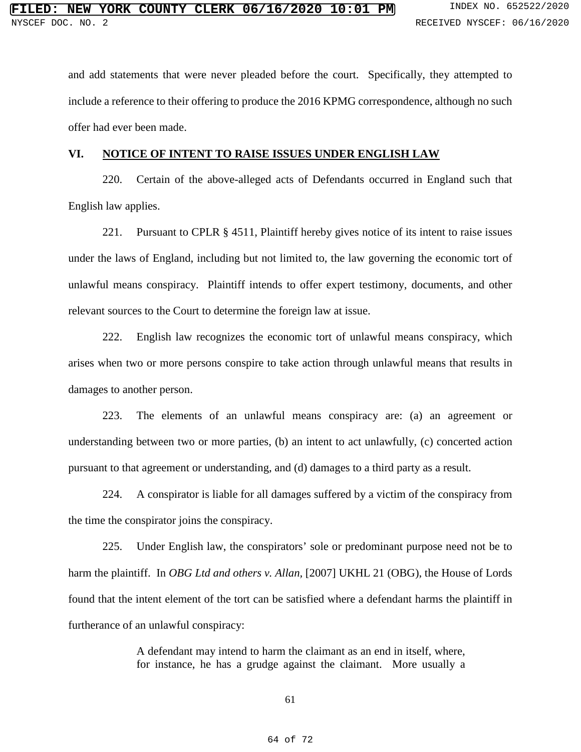and add statements that were never pleaded before the court. Specifically, they attempted to include a reference to their offering to produce the 2016 KPMG correspondence, although no such offer had ever been made.

## VI. NOTICE OF INTENT TO RAISE ISSUES UNDER ENGLISH LAW

220. Certain of the above-alleged acts of Defendants occurred in England such that English law applies.

221. Pursuant to CPLR § 4511, Plaintiff hereby gives notice of its intent to raise issues under the laws of England, including but not limited to, the law governing the economic tort of unlawful means conspiracy. Plaintiff intends to offer expert testimony, documents, and other relevant sources to the Court to determine the foreign law at issue.

222. English law recognizes the economic tort of unlawful means conspiracy, which arises when two or more persons conspire to take action through unlawful means that results in damages to another person.

223. The elements of an unlawful means conspiracy are: (a) an agreement or understanding between two or more parties, (b) an intent to act unlawfully, (c) concerted action pursuant to that agreement or understanding, and (d) damages to a third party as a result.

224. A conspirator is liable for all damages suffered by a victim of the conspiracy from the time the conspirator joins the conspiracy.

225. Under English law, the conspirators' sole or predominant purpose need not be to harm the plaintiff. In *OBG Ltd and others v. Allan*, [2007] UKHL 21 (OBG), the House of Lords found that the intent element of the tort can be satisfied where a defendant harms the plaintiff in furtherance of an unlawful conspiracy:

> A defendant may intend to harm the claimant as an end in itself, where, for instance, he has a grudge against the claimant. More usually a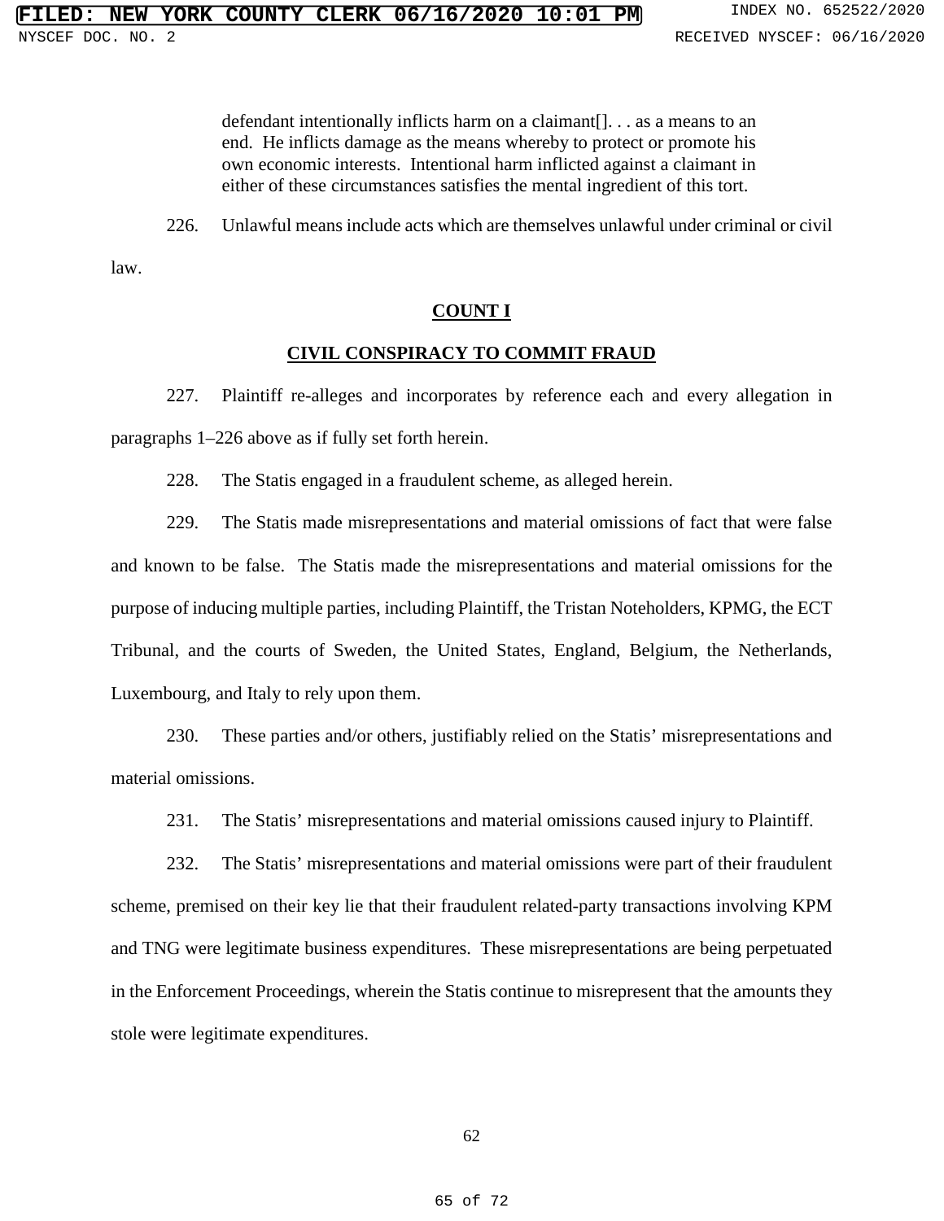> defendant intentionally inflicts harm on a claimant[]. . . as a means to an end. He inflicts damage as the means whereby to protect or promote his own economic interests. Intentional harm inflicted against a claimant in either of these circumstances satisfies the mental ingredient of this tort.

226. Unlawful means include acts which are themselves unlawful under criminal or civil law.

## **COUNT I**

## **CIVIL CONSPIRACY TO COMMIT FRAUD**

227. Plaintiff re-alleges and incorporates by reference each and every allegation in paragraphs 1–226 above as if fully set forth herein.

228. The Statis engaged in a fraudulent scheme, as alleged herein.

229. The Statis made misrepresentations and material omissions of fact that were false and known to be false. The Statis made the misrepresentations and material omissions for the purpose of inducing multiple parties, including Plaintiff, the Tristan Noteholders, KPMG, the ECT Tribunal, and the courts of Sweden, the United States, England, Belgium, the Netherlands, Luxembourg, and Italy to rely upon them.

230. These parties and/or others, justifiably relied on the Statis' misrepresentations and material omissions.

231. The Statis' misrepresentations and material omissions caused injury to Plaintiff.

232. The Statis' misrepresentations and material omissions were part of their fraudulent scheme, premised on their key lie that their fraudulent related-party transactions involving KPM and TNG were legitimate business expenditures. These misrepresentations are being perpetuated in the Enforcement Proceedings, wherein the Statis continue to misrepresent that the amounts they stole were legitimate expenditures.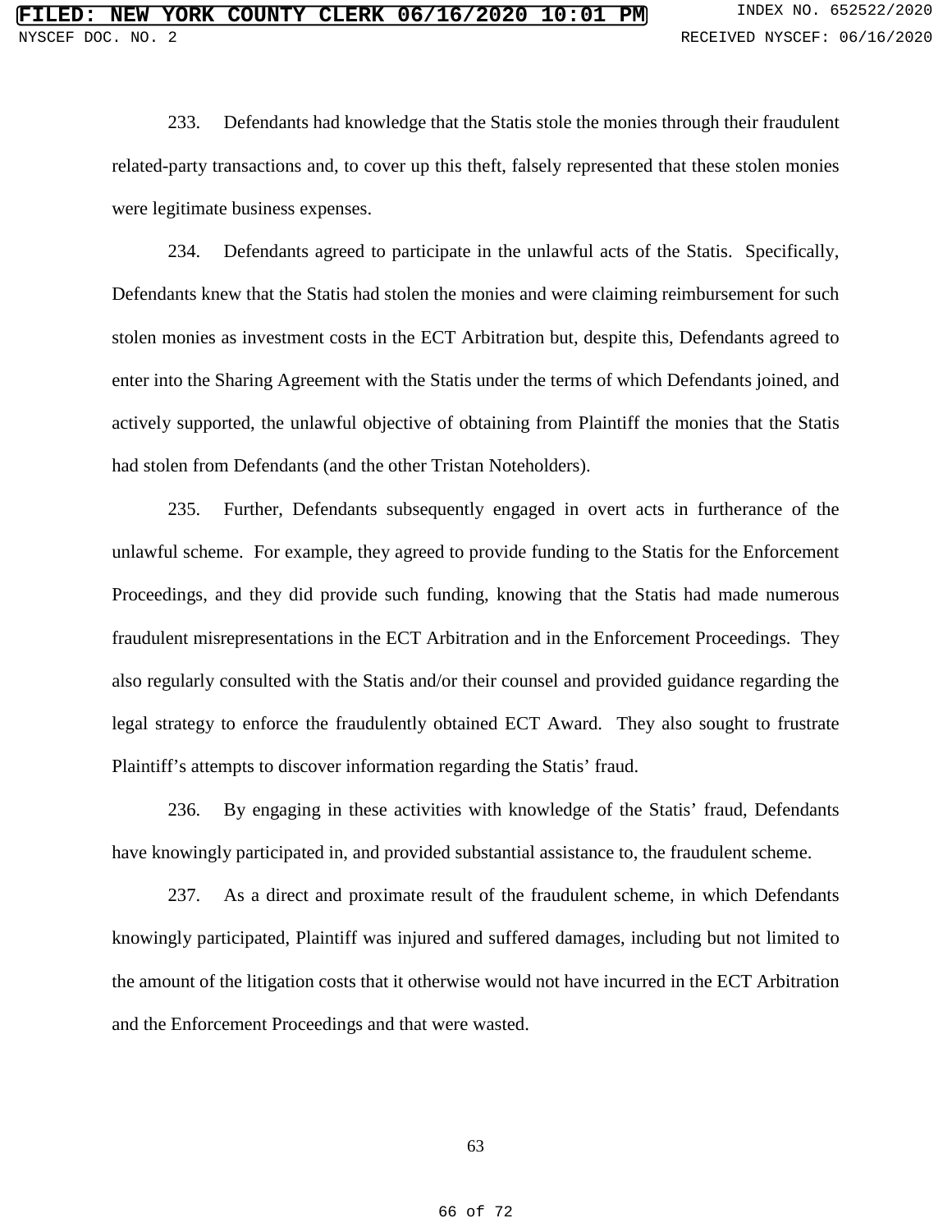233. Defendants had knowledge that the Statis stole the monies through their fraudulent related-party transactions and, to cover up this theft, falsely represented that these stolen monies were legitimate business expenses.

234. Defendants agreed to participate in the unlawful acts of the Statis. Specifically, Defendants knew that the Statis had stolen the monies and were claiming reimbursement for such stolen monies as investment costs in the ECT Arbitration but, despite this, Defendants agreed to enter into the Sharing Agreement with the Statis under the terms of which Defendants joined, and actively supported, the unlawful objective of obtaining from Plaintiff the monies that the Statis had stolen from Defendants (and the other Tristan Noteholders).

235. Further, Defendants subsequently engaged in overt acts in furtherance of the unlawful scheme. For example, they agreed to provide funding to the Statis for the Enforcement Proceedings, and they did provide such funding, knowing that the Statis had made numerous fraudulent misrepresentations in the ECT Arbitration and in the Enforcement Proceedings. They also regularly consulted with the Statis and/or their counsel and provided guidance regarding the legal strategy to enforce the fraudulently obtained ECT Award. They also sought to frustrate Plaintiff's attempts to discover information regarding the Statis' fraud.

236. By engaging in these activities with knowledge of the Statis' fraud, Defendants have knowingly participated in, and provided substantial assistance to, the fraudulent scheme.

237. As a direct and proximate result of the fraudulent scheme, in which Defendants knowingly participated, Plaintiff was injured and suffered damages, including but not limited to the amount of the litigation costs that it otherwise would not have incurred in the ECT Arbitration and the Enforcement Proceedings and that were wasted.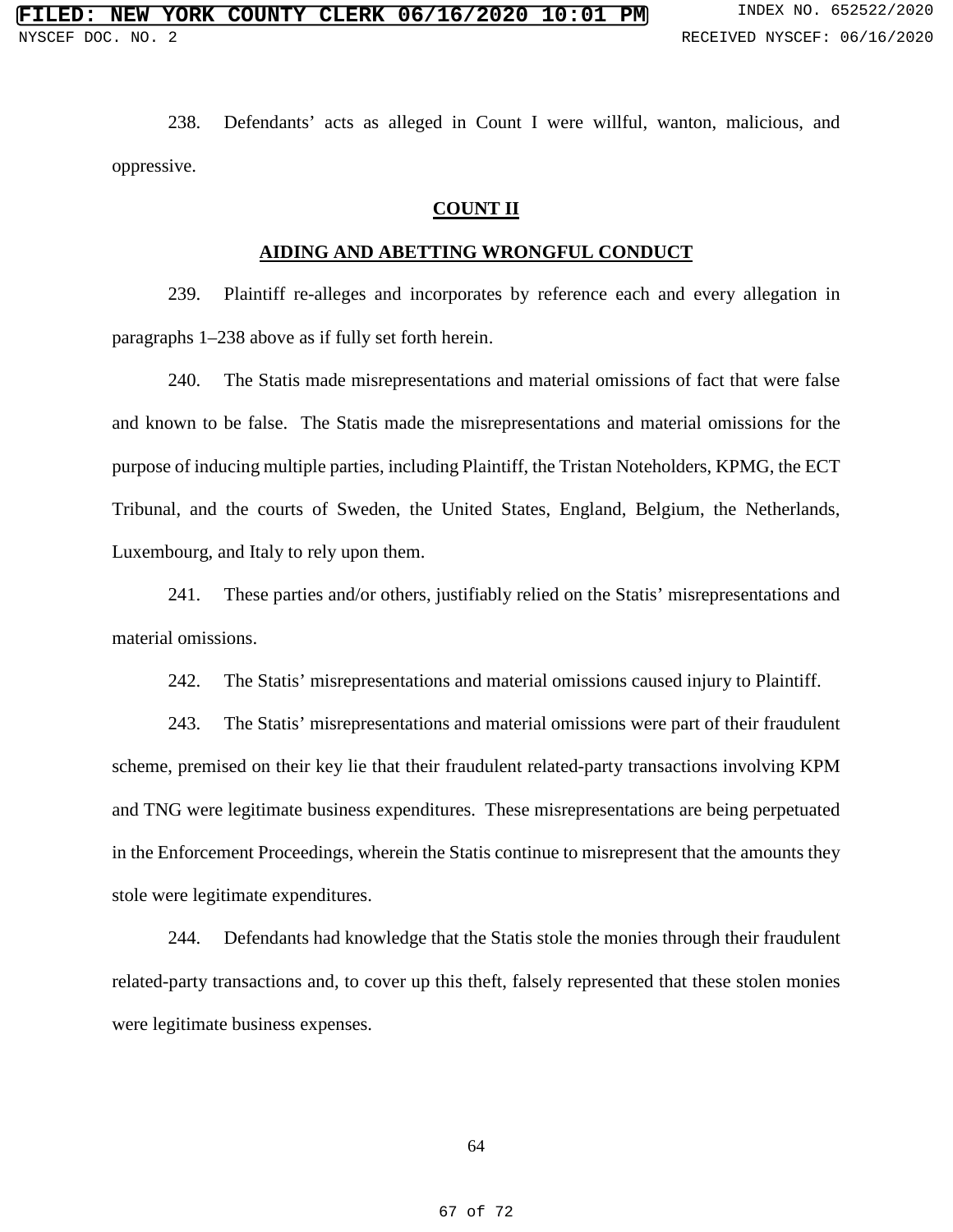238. Defendants' acts as alleged in Count I were willful, wanton, malicious, and oppressive.

## COUNT II

## AIDING AND ABETTING WRONGFUL CONDUCT

239. Plaintiff re-alleges and incorporates by reference each and every allegation in paragraphs 1–238 above as if fully set forth herein.

240. The Statis made misrepresentations and material omissions of fact that were false and known to be false. The Statis made the misrepresentations and material omissions for the purpose of inducing multiple parties, including Plaintiff, the Tristan Noteholders, KPMG, the ECT Tribunal, and the courts of Sweden, the United States, England, Belgium, the Netherlands, Luxembourg, and Italy to rely upon them.

241. These parties and/or others, justifiably relied on the Statis' misrepresentations and material omissions.

242. The Statis' misrepresentations and material omissions caused injury to Plaintiff.

243. The Statis' misrepresentations and material omissions were part of their fraudulent scheme, premised on their key lie that their fraudulent related-party transactions involving KPM and TNG were legitimate business expenditures. These misrepresentations are being perpetuated in the Enforcement Proceedings, wherein the Statis continue to misrepresent that the amounts they stole were legitimate expenditures.

244. Defendants had knowledge that the Statis stole the monies through their fraudulent related-party transactions and, to cover up this theft, falsely represented that these stolen monies were legitimate business expenses.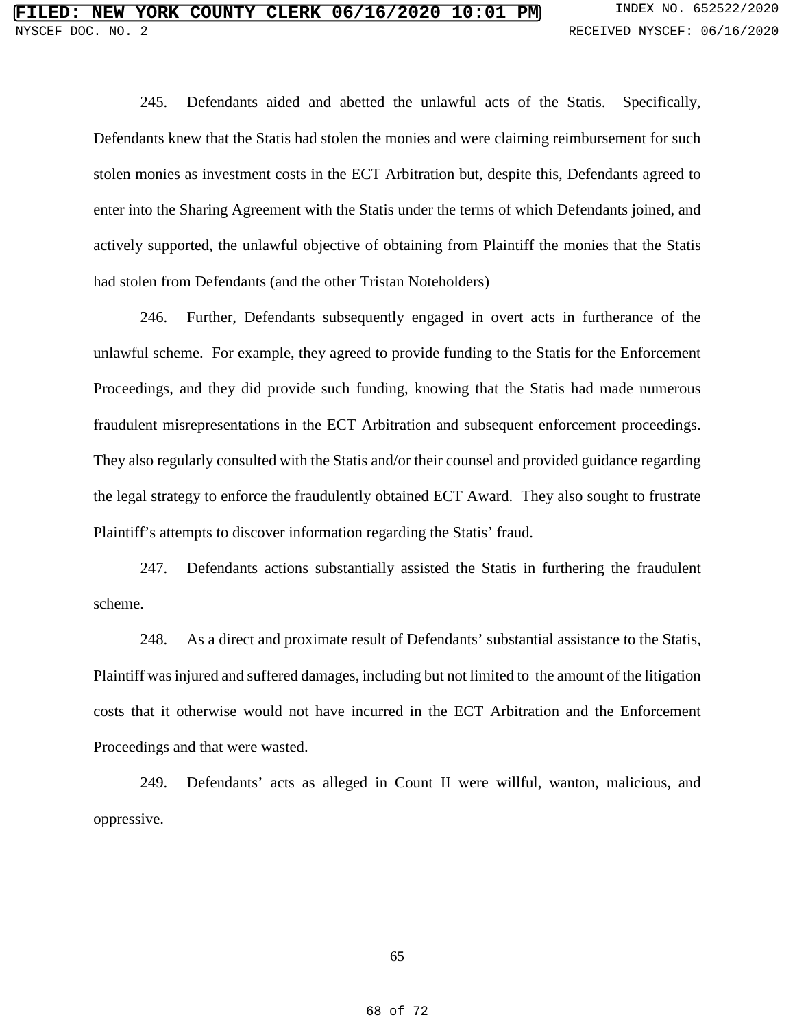245. Defendants aided and abetted the unlawful acts of the Statis. Specifically, Defendants knew that the Statis had stolen the monies and were claiming reimbursement for such stolen monies as investment costs in the ECT Arbitration but, despite this, Defendants agreed to enter into the Sharing Agreement with the Statis under the terms of which Defendants joined, and actively supported, the unlawful objective of obtaining from Plaintiff the monies that the Statis had stolen from Defendants (and the other Tristan Noteholders)

246. Further, Defendants subsequently engaged in overt acts in furtherance of the unlawful scheme. For example, they agreed to provide funding to the Statis for the Enforcement Proceedings, and they did provide such funding, knowing that the Statis had made numerous fraudulent misrepresentations in the ECT Arbitration and subsequent enforcement proceedings. They also regularly consulted with the Statis and/or their counsel and provided guidance regarding the legal strategy to enforce the fraudulently obtained ECT Award. They also sought to frustrate Plaintiff's attempts to discover information regarding the Statis' fraud.

247. Defendants actions substantially assisted the Statis in furthering the fraudulent scheme.

248. As a direct and proximate result of Defendants' substantial assistance to the Statis, Plaintiff was injured and suffered damages, including but not limited to the amount of the litigation costs that it otherwise would not have incurred in the ECT Arbitration and the Enforcement Proceedings and that were wasted.

249. Defendants' acts as alleged in Count II were willful, wanton, malicious, and oppressive.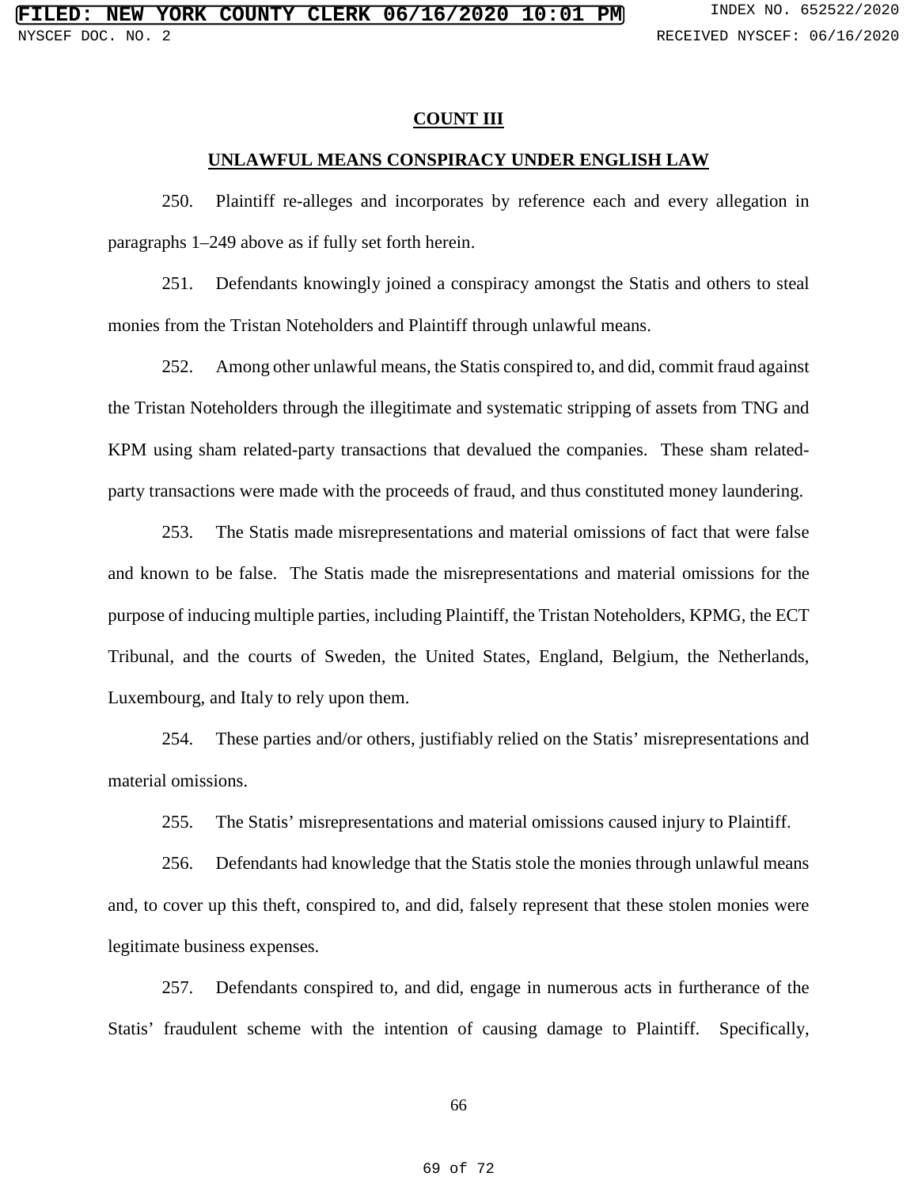**COUNT III**

**UNLAWFUL MEANS CONSPIRACY UNDER ENGLISH LAW**

250. Plaintiff re-alleges and incorporates by reference each and every allegation in paragraphs 1–249 above as if fully set forth herein.

251. Defendants knowingly joined a conspiracy amongst the Statis and others to steal monies from the Tristan Noteholders and Plaintiff through unlawful means.

252. Among other unlawful means, the Statis conspired to, and did, commit fraud against the Tristan Noteholders through the illegitimate and systematic stripping of assets from TNG and KPM using sham related-party transactions that devalued the companies. These sham related-party transactions were made with the proceeds of fraud, and thus constituted money laundering.

253. The Statis made misrepresentations and material omissions of fact that were false and known to be false. The Statis made the misrepresentations and material omissions for the purpose of inducing multiple parties, including Plaintiff, the Tristan Noteholders, KPMG, the ECT Tribunal, and the courts of Sweden, the United States, England, Belgium, the Netherlands, Luxembourg, and Italy to rely upon them.

254. These parties and/or others, justifiably relied on the Statis' misrepresentations and material omissions.

255. The Statis' misrepresentations and material omissions caused injury to Plaintiff.

256. Defendants had knowledge that the Statis stole the monies through unlawful means and, to cover up this theft, conspired to, and did, falsely represent that these stolen monies were legitimate business expenses.

257. Defendants conspired to, and did, engage in numerous acts in furtherance of the Statis' fraudulent scheme with the intention of causing damage to Plaintiff. Specifically,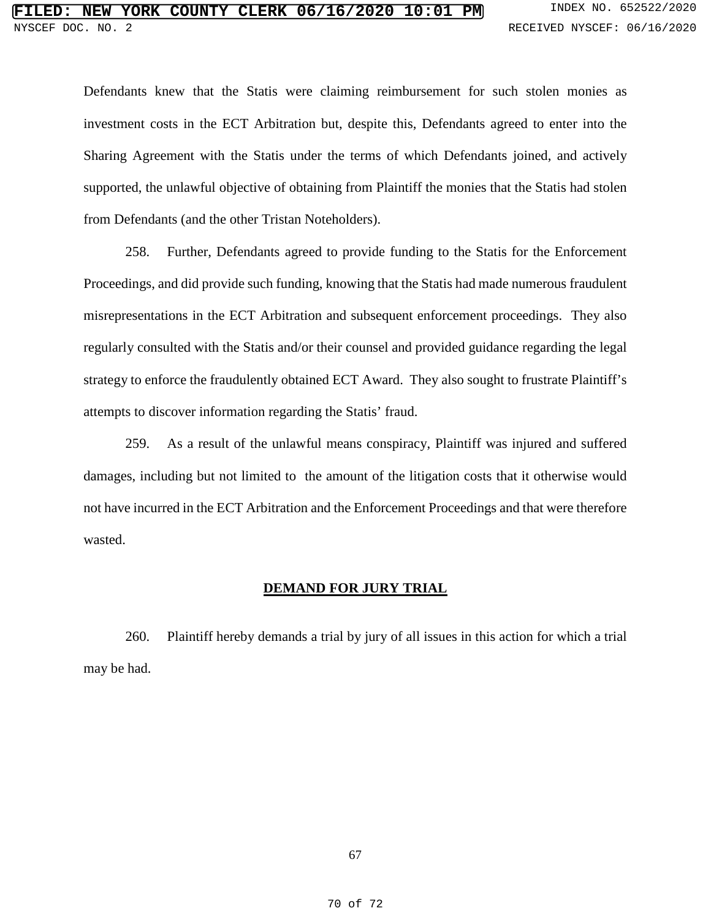Defendants knew that the Statis were claiming reimbursement for such stolen monies as investment costs in the ECT Arbitration but, despite this, Defendants agreed to enter into the Sharing Agreement with the Statis under the terms of which Defendants joined, and actively supported, the unlawful objective of obtaining from Plaintiff the monies that the Statis had stolen from Defendants (and the other Tristan Noteholders).

258. Further, Defendants agreed to provide funding to the Statis for the Enforcement Proceedings, and did provide such funding, knowing that the Statis had made numerous fraudulent misrepresentations in the ECT Arbitration and subsequent enforcement proceedings. They also regularly consulted with the Statis and/or their counsel and provided guidance regarding the legal strategy to enforce the fraudulently obtained ECT Award. They also sought to frustrate Plaintiff's attempts to discover information regarding the Statis' fraud.

259. As a result of the unlawful means conspiracy, Plaintiff was injured and suffered damages, including but not limited to the amount of the litigation costs that it otherwise would not have incurred in the ECT Arbitration and the Enforcement Proceedings and that were therefore wasted.

## DEMAND FOR JURY TRIAL

260. Plaintiff hereby demands a trial by jury of all issues in this action for which a trial may be had.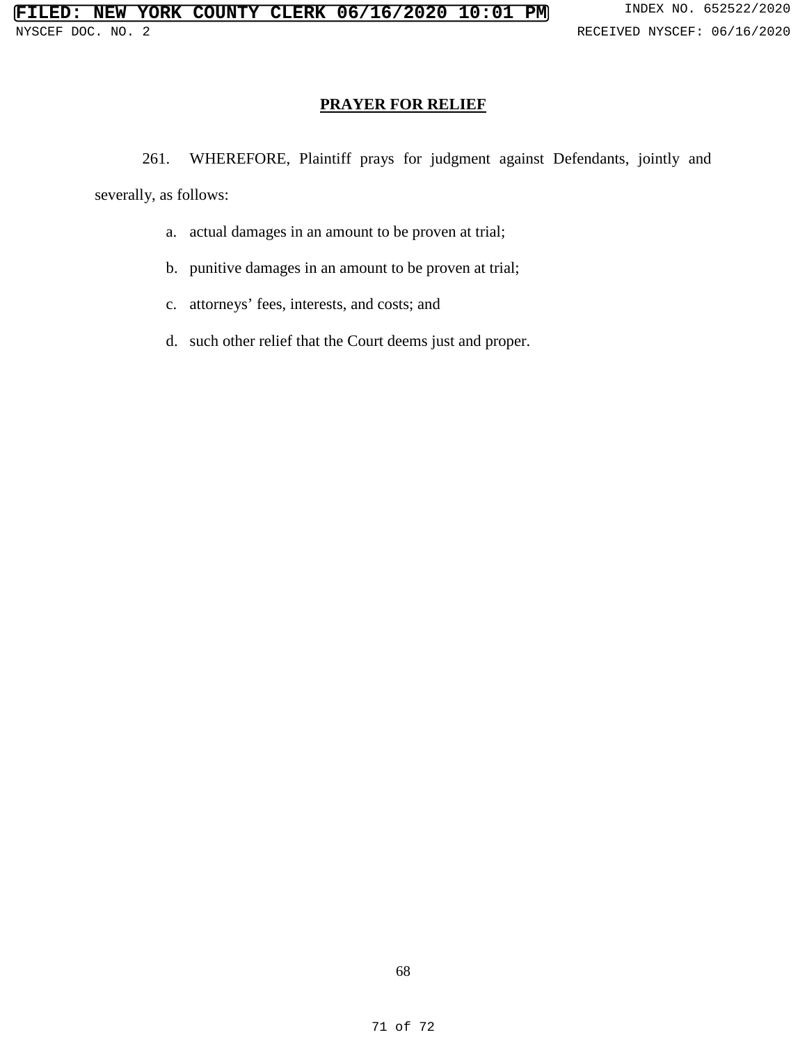## PRAYER FOR RELIEF

261. WHEREFORE, Plaintiff prays for judgment against Defendants, jointly and severally, as follows:

a. actual damages in an amount to be proven at trial;

b. punitive damages in an amount to be proven at trial;

c. attorneys' fees, interests, and costs; and

d. such other relief that the Court deems just and proper.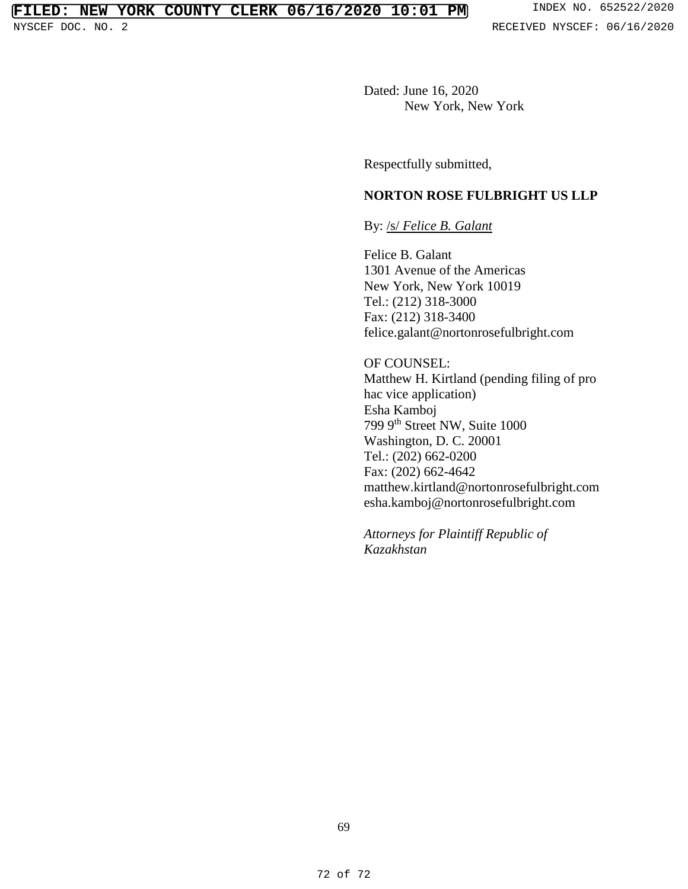Dated: June 16, 2020
New York, New York

Respectfully submitted,

**NORTON ROSE FULBRIGHT US LLP**

By: /s/ *Felice B. Galant*

Felice B. Galant
1301 Avenue of the Americas
New York, New York 10019
Tel.: (212) 318-3000
Fax: (212) 318-3400
felice.galant@nortonrosefulbright.com

OF COUNSEL:
Matthew H. Kirtland (pending filing of pro hac vice application)
Esha Kamboj
799 9th Street NW, Suite 1000
Washington, D. C. 20001
Tel.: (202) 662-0200
Fax: (202) 662-4642
matthew.kirtland@nortonrosefulbright.com
esha.kamboj@nortonrosefulbright.com

*Attorneys for Plaintiff Republic of Kazakhstan*